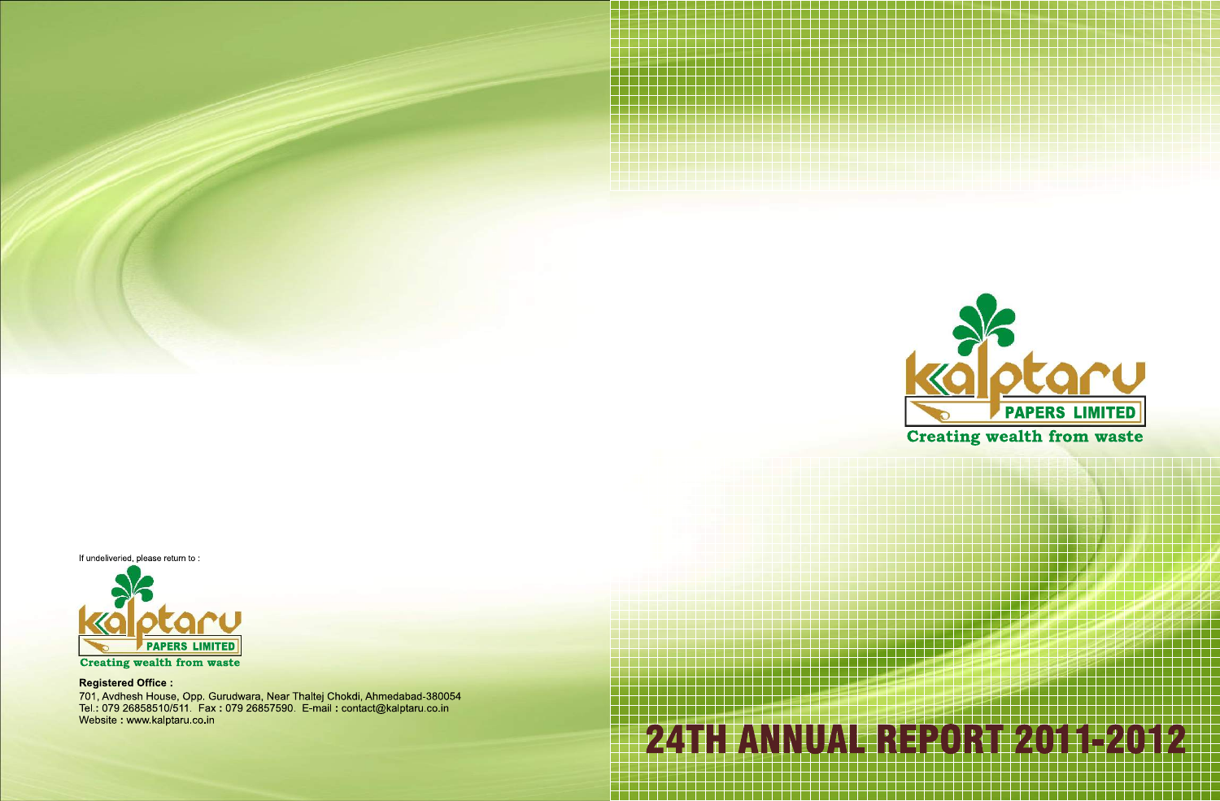Kalptaru PAPERS LIMITED

Creating wealth from waste

# 24TH ANNUAL REPORT 2011-2012

If undeliveried, please return to :

Kalptaru PAPERS LIMITED

Creating wealth from waste

**Registered Office :**

701, Avdhesh House, Opp. Gurudwara, Near Thaltej Chokdi, Ahmedabad-380054
Tel.: 079 26858510/511. Fax : 079 26857590. E-mail : contact@kalptaru.co.in
Website : www.kalptaru.co.in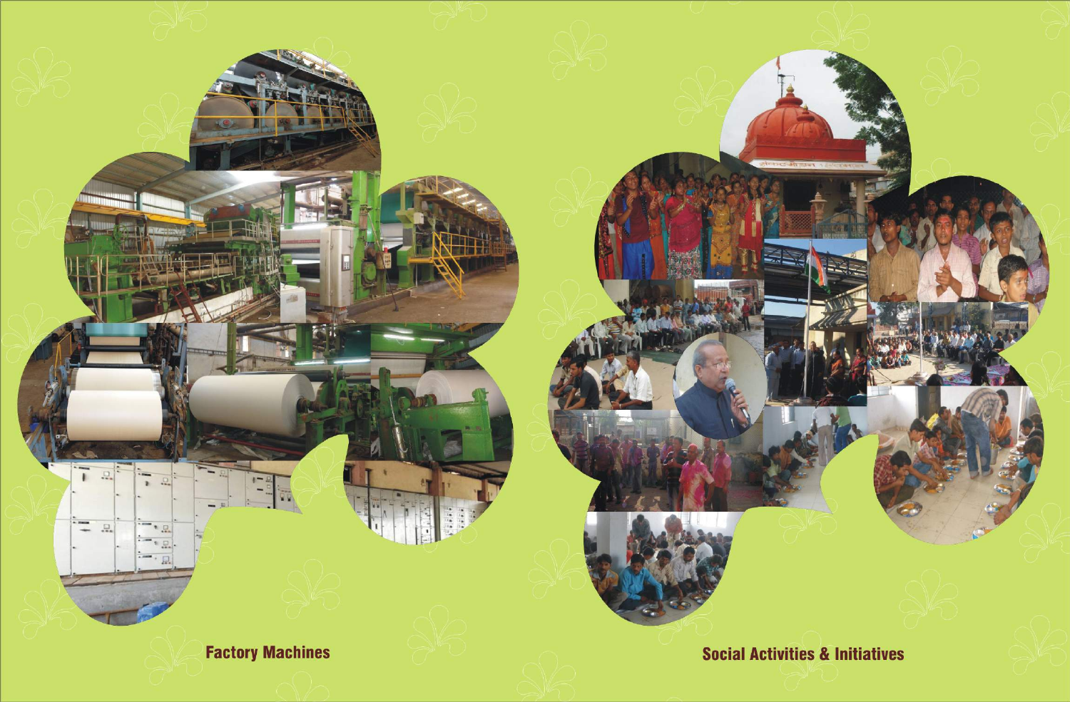Factory Machines

Social Activities & Initiatives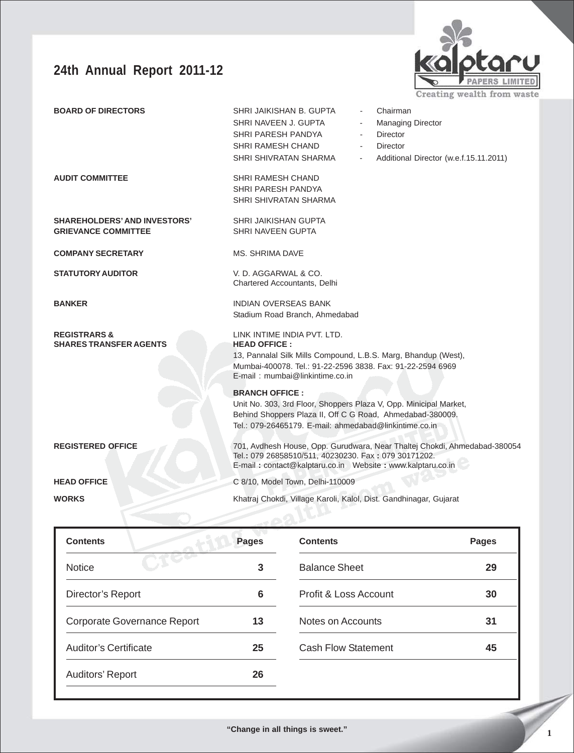# 24th Annual Report 2011-12

kalptaru PAPERS LIMITED
Creating wealth from waste

| | | | |
|---|---|---|---|
| **BOARD OF DIRECTORS** | SHRI JAIKISHAN B. GUPTA | - | Chairman |
| | SHRI NAVEEN J. GUPTA | - | Managing Director |
| | SHRI PARESH PANDYA | - | Director |
| | SHRI RAMESH CHAND | - | Director |
| | SHRI SHIVRATAN SHARMA | - | Additional Director (w.e.f.15.11.2011) |

**AUDIT COMMITTEE**
SHRI RAMESH CHAND
SHRI PARESH PANDYA
SHRI SHIVRATAN SHARMA

**SHAREHOLDERS' AND INVESTORS' GRIEVANCE COMMITTEE**
SHRI JAIKISHAN GUPTA
SHRI NAVEEN GUPTA

**COMPANY SECRETARY**
MS. SHRIMA DAVE

**STATUTORY AUDITOR**
V. D. AGGARWAL & CO.
Chartered Accountants, Delhi

**BANKER**
INDIAN OVERSEAS BANK
Stadium Road Branch, Ahmedabad

**REGISTRARS & SHARES TRANSFER AGENTS**
LINK INTIME INDIA PVT. LTD.
**HEAD OFFICE :**
13, Pannalal Silk Mills Compound, L.B.S. Marg, Bhandup (West),
Mumbai-400078. Tel.: 91-22-2596 3838. Fax: 91-22-2594 6969
E-mail : mumbai@linkintime.co.in

**BRANCH OFFICE :**
Unit No. 303, 3rd Floor, Shoppers Plaza V, Opp. Minicipal Market,
Behind Shoppers Plaza II, Off C G Road, Ahmedabad-380009.
Tel.: 079-26465179. E-mail: ahmedabad@linkintime.co.in

**REGISTERED OFFICE**
701, Avdhesh House, Opp. Gurudwara, Near Thaltej Chokdi, Ahmedabad-380054
Tel.: 079 26858510/511, 40230230. Fax : 079 30171202.
E-mail : contact@kalptaru.co.in Website : www.kalptaru.co.in

**HEAD OFFICE**
C 8/10, Model Town, Delhi-110009

**WORKS**
Khatraj Chokdi, Village Karoli, Kalol, Dist. Gandhinagar, Gujarat

| Contents | Pages | Contents | Pages |
|---|---|---|---|
| Notice | 3 | Balance Sheet | 29 |
| Director's Report | 6 | Profit & Loss Account | 30 |
| Corporate Governance Report | 13 | Notes on Accounts | 31 |
| Auditor's Certificate | 25 | Cash Flow Statement | 45 |
| Auditors' Report | 26 | | |

**"Change in all things is sweet."**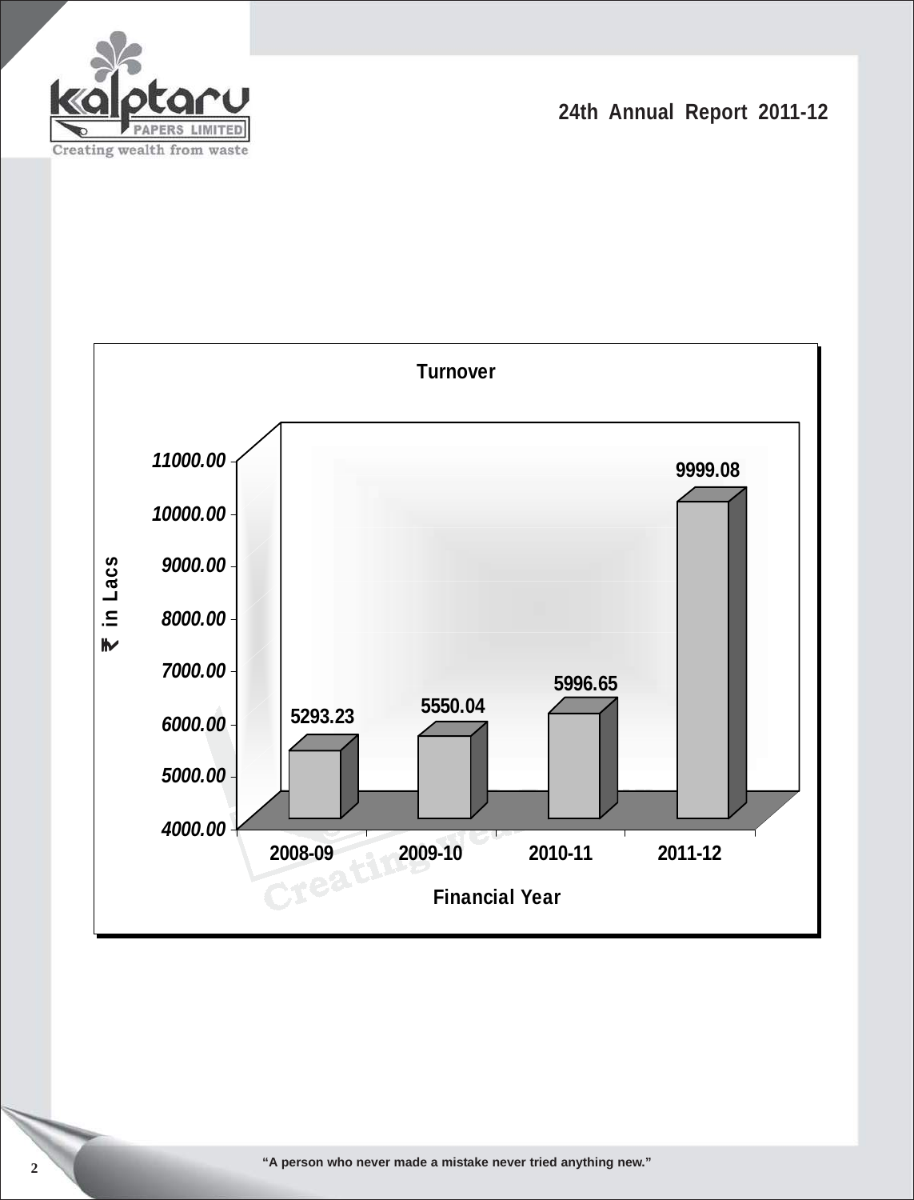## Turnover

| Financial Year | ₹ in Lacs |
|---|---|
| 2008-09 | 5293.23 |
| 2009-10 | 5550.04 |
| 2010-11 | 5996.65 |
| 2011-12 | 9999.08 |

"A person who never made a mistake never tried anything new."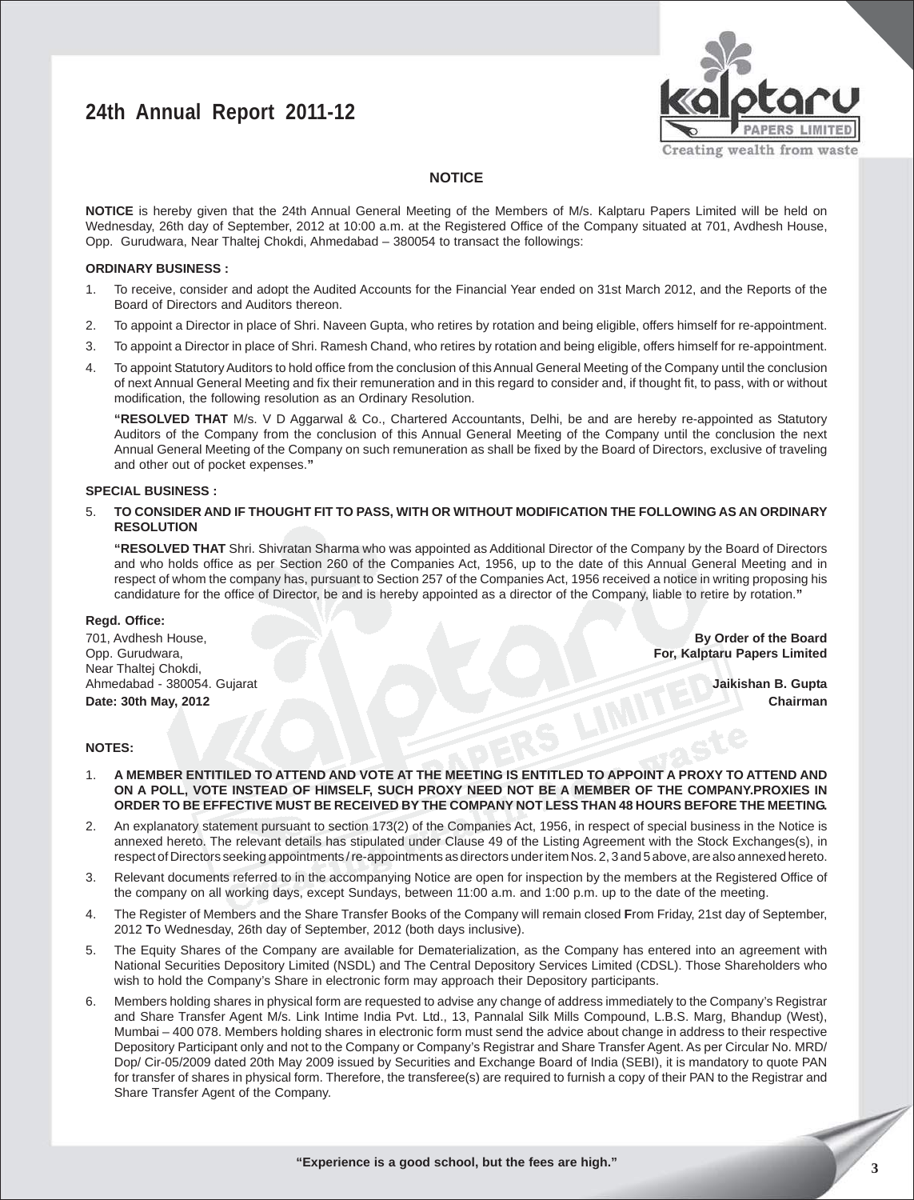# NOTICE

**NOTICE** is hereby given that the 24th Annual General Meeting of the Members of M/s. Kalptaru Papers Limited will be held on Wednesday, 26th day of September, 2012 at 10:00 a.m. at the Registered Office of the Company situated at 701, Avdhesh House, Opp. Gurudwara, Near Thaltej Chokdi, Ahmedabad – 380054 to transact the followings:

**ORDINARY BUSINESS :**

1. To receive, consider and adopt the Audited Accounts for the Financial Year ended on 31st March 2012, and the Reports of the Board of Directors and Auditors thereon.
2. To appoint a Director in place of Shri. Naveen Gupta, who retires by rotation and being eligible, offers himself for re-appointment.
3. To appoint a Director in place of Shri. Ramesh Chand, who retires by rotation and being eligible, offers himself for re-appointment.
4. To appoint Statutory Auditors to hold office from the conclusion of this Annual General Meeting of the Company until the conclusion of next Annual General Meeting and fix their remuneration and in this regard to consider and, if thought fit, to pass, with or without modification, the following resolution as an Ordinary Resolution.

   **"RESOLVED THAT** M/s. V D Aggarwal & Co., Chartered Accountants, Delhi, be and are hereby re-appointed as Statutory Auditors of the Company from the conclusion of this Annual General Meeting of the Company until the conclusion the next Annual General Meeting of the Company on such remuneration as shall be fixed by the Board of Directors, exclusive of traveling and other out of pocket expenses.**"**

**SPECIAL BUSINESS :**

5. **TO CONSIDER AND IF THOUGHT FIT TO PASS, WITH OR WITHOUT MODIFICATION THE FOLLOWING AS AN ORDINARY RESOLUTION**

   **"RESOLVED THAT** Shri. Shivratan Sharma who was appointed as Additional Director of the Company by the Board of Directors and who holds office as per Section 260 of the Companies Act, 1956, up to the date of this Annual General Meeting and in respect of whom the company has, pursuant to Section 257 of the Companies Act, 1956 received a notice in writing proposing his candidature for the office of Director, be and is hereby appointed as a director of the Company, liable to retire by rotation.**"**

**Regd. Office:**
701, Avdhesh House,
Opp. Gurudwara,
Near Thaltej Chokdi,
Ahmedabad - 380054. Gujarat
**Date: 30th May, 2012**

**By Order of the Board**
**For, Kalptaru Papers Limited**

**Jaikishan B. Gupta**
**Chairman**

**NOTES:**

1. **A MEMBER ENTITILED TO ATTEND AND VOTE AT THE MEETING IS ENTITLED TO APPOINT A PROXY TO ATTEND AND ON A POLL, VOTE INSTEAD OF HIMSELF, SUCH PROXY NEED NOT BE A MEMBER OF THE COMPANY.PROXIES IN ORDER TO BE EFFECTIVE MUST BE RECEIVED BY THE COMPANY NOT LESS THAN 48 HOURS BEFORE THE MEETING.**
2. An explanatory statement pursuant to section 173(2) of the Companies Act, 1956, in respect of special business in the Notice is annexed hereto. The relevant details has stipulated under Clause 49 of the Listing Agreement with the Stock Exchanges(s), in respect of Directors seeking appointments / re-appointments as directors under item Nos. 2, 3 and 5 above, are also annexed hereto.
3. Relevant documents referred to in the accompanying Notice are open for inspection by the members at the Registered Office of the company on all working days, except Sundays, between 11:00 a.m. and 1:00 p.m. up to the date of the meeting.
4. The Register of Members and the Share Transfer Books of the Company will remain closed **F**rom Friday, 21st day of September, 2012 **T**o Wednesday, 26th day of September, 2012 (both days inclusive).
5. The Equity Shares of the Company are available for Dematerialization, as the Company has entered into an agreement with National Securities Depository Limited (NSDL) and The Central Depository Services Limited (CDSL). Those Shareholders who wish to hold the Company's Share in electronic form may approach their Depository participants.
6. Members holding shares in physical form are requested to advise any change of address immediately to the Company's Registrar and Share Transfer Agent M/s. Link Intime India Pvt. Ltd., 13, Pannalal Silk Mills Compound, L.B.S. Marg, Bhandup (West), Mumbai – 400 078. Members holding shares in electronic form must send the advice about change in address to their respective Depository Participant only and not to the Company or Company's Registrar and Share Transfer Agent. As per Circular No. MRD/ Dop/ Cir-05/2009 dated 20th May 2009 issued by Securities and Exchange Board of India (SEBI), it is mandatory to quote PAN for transfer of shares in physical form. Therefore, the transferee(s) are required to furnish a copy of their PAN to the Registrar and Share Transfer Agent of the Company.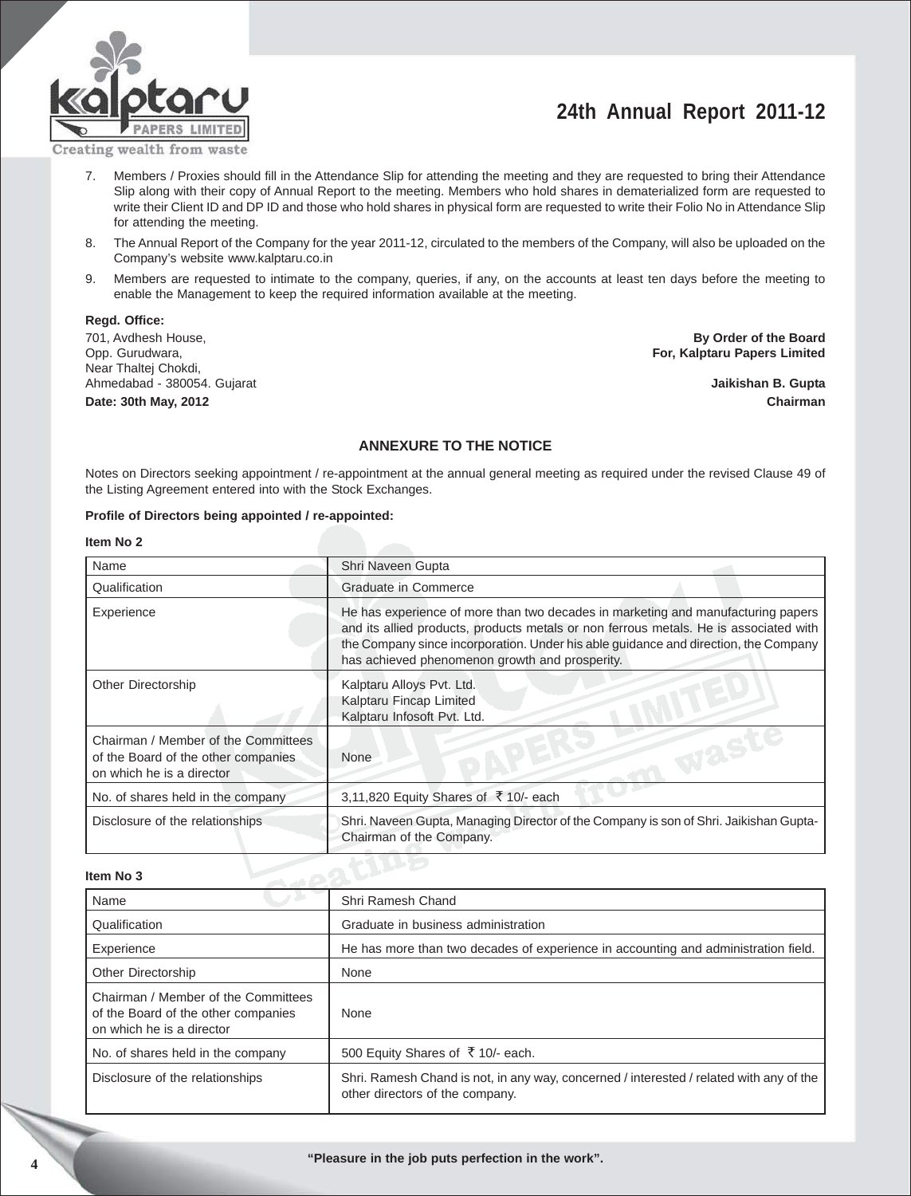7. Members / Proxies should fill in the Attendance Slip for attending the meeting and they are requested to bring their Attendance Slip along with their copy of Annual Report to the meeting. Members who hold shares in dematerialized form are requested to write their Client ID and DP ID and those who hold shares in physical form are requested to write their Folio No in Attendance Slip for attending the meeting.
8. The Annual Report of the Company for the year 2011-12, circulated to the members of the Company, will also be uploaded on the Company's website www.kalptaru.co.in
9. Members are requested to intimate to the company, queries, if any, on the accounts at least ten days before the meeting to enable the Management to keep the required information available at the meeting.

**Regd. Office:**
701, Avdhesh House,
Opp. Gurudwara,
Near Thaltej Chokdi,
Ahmedabad - 380054. Gujarat
**Date: 30th May, 2012**

**By Order of the Board**
**For, Kalptaru Papers Limited**

**Jaikishan B. Gupta**
**Chairman**

## ANNEXURE TO THE NOTICE

Notes on Directors seeking appointment / re-appointment at the annual general meeting as required under the revised Clause 49 of the Listing Agreement entered into with the Stock Exchanges.

**Profile of Directors being appointed / re-appointed:**

**Item No 2**

| Name | Shri Naveen Gupta |
|---|---|
| Qualification | Graduate in Commerce |
| Experience | He has experience of more than two decades in marketing and manufacturing papers and its allied products, products metals or non ferrous metals. He is associated with the Company since incorporation. Under his able guidance and direction, the Company has achieved phenomenon growth and prosperity. |
| Other Directorship | Kalptaru Alloys Pvt. Ltd.<br>Kalptaru Fincap Limited<br>Kalptaru Infosoft Pvt. Ltd. |
| Chairman / Member of the Committees of the Board of the other companies on which he is a director | None |
| No. of shares held in the company | 3,11,820 Equity Shares of ₹ 10/- each |
| Disclosure of the relationships | Shri. Naveen Gupta, Managing Director of the Company is son of Shri. Jaikishan Gupta- Chairman of the Company. |

**Item No 3**

| Name | Shri Ramesh Chand |
|---|---|
| Qualification | Graduate in business administration |
| Experience | He has more than two decades of experience in accounting and administration field. |
| Other Directorship | None |
| Chairman / Member of the Committees of the Board of the other companies on which he is a director | None |
| No. of shares held in the company | 500 Equity Shares of ₹ 10/- each. |
| Disclosure of the relationships | Shri. Ramesh Chand is not, in any way, concerned / interested / related with any of the other directors of the company. |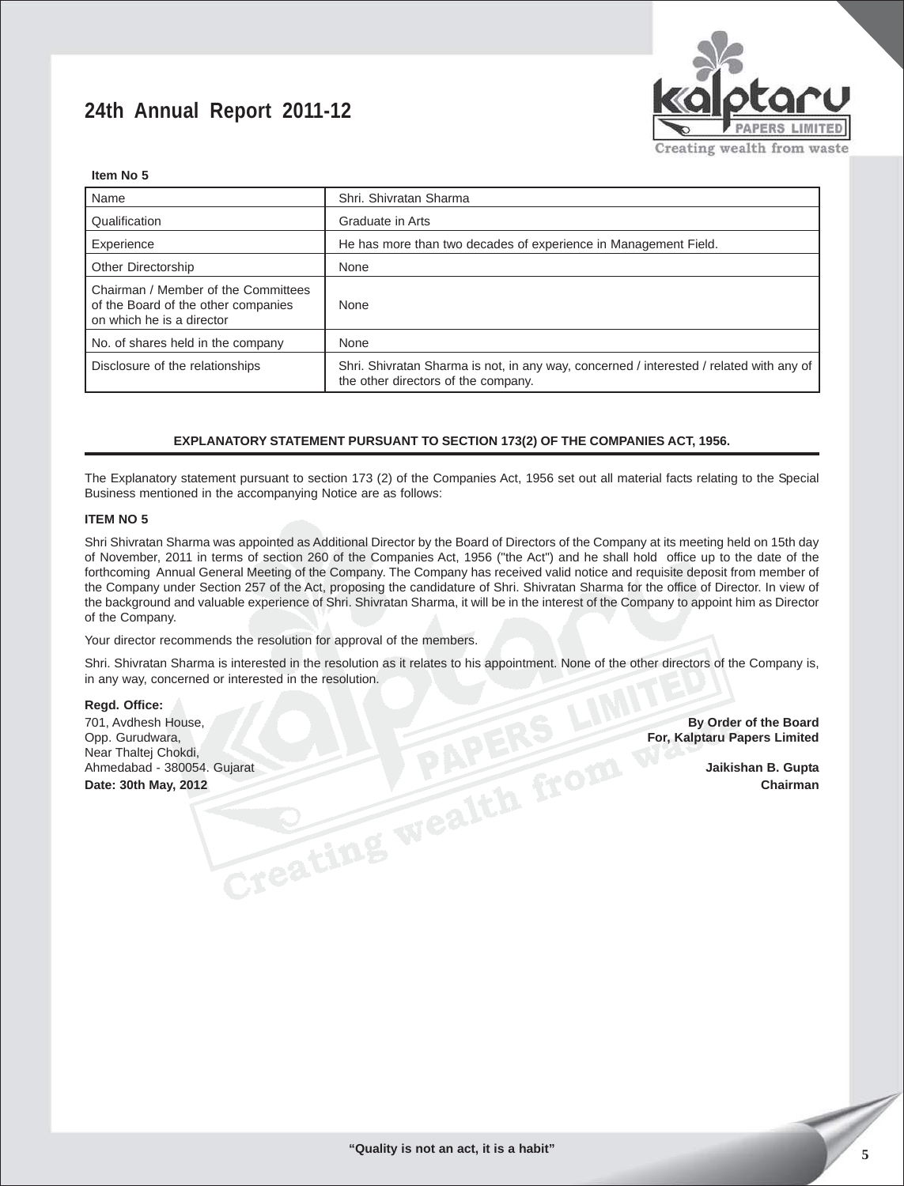**Item No 5**

| Name | Shri. Shivratan Sharma |
|---|---|
| Qualification | Graduate in Arts |
| Experience | He has more than two decades of experience in Management Field. |
| Other Directorship | None |
| Chairman / Member of the Committees of the Board of the other companies on which he is a director | None |
| No. of shares held in the company | None |
| Disclosure of the relationships | Shri. Shivratan Sharma is not, in any way, concerned / interested / related with any of the other directors of the company. |

## EXPLANATORY STATEMENT PURSUANT TO SECTION 173(2) OF THE COMPANIES ACT, 1956.

The Explanatory statement pursuant to section 173 (2) of the Companies Act, 1956 set out all material facts relating to the Special Business mentioned in the accompanying Notice are as follows:

**ITEM NO 5**

Shri Shivratan Sharma was appointed as Additional Director by the Board of Directors of the Company at its meeting held on 15th day of November, 2011 in terms of section 260 of the Companies Act, 1956 ("the Act") and he shall hold office up to the date of the forthcoming Annual General Meeting of the Company. The Company has received valid notice and requisite deposit from member of the Company under Section 257 of the Act, proposing the candidature of Shri. Shivratan Sharma for the office of Director. In view of the background and valuable experience of Shri. Shivratan Sharma, it will be in the interest of the Company to appoint him as Director of the Company.

Your director recommends the resolution for approval of the members.

Shri. Shivratan Sharma is interested in the resolution as it relates to his appointment. None of the other directors of the Company is, in any way, concerned or interested in the resolution.

**Regd. Office:**
701, Avdhesh House,
Opp. Gurudwara,
Near Thaltej Chokdi,
Ahmedabad - 380054. Gujarat
**Date: 30th May, 2012**

**By Order of the Board**
**For, Kalptaru Papers Limited**

**Jaikishan B. Gupta**
**Chairman**

"Quality is not an act, it is a habit"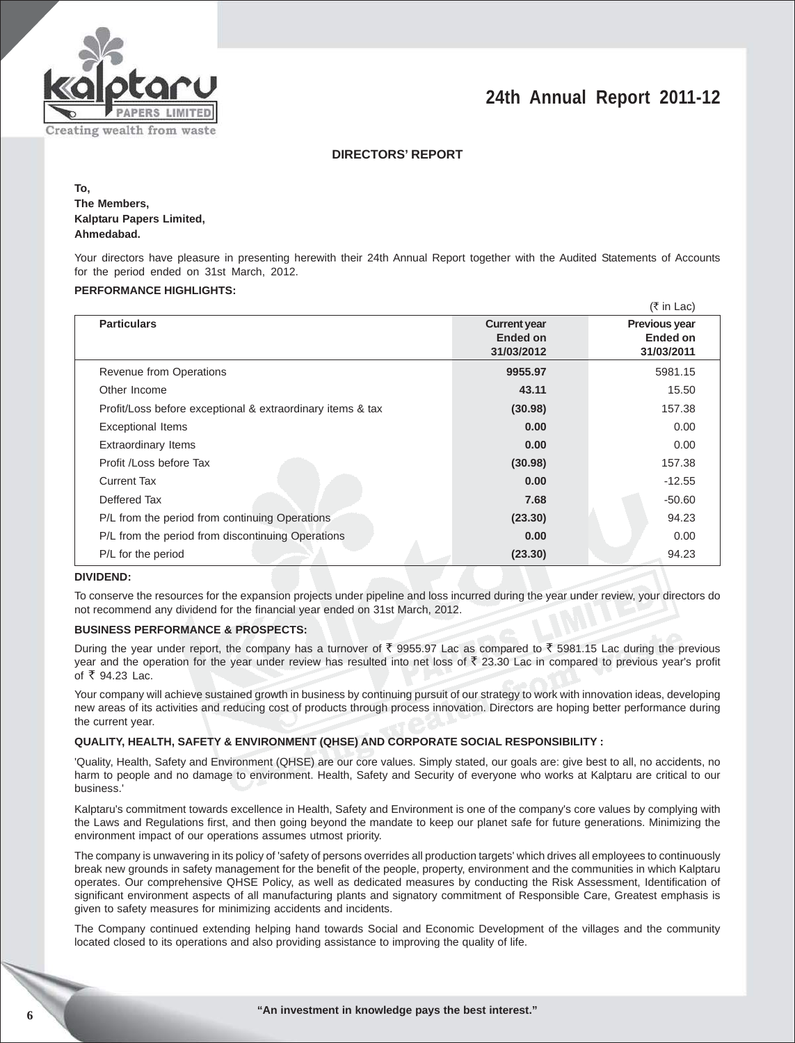## DIRECTORS' REPORT

**To,**
**The Members,**
**Kalptaru Papers Limited,**
**Ahmedabad.**

Your directors have pleasure in presenting herewith their 24th Annual Report together with the Audited Statements of Accounts for the period ended on 31st March, 2012.

**PERFORMANCE HIGHLIGHTS:**

(₹ in Lac)

| Particulars | Current year Ended on 31/03/2012 | Previous year Ended on 31/03/2011 |
|---|---|---|
| Revenue from Operations | **9955.97** | 5981.15 |
| Other Income | **43.11** | 15.50 |
| Profit/Loss before exceptional & extraordinary items & tax | **(30.98)** | 157.38 |
| Exceptional Items | **0.00** | 0.00 |
| Extraordinary Items | **0.00** | 0.00 |
| Profit /Loss before Tax | **(30.98)** | 157.38 |
| Current Tax | **0.00** | -12.55 |
| Deffered Tax | **7.68** | -50.60 |
| P/L from the period from continuing Operations | **(23.30)** | 94.23 |
| P/L from the period from discontinuing Operations | **0.00** | 0.00 |
| P/L for the period | **(23.30)** | 94.23 |

**DIVIDEND:**

To conserve the resources for the expansion projects under pipeline and loss incurred during the year under review, your directors do not recommend any dividend for the financial year ended on 31st March, 2012.

**BUSINESS PERFORMANCE & PROSPECTS:**

During the year under report, the company has a turnover of ₹ 9955.97 Lac as compared to ₹ 5981.15 Lac during the previous year and the operation for the year under review has resulted into net loss of ₹ 23.30 Lac in compared to previous year's profit of ₹ 94.23 Lac.

Your company will achieve sustained growth in business by continuing pursuit of our strategy to work with innovation ideas, developing new areas of its activities and reducing cost of products through process innovation. Directors are hoping better performance during the current year.

**QUALITY, HEALTH, SAFETY & ENVIRONMENT (QHSE) AND CORPORATE SOCIAL RESPONSIBILITY :**

'Quality, Health, Safety and Environment (QHSE) are our core values. Simply stated, our goals are: give best to all, no accidents, no harm to people and no damage to environment. Health, Safety and Security of everyone who works at Kalptaru are critical to our business.'

Kalptaru's commitment towards excellence in Health, Safety and Environment is one of the company's core values by complying with the Laws and Regulations first, and then going beyond the mandate to keep our planet safe for future generations. Minimizing the environment impact of our operations assumes utmost priority.

The company is unwavering in its policy of 'safety of persons overrides all production targets' which drives all employees to continuously break new grounds in safety management for the benefit of the people, property, environment and the communities in which Kalptaru operates. Our comprehensive QHSE Policy, as well as dedicated measures by conducting the Risk Assessment, Identification of significant environment aspects of all manufacturing plants and signatory commitment of Responsible Care, Greatest emphasis is given to safety measures for minimizing accidents and incidents.

The Company continued extending helping hand towards Social and Economic Development of the villages and the community located closed to its operations and also providing assistance to improving the quality of life.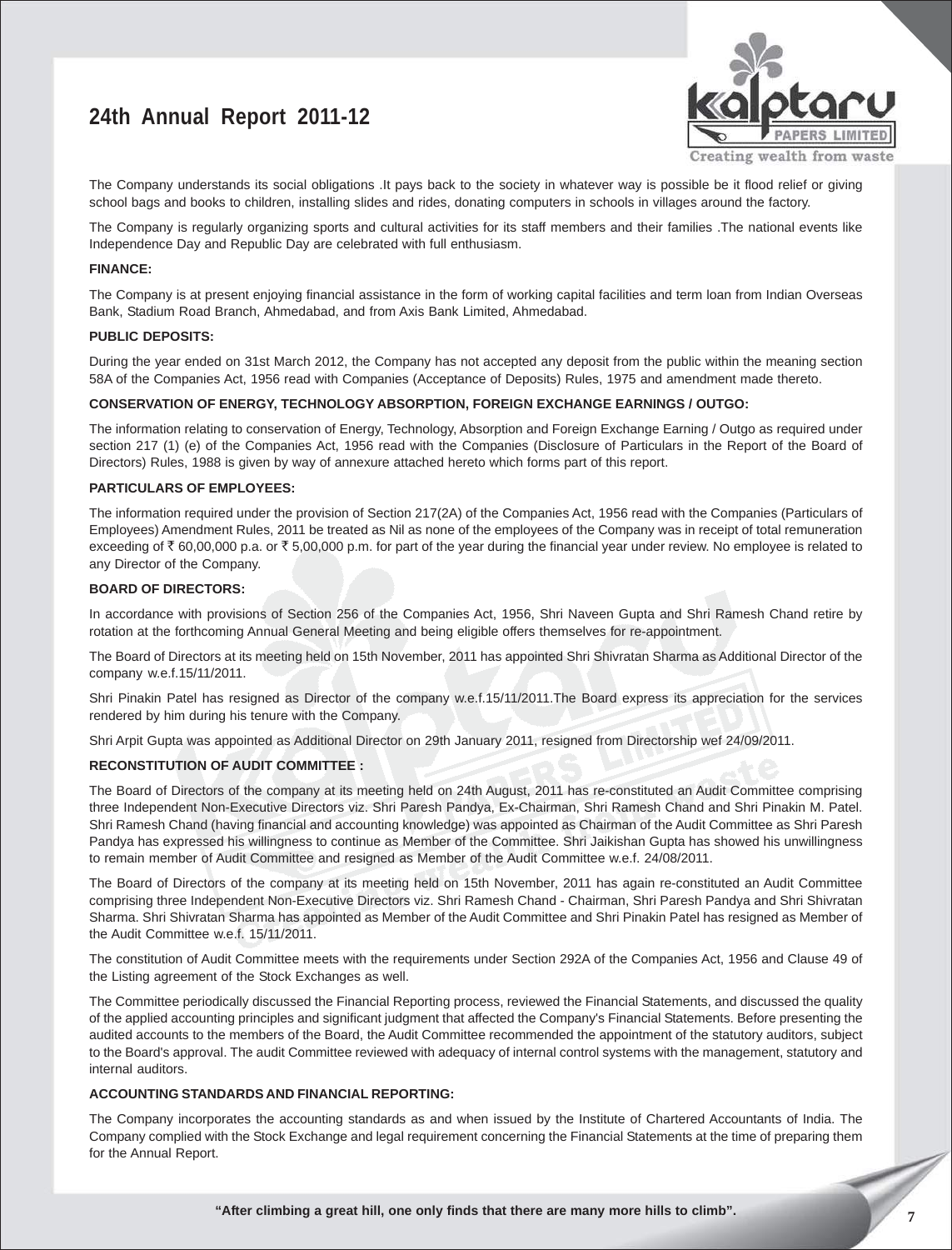The Company understands its social obligations .It pays back to the society in whatever way is possible be it flood relief or giving school bags and books to children, installing slides and rides, donating computers in schools in villages around the factory.

The Company is regularly organizing sports and cultural activities for its staff members and their families .The national events like Independence Day and Republic Day are celebrated with full enthusiasm.

**FINANCE:**

The Company is at present enjoying financial assistance in the form of working capital facilities and term loan from Indian Overseas Bank, Stadium Road Branch, Ahmedabad, and from Axis Bank Limited, Ahmedabad.

**PUBLIC DEPOSITS:**

During the year ended on 31st March 2012, the Company has not accepted any deposit from the public within the meaning section 58A of the Companies Act, 1956 read with Companies (Acceptance of Deposits) Rules, 1975 and amendment made thereto.

**CONSERVATION OF ENERGY, TECHNOLOGY ABSORPTION, FOREIGN EXCHANGE EARNINGS / OUTGO:**

The information relating to conservation of Energy, Technology, Absorption and Foreign Exchange Earning / Outgo as required under section 217 (1) (e) of the Companies Act, 1956 read with the Companies (Disclosure of Particulars in the Report of the Board of Directors) Rules, 1988 is given by way of annexure attached hereto which forms part of this report.

**PARTICULARS OF EMPLOYEES:**

The information required under the provision of Section 217(2A) of the Companies Act, 1956 read with the Companies (Particulars of Employees) Amendment Rules, 2011 be treated as Nil as none of the employees of the Company was in receipt of total remuneration exceeding of ₹ 60,00,000 p.a. or ₹ 5,00,000 p.m. for part of the year during the financial year under review. No employee is related to any Director of the Company.

**BOARD OF DIRECTORS:**

In accordance with provisions of Section 256 of the Companies Act, 1956, Shri Naveen Gupta and Shri Ramesh Chand retire by rotation at the forthcoming Annual General Meeting and being eligible offers themselves for re-appointment.

The Board of Directors at its meeting held on 15th November, 2011 has appointed Shri Shivratan Sharma as Additional Director of the company w.e.f.15/11/2011.

Shri Pinakin Patel has resigned as Director of the company w.e.f.15/11/2011.The Board express its appreciation for the services rendered by him during his tenure with the Company.

Shri Arpit Gupta was appointed as Additional Director on 29th January 2011, resigned from Directorship wef 24/09/2011.

**RECONSTITUTION OF AUDIT COMMITTEE :**

The Board of Directors of the company at its meeting held on 24th August, 2011 has re-constituted an Audit Committee comprising three Independent Non-Executive Directors viz. Shri Paresh Pandya, Ex-Chairman, Shri Ramesh Chand and Shri Pinakin M. Patel. Shri Ramesh Chand (having financial and accounting knowledge) was appointed as Chairman of the Audit Committee as Shri Paresh Pandya has expressed his willingness to continue as Member of the Committee. Shri Jaikishan Gupta has showed his unwillingness to remain member of Audit Committee and resigned as Member of the Audit Committee w.e.f. 24/08/2011.

The Board of Directors of the company at its meeting held on 15th November, 2011 has again re-constituted an Audit Committee comprising three Independent Non-Executive Directors viz. Shri Ramesh Chand - Chairman, Shri Paresh Pandya and Shri Shivratan Sharma. Shri Shivratan Sharma has appointed as Member of the Audit Committee and Shri Pinakin Patel has resigned as Member of the Audit Committee w.e.f. 15/11/2011.

The constitution of Audit Committee meets with the requirements under Section 292A of the Companies Act, 1956 and Clause 49 of the Listing agreement of the Stock Exchanges as well.

The Committee periodically discussed the Financial Reporting process, reviewed the Financial Statements, and discussed the quality of the applied accounting principles and significant judgment that affected the Company's Financial Statements. Before presenting the audited accounts to the members of the Board, the Audit Committee recommended the appointment of the statutory auditors, subject to the Board's approval. The audit Committee reviewed with adequacy of internal control systems with the management, statutory and internal auditors.

**ACCOUNTING STANDARDS AND FINANCIAL REPORTING:**

The Company incorporates the accounting standards as and when issued by the Institute of Chartered Accountants of India. The Company complied with the Stock Exchange and legal requirement concerning the Financial Statements at the time of preparing them for the Annual Report.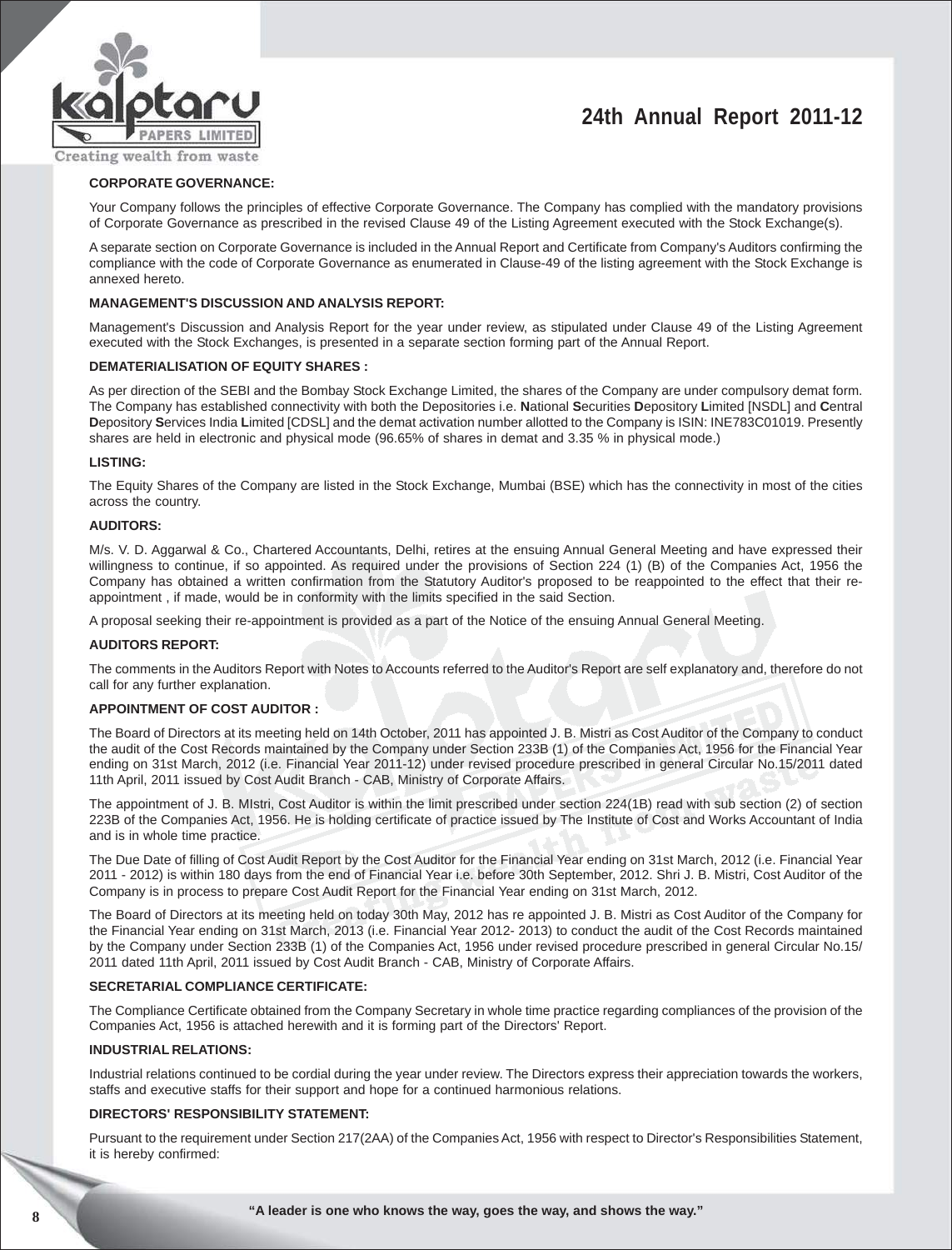**CORPORATE GOVERNANCE:**

Your Company follows the principles of effective Corporate Governance. The Company has complied with the mandatory provisions of Corporate Governance as prescribed in the revised Clause 49 of the Listing Agreement executed with the Stock Exchange(s).

A separate section on Corporate Governance is included in the Annual Report and Certificate from Company's Auditors confirming the compliance with the code of Corporate Governance as enumerated in Clause-49 of the listing agreement with the Stock Exchange is annexed hereto.

**MANAGEMENT'S DISCUSSION AND ANALYSIS REPORT:**

Management's Discussion and Analysis Report for the year under review, as stipulated under Clause 49 of the Listing Agreement executed with the Stock Exchanges, is presented in a separate section forming part of the Annual Report.

**DEMATERIALISATION OF EQUITY SHARES :**

As per direction of the SEBI and the Bombay Stock Exchange Limited, the shares of the Company are under compulsory demat form. The Company has established connectivity with both the Depositories i.e. **N**ational **S**ecurities **D**epository **L**imited [NSDL] and **C**entral **D**epository **S**ervices India **L**imited [CDSL] and the demat activation number allotted to the Company is ISIN: INE783C01019. Presently shares are held in electronic and physical mode (96.65% of shares in demat and 3.35 % in physical mode.)

**LISTING:**

The Equity Shares of the Company are listed in the Stock Exchange, Mumbai (BSE) which has the connectivity in most of the cities across the country.

**AUDITORS:**

M/s. V. D. Aggarwal & Co., Chartered Accountants, Delhi, retires at the ensuing Annual General Meeting and have expressed their willingness to continue, if so appointed. As required under the provisions of Section 224 (1) (B) of the Companies Act, 1956 the Company has obtained a written confirmation from the Statutory Auditor's proposed to be reappointed to the effect that their re-appointment , if made, would be in conformity with the limits specified in the said Section.

A proposal seeking their re-appointment is provided as a part of the Notice of the ensuing Annual General Meeting.

**AUDITORS REPORT:**

The comments in the Auditors Report with Notes to Accounts referred to the Auditor's Report are self explanatory and, therefore do not call for any further explanation.

**APPOINTMENT OF COST AUDITOR :**

The Board of Directors at its meeting held on 14th October, 2011 has appointed J. B. Mistri as Cost Auditor of the Company to conduct the audit of the Cost Records maintained by the Company under Section 233B (1) of the Companies Act, 1956 for the Financial Year ending on 31st March, 2012 (i.e. Financial Year 2011-12) under revised procedure prescribed in general Circular No.15/2011 dated 11th April, 2011 issued by Cost Audit Branch - CAB, Ministry of Corporate Affairs.

The appointment of J. B. MIstri, Cost Auditor is within the limit prescribed under section 224(1B) read with sub section (2) of section 223B of the Companies Act, 1956. He is holding certificate of practice issued by The Institute of Cost and Works Accountant of India and is in whole time practice.

The Due Date of filling of Cost Audit Report by the Cost Auditor for the Financial Year ending on 31st March, 2012 (i.e. Financial Year 2011 - 2012) is within 180 days from the end of Financial Year i.e. before 30th September, 2012. Shri J. B. Mistri, Cost Auditor of the Company is in process to prepare Cost Audit Report for the Financial Year ending on 31st March, 2012.

The Board of Directors at its meeting held on today 30th May, 2012 has re appointed J. B. Mistri as Cost Auditor of the Company for the Financial Year ending on 31st March, 2013 (i.e. Financial Year 2012- 2013) to conduct the audit of the Cost Records maintained by the Company under Section 233B (1) of the Companies Act, 1956 under revised procedure prescribed in general Circular No.15/ 2011 dated 11th April, 2011 issued by Cost Audit Branch - CAB, Ministry of Corporate Affairs.

**SECRETARIAL COMPLIANCE CERTIFICATE:**

The Compliance Certificate obtained from the Company Secretary in whole time practice regarding compliances of the provision of the Companies Act, 1956 is attached herewith and it is forming part of the Directors' Report.

**INDUSTRIAL RELATIONS:**

Industrial relations continued to be cordial during the year under review. The Directors express their appreciation towards the workers, staffs and executive staffs for their support and hope for a continued harmonious relations.

**DIRECTORS' RESPONSIBILITY STATEMENT:**

Pursuant to the requirement under Section 217(2AA) of the Companies Act, 1956 with respect to Director's Responsibilities Statement, it is hereby confirmed: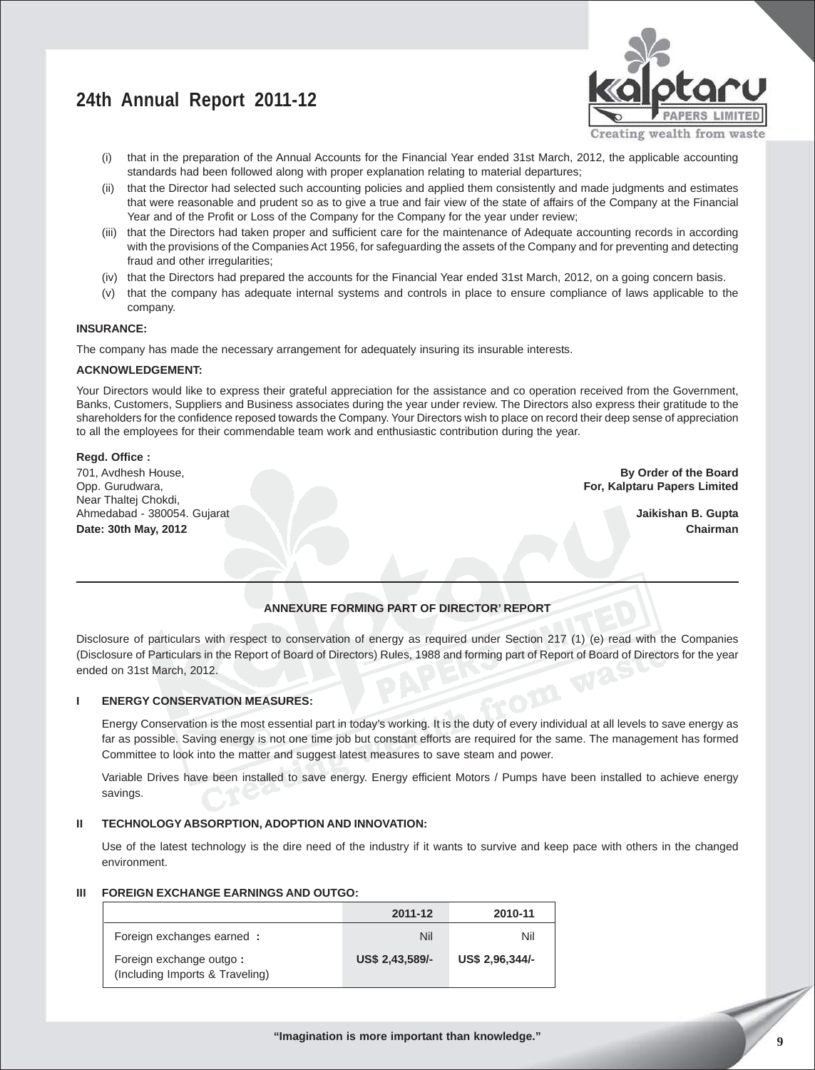(i) that in the preparation of the Annual Accounts for the Financial Year ended 31st March, 2012, the applicable accounting standards had been followed along with proper explanation relating to material departures;

(ii) that the Director had selected such accounting policies and applied them consistently and made judgments and estimates that were reasonable and prudent so as to give a true and fair view of the state of affairs of the Company at the Financial Year and of the Profit or Loss of the Company for the Company for the year under review;

(iii) that the Directors had taken proper and sufficient care for the maintenance of Adequate accounting records in according with the provisions of the Companies Act 1956, for safeguarding the assets of the Company and for preventing and detecting fraud and other irregularities;

(iv) that the Directors had prepared the accounts for the Financial Year ended 31st March, 2012, on a going concern basis.

(v) that the company has adequate internal systems and controls in place to ensure compliance of laws applicable to the company.

**INSURANCE:**

The company has made the necessary arrangement for adequately insuring its insurable interests.

**ACKNOWLEDGEMENT:**

Your Directors would like to express their grateful appreciation for the assistance and co operation received from the Government, Banks, Customers, Suppliers and Business associates during the year under review. The Directors also express their gratitude to the shareholders for the confidence reposed towards the Company. Your Directors wish to place on record their deep sense of appreciation to all the employees for their commendable team work and enthusiastic contribution during the year.

**Regd. Office :**
701, Avdhesh House,
Opp. Gurudwara,
Near Thaltej Chokdi,
Ahmedabad - 380054. Gujarat
**Date: 30th May, 2012**

**By Order of the Board**
**For, Kalptaru Papers Limited**

**Jaikishan B. Gupta**
**Chairman**

---

**ANNEXURE FORMING PART OF DIRECTOR' REPORT**

Disclosure of particulars with respect to conservation of energy as required under Section 217 (1) (e) read with the Companies (Disclosure of Particulars in the Report of Board of Directors) Rules, 1988 and forming part of Report of Board of Directors for the year ended on 31st March, 2012.

**I ENERGY CONSERVATION MEASURES:**

Energy Conservation is the most essential part in today's working. It is the duty of every individual at all levels to save energy as far as possible. Saving energy is not one time job but constant efforts are required for the same. The management has formed Committee to look into the matter and suggest latest measures to save steam and power.

Variable Drives have been installed to save energy. Energy efficient Motors / Pumps have been installed to achieve energy savings.

**II TECHNOLOGY ABSORPTION, ADOPTION AND INNOVATION:**

Use of the latest technology is the dire need of the industry if it wants to survive and keep pace with others in the changed environment.

**III FOREIGN EXCHANGE EARNINGS AND OUTGO:**

| | 2011-12 | 2010-11 |
|---|---|---|
| Foreign exchanges earned **:** | Nil | Nil |
| Foreign exchange outgo **:** (Including Imports & Traveling) | US$ 2,43,589/- | US$ 2,96,344/- |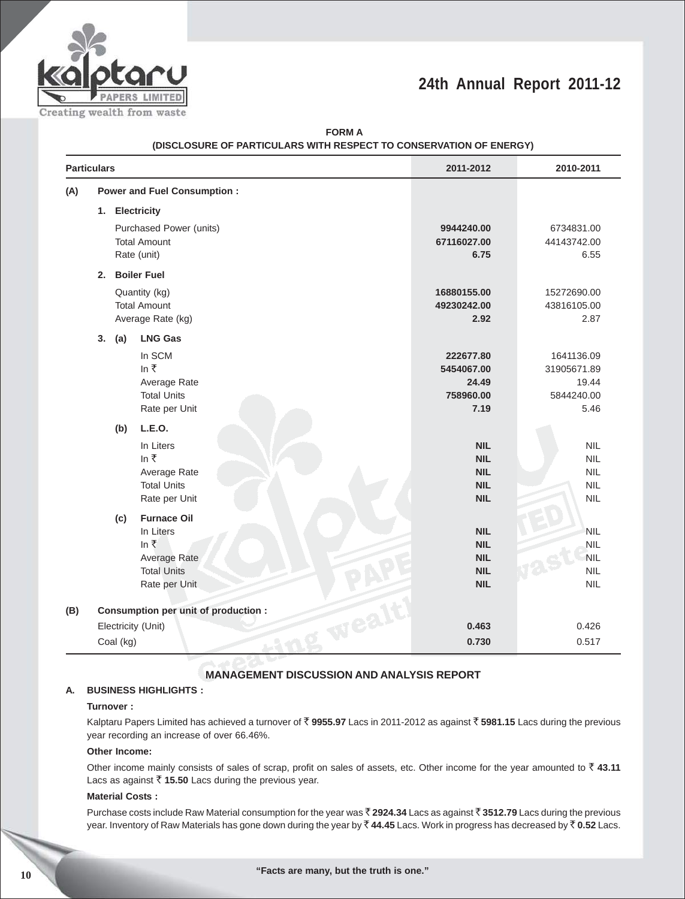**FORM A**

**(DISCLOSURE OF PARTICULARS WITH RESPECT TO CONSERVATION OF ENERGY)**

| Particulars | | | | 2011-2012 | 2010-2011 |
|---|---|---|---|---|---|
| **(A)** | **Power and Fuel Consumption :** | | | | |
| | **1.** | **Electricity** | | | |
| | | Purchased Power (units) | | **9944240.00** | 6734831.00 |
| | | Total Amount | | **67116027.00** | 44143742.00 |
| | | Rate (unit) | | **6.75** | 6.55 |
| | **2.** | **Boiler Fuel** | | | |
| | | Quantity (kg) | | **16880155.00** | 15272690.00 |
| | | Total Amount | | **49230242.00** | 43816105.00 |
| | | Average Rate (kg) | | **2.92** | 2.87 |
| | **3.** | **(a)** | **LNG Gas** | | |
| | | | In SCM | **222677.80** | 1641136.09 |
| | | | In ₹ | **5454067.00** | 31905671.89 |
| | | | Average Rate | **24.49** | 19.44 |
| | | | Total Units | **758960.00** | 5844240.00 |
| | | | Rate per Unit | **7.19** | 5.46 |
| | | **(b)** | **L.E.O.** | | |
| | | | In Liters | **NIL** | NIL |
| | | | In ₹ | **NIL** | NIL |
| | | | Average Rate | **NIL** | NIL |
| | | | Total Units | **NIL** | NIL |
| | | | Rate per Unit | **NIL** | NIL |
| | | **(c)** | **Furnace Oil** | | |
| | | | In Liters | **NIL** | NIL |
| | | | In ₹ | **NIL** | NIL |
| | | | Average Rate | **NIL** | NIL |
| | | | Total Units | **NIL** | NIL |
| | | | Rate per Unit | **NIL** | NIL |
| **(B)** | **Consumption per unit of production :** | | | | |
| | Electricity (Unit) | | | **0.463** | 0.426 |
| | Coal (kg) | | | **0.730** | 0.517 |

## MANAGEMENT DISCUSSION AND ANALYSIS REPORT

**A. BUSINESS HIGHLIGHTS :**

**Turnover :**

Kalptaru Papers Limited has achieved a turnover of ₹ **9955.97** Lacs in 2011-2012 as against ₹ **5981.15** Lacs during the previous year recording an increase of over 66.46%.

**Other Income:**

Other income mainly consists of sales of scrap, profit on sales of assets, etc. Other income for the year amounted to ₹ **43.11** Lacs as against ₹ **15.50** Lacs during the previous year.

**Material Costs :**

Purchase costs include Raw Material consumption for the year was ₹ **2924.34** Lacs as against ₹ **3512.79** Lacs during the previous year. Inventory of Raw Materials has gone down during the year by ₹ **44.45** Lacs. Work in progress has decreased by ₹ **0.52** Lacs.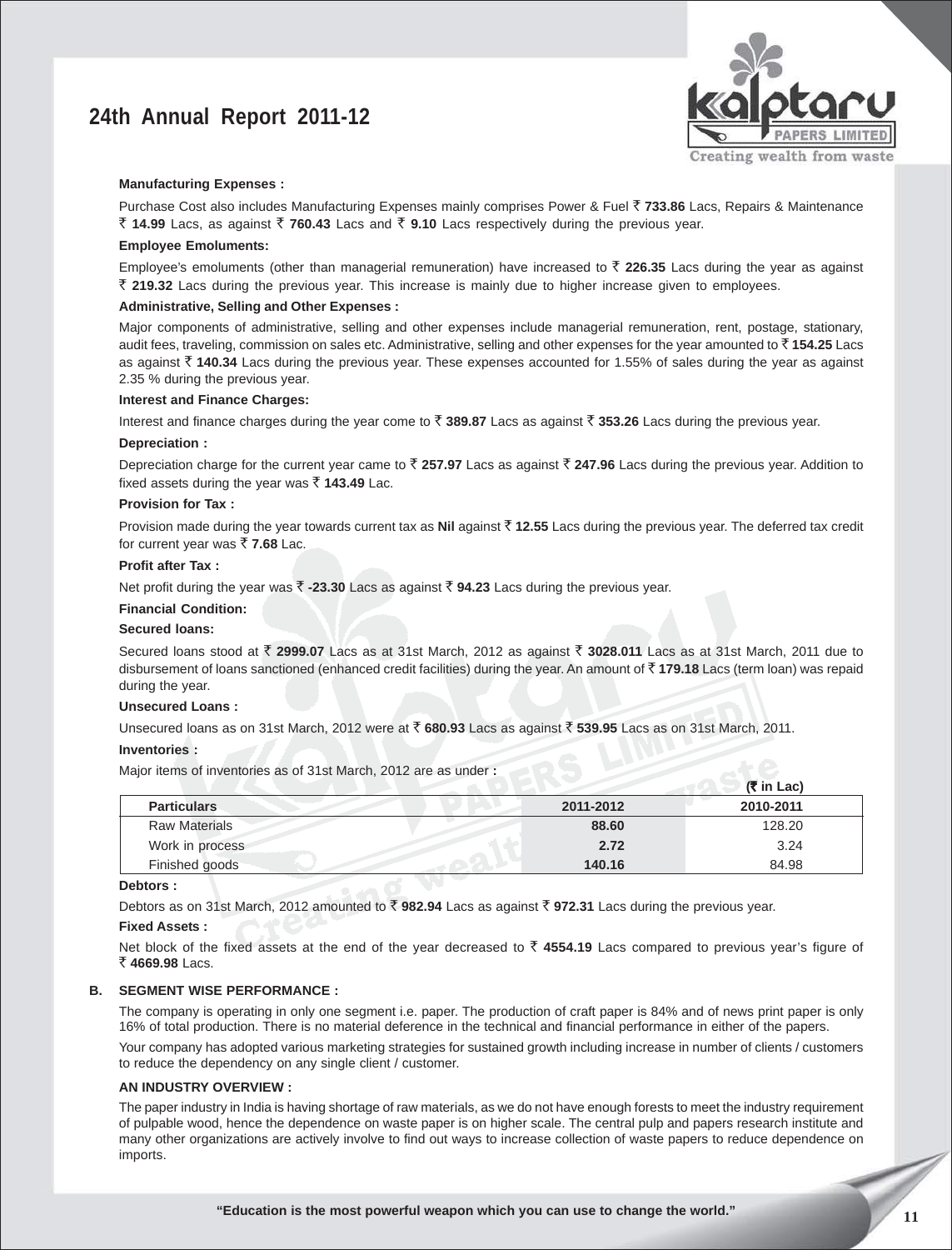**Manufacturing Expenses :**

Purchase Cost also includes Manufacturing Expenses mainly comprises Power & Fuel ₹ **733.86** Lacs, Repairs & Maintenance ₹ **14.99** Lacs, as against ₹ **760.43** Lacs and ₹ **9.10** Lacs respectively during the previous year.

**Employee Emoluments:**

Employee's emoluments (other than managerial remuneration) have increased to ₹ **226.35** Lacs during the year as against ₹ **219.32** Lacs during the previous year. This increase is mainly due to higher increase given to employees.

**Administrative, Selling and Other Expenses :**

Major components of administrative, selling and other expenses include managerial remuneration, rent, postage, stationary, audit fees, traveling, commission on sales etc. Administrative, selling and other expenses for the year amounted to ₹ **154.25** Lacs as against ₹ **140.34** Lacs during the previous year. These expenses accounted for 1.55% of sales during the year as against 2.35 % during the previous year.

**Interest and Finance Charges:**

Interest and finance charges during the year come to ₹ **389.87** Lacs as against ₹ **353.26** Lacs during the previous year.

**Depreciation :**

Depreciation charge for the current year came to ₹ **257.97** Lacs as against ₹ **247.96** Lacs during the previous year. Addition to fixed assets during the year was ₹ **143.49** Lac.

**Provision for Tax :**

Provision made during the year towards current tax as **Nil** against ₹ **12.55** Lacs during the previous year. The deferred tax credit for current year was ₹ **7.68** Lac.

**Profit after Tax :**

Net profit during the year was ₹ **-23.30** Lacs as against ₹ **94.23** Lacs during the previous year.

**Financial Condition:**

**Secured loans:**

Secured loans stood at ₹ **2999.07** Lacs as at 31st March, 2012 as against ₹ **3028.011** Lacs as at 31st March, 2011 due to disbursement of loans sanctioned (enhanced credit facilities) during the year. An amount of ₹ **179.18** Lacs (term loan) was repaid during the year.

**Unsecured Loans :**

Unsecured loans as on 31st March, 2012 were at ₹ **680.93** Lacs as against ₹ **539.95** Lacs as on 31st March, 2011.

**Inventories :**

Major items of inventories as of 31st March, 2012 are as under **:**

**(₹ in Lac)**

| **Particulars** | **2011-2012** | **2010-2011** |
|---|---|---|
| Raw Materials | **88.60** | 128.20 |
| Work in process | **2.72** | 3.24 |
| Finished goods | **140.16** | 84.98 |

**Debtors :**

Debtors as on 31st March, 2012 amounted to ₹ **982.94** Lacs as against ₹ **972.31** Lacs during the previous year.

**Fixed Assets :**

Net block of the fixed assets at the end of the year decreased to ₹ **4554.19** Lacs compared to previous year's figure of ₹ **4669.98** Lacs.

## B. SEGMENT WISE PERFORMANCE :

The company is operating in only one segment i.e. paper. The production of craft paper is 84% and of news print paper is only 16% of total production. There is no material deference in the technical and financial performance in either of the papers.

Your company has adopted various marketing strategies for sustained growth including increase in number of clients / customers to reduce the dependency on any single client / customer.

### AN INDUSTRY OVERVIEW :

The paper industry in India is having shortage of raw materials, as we do not have enough forests to meet the industry requirement of pulpable wood, hence the dependence on waste paper is on higher scale. The central pulp and papers research institute and many other organizations are actively involve to find out ways to increase collection of waste papers to reduce dependence on imports.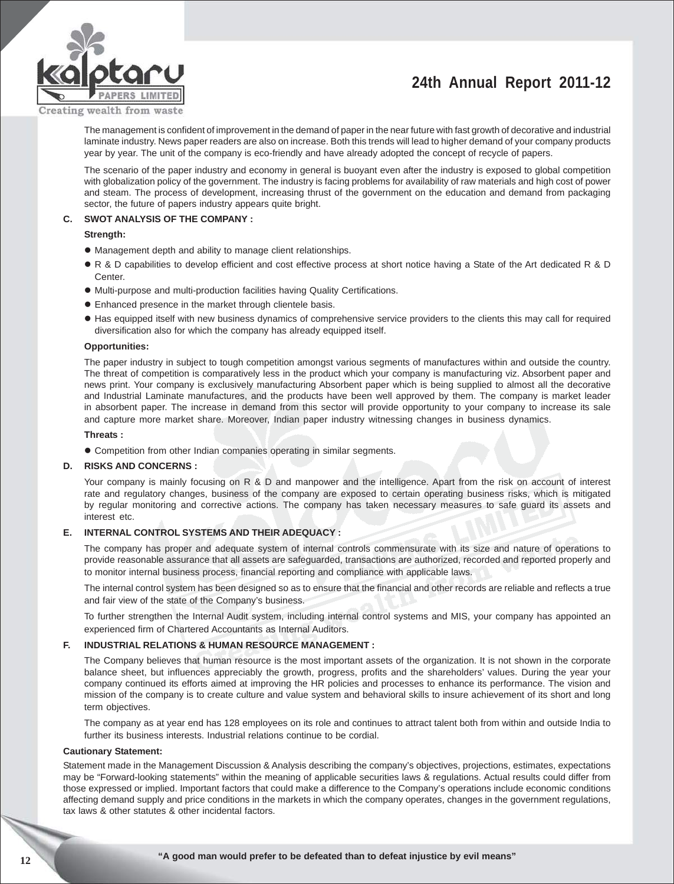The management is confident of improvement in the demand of paper in the near future with fast growth of decorative and industrial laminate industry. News paper readers are also on increase. Both this trends will lead to higher demand of your company products year by year. The unit of the company is eco-friendly and have already adopted the concept of recycle of papers.

The scenario of the paper industry and economy in general is buoyant even after the industry is exposed to global competition with globalization policy of the government. The industry is facing problems for availability of raw materials and high cost of power and steam. The process of development, increasing thrust of the government on the education and demand from packaging sector, the future of papers industry appears quite bright.

### C. SWOT ANALYSIS OF THE COMPANY :

**Strength:**

- Management depth and ability to manage client relationships.
- R & D capabilities to develop efficient and cost effective process at short notice having a State of the Art dedicated R & D Center.
- Multi-purpose and multi-production facilities having Quality Certifications.
- Enhanced presence in the market through clientele basis.
- Has equipped itself with new business dynamics of comprehensive service providers to the clients this may call for required diversification also for which the company has already equipped itself.

**Opportunities:**

The paper industry in subject to tough competition amongst various segments of manufactures within and outside the country. The threat of competition is comparatively less in the product which your company is manufacturing viz. Absorbent paper and news print. Your company is exclusively manufacturing Absorbent paper which is being supplied to almost all the decorative and Industrial Laminate manufactures, and the products have been well approved by them. The company is market leader in absorbent paper. The increase in demand from this sector will provide opportunity to your company to increase its sale and capture more market share. Moreover, Indian paper industry witnessing changes in business dynamics.

**Threats :**

- Competition from other Indian companies operating in similar segments.

### D. RISKS AND CONCERNS :

Your company is mainly focusing on R & D and manpower and the intelligence. Apart from the risk on account of interest rate and regulatory changes, business of the company are exposed to certain operating business risks, which is mitigated by regular monitoring and corrective actions. The company has taken necessary measures to safe guard its assets and interest etc.

### E. INTERNAL CONTROL SYSTEMS AND THEIR ADEQUACY :

The company has proper and adequate system of internal controls commensurate with its size and nature of operations to provide reasonable assurance that all assets are safeguarded, transactions are authorized, recorded and reported properly and to monitor internal business process, financial reporting and compliance with applicable laws.

The internal control system has been designed so as to ensure that the financial and other records are reliable and reflects a true and fair view of the state of the Company's business.

To further strengthen the Internal Audit system, including internal control systems and MIS, your company has appointed an experienced firm of Chartered Accountants as Internal Auditors.

### F. INDUSTRIAL RELATIONS & HUMAN RESOURCE MANAGEMENT :

The Company believes that human resource is the most important assets of the organization. It is not shown in the corporate balance sheet, but influences appreciably the growth, progress, profits and the shareholders' values. During the year your company continued its efforts aimed at improving the HR policies and processes to enhance its performance. The vision and mission of the company is to create culture and value system and behavioral skills to insure achievement of its short and long term objectives.

The company as at year end has 128 employees on its role and continues to attract talent both from within and outside India to further its business interests. Industrial relations continue to be cordial.

**Cautionary Statement:**

Statement made in the Management Discussion & Analysis describing the company's objectives, projections, estimates, expectations may be "Forward-looking statements" within the meaning of applicable securities laws & regulations. Actual results could differ from those expressed or implied. Important factors that could make a difference to the Company's operations include economic conditions affecting demand supply and price conditions in the markets in which the company operates, changes in the government regulations, tax laws & other statutes & other incidental factors.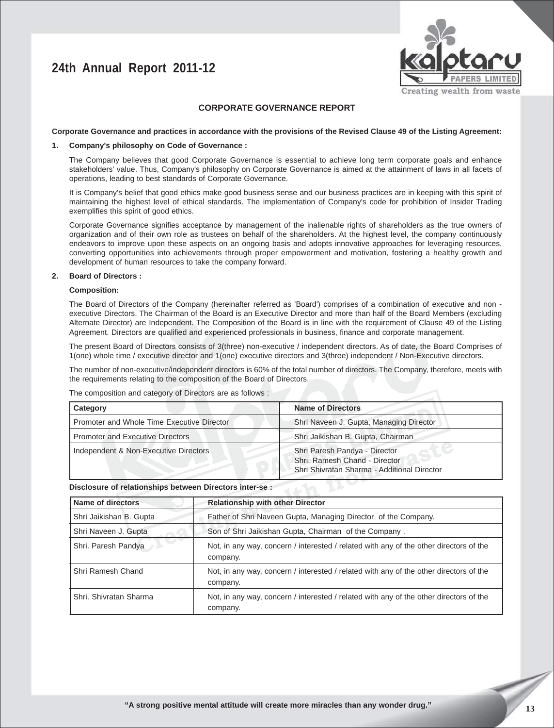## CORPORATE GOVERNANCE REPORT

**Corporate Governance and practices in accordance with the provisions of the Revised Clause 49 of the Listing Agreement:**

**1. Company's philosophy on Code of Governance :**

The Company believes that good Corporate Governance is essential to achieve long term corporate goals and enhance stakeholders' value. Thus, Company's philosophy on Corporate Governance is aimed at the attainment of laws in all facets of operations, leading to best standards of Corporate Governance.

It is Company's belief that good ethics make good business sense and our business practices are in keeping with this spirit of maintaining the highest level of ethical standards. The implementation of Company's code for prohibition of Insider Trading exemplifies this spirit of good ethics.

Corporate Governance signifies acceptance by management of the inalienable rights of shareholders as the true owners of organization and of their own role as trustees on behalf of the shareholders. At the highest level, the company continuously endeavors to improve upon these aspects on an ongoing basis and adopts innovative approaches for leveraging resources, converting opportunities into achievements through proper empowerment and motivation, fostering a healthy growth and development of human resources to take the company forward.

**2. Board of Directors :**

**Composition:**

The Board of Directors of the Company (hereinafter referred as 'Board') comprises of a combination of executive and non - executive Directors. The Chairman of the Board is an Executive Director and more than half of the Board Members (excluding Alternate Director) are Independent. The Composition of the Board is in line with the requirement of Clause 49 of the Listing Agreement. Directors are qualified and experienced professionals in business, finance and corporate management.

The present Board of Directors consists of 3(three) non-executive / independent directors. As of date, the Board Comprises of 1(one) whole time / executive director and 1(one) executive directors and 3(three) independent / Non-Executive directors.

The number of non-executive/independent directors is 60% of the total number of directors. The Company, therefore, meets with the requirements relating to the composition of the Board of Directors.

The composition and category of Directors are as follows :

| Category | Name of Directors |
|---|---|
| Promoter and Whole Time Executive Director | Shri Naveen J. Gupta, Managing Director |
| Promoter and Executive Directors | Shri Jaikishan B. Gupta, Chairman |
| Independent & Non-Executive Directors | Shri Paresh Pandya - Director<br>Shri. Ramesh Chand - Director<br>Shri Shivratan Sharma - Additional Director |

**Disclosure of relationships between Directors inter-se :**

| Name of directors | Relationship with other Director |
|---|---|
| Shri Jaikishan B. Gupta | Father of Shri Naveen Gupta, Managing Director of the Company. |
| Shri Naveen J. Gupta | Son of Shri Jaikishan Gupta, Chairman of the Company . |
| Shri. Paresh Pandya | Not, in any way, concern / interested / related with any of the other directors of the company. |
| Shri Ramesh Chand | Not, in any way, concern / interested / related with any of the other directors of the company. |
| Shri. Shivratan Sharma | Not, in any way, concern / interested / related with any of the other directors of the company. |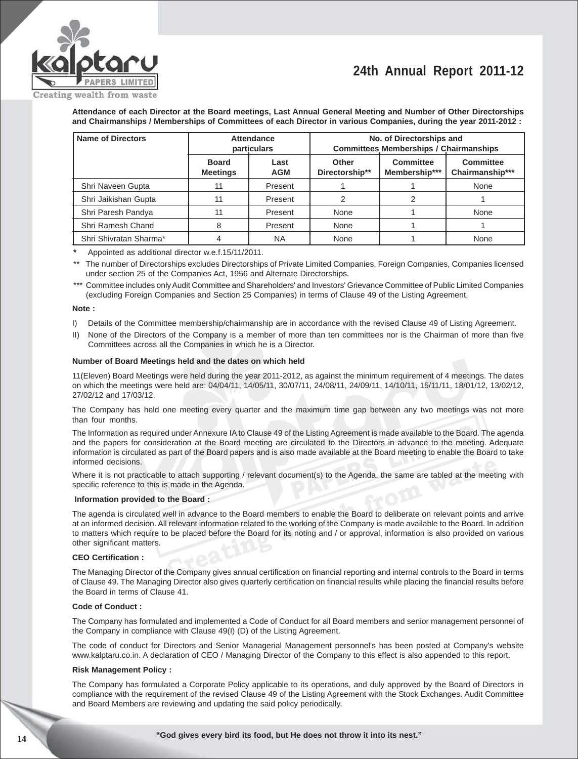**Attendance of each Director at the Board meetings, Last Annual General Meeting and Number of Other Directorships and Chairmanships / Memberships of Committees of each Director in various Companies, during the year 2011-2012 :**

| Name of Directors | Attendance particulars | | No. of Directorships and Committees Memberships / Chairmanships | | |
|---|---|---|---|---|---|
| | Board Meetings | Last AGM | Other Directorship** | Committee Membership*** | Committee Chairmanship*** |
| Shri Naveen Gupta | 11 | Present | 1 | 1 | None |
| Shri Jaikishan Gupta | 11 | Present | 2 | 2 | 1 |
| Shri Paresh Pandya | 11 | Present | None | 1 | None |
| Shri Ramesh Chand | 8 | Present | None | 1 | 1 |
| Shri Shivratan Sharma* | 4 | NA | None | 1 | None |

\* Appointed as additional director w.e.f.15/11/2011.

** The number of Directorships excludes Directorships of Private Limited Companies, Foreign Companies, Companies licensed under section 25 of the Companies Act, 1956 and Alternate Directorships.

*** Committee includes only Audit Committee and Shareholders' and Investors' Grievance Committee of Public Limited Companies (excluding Foreign Companies and Section 25 Companies) in terms of Clause 49 of the Listing Agreement.

**Note :**

I) Details of the Committee membership/chairmanship are in accordance with the revised Clause 49 of Listing Agreement.

II) None of the Directors of the Company is a member of more than ten committees nor is the Chairman of more than five Committees across all the Companies in which he is a Director.

**Number of Board Meetings held and the dates on which held**

11(Eleven) Board Meetings were held during the year 2011-2012, as against the minimum requirement of 4 meetings. The dates on which the meetings were held are: 04/04/11, 14/05/11, 30/07/11, 24/08/11, 24/09/11, 14/10/11, 15/11/11, 18/01/12, 13/02/12, 27/02/12 and 17/03/12.

The Company has held one meeting every quarter and the maximum time gap between any two meetings was not more than four months.

The Information as required under Annexure IA to Clause 49 of the Listing Agreement is made available to the Board. The agenda and the papers for consideration at the Board meeting are circulated to the Directors in advance to the meeting. Adequate information is circulated as part of the Board papers and is also made available at the Board meeting to enable the Board to take informed decisions.

Where it is not practicable to attach supporting / relevant document(s) to the Agenda, the same are tabled at the meeting with specific reference to this is made in the Agenda.

**Information provided to the Board :**

The agenda is circulated well in advance to the Board members to enable the Board to deliberate on relevant points and arrive at an informed decision. All relevant information related to the working of the Company is made available to the Board. In addition to matters which require to be placed before the Board for its noting and / or approval, information is also provided on various other significant matters.

**CEO Certification :**

The Managing Director of the Company gives annual certification on financial reporting and internal controls to the Board in terms of Clause 49. The Managing Director also gives quarterly certification on financial results while placing the financial results before the Board in terms of Clause 41.

**Code of Conduct :**

The Company has formulated and implemented a Code of Conduct for all Board members and senior management personnel of the Company in compliance with Clause 49(I) (D) of the Listing Agreement.

The code of conduct for Directors and Senior Managerial Management personnel's has been posted at Company's website www.kalptaru.co.in. A declaration of CEO / Managing Director of the Company to this effect is also appended to this report.

**Risk Management Policy :**

The Company has formulated a Corporate Policy applicable to its operations, and duly approved by the Board of Directors in compliance with the requirement of the revised Clause 49 of the Listing Agreement with the Stock Exchanges. Audit Committee and Board Members are reviewing and updating the said policy periodically.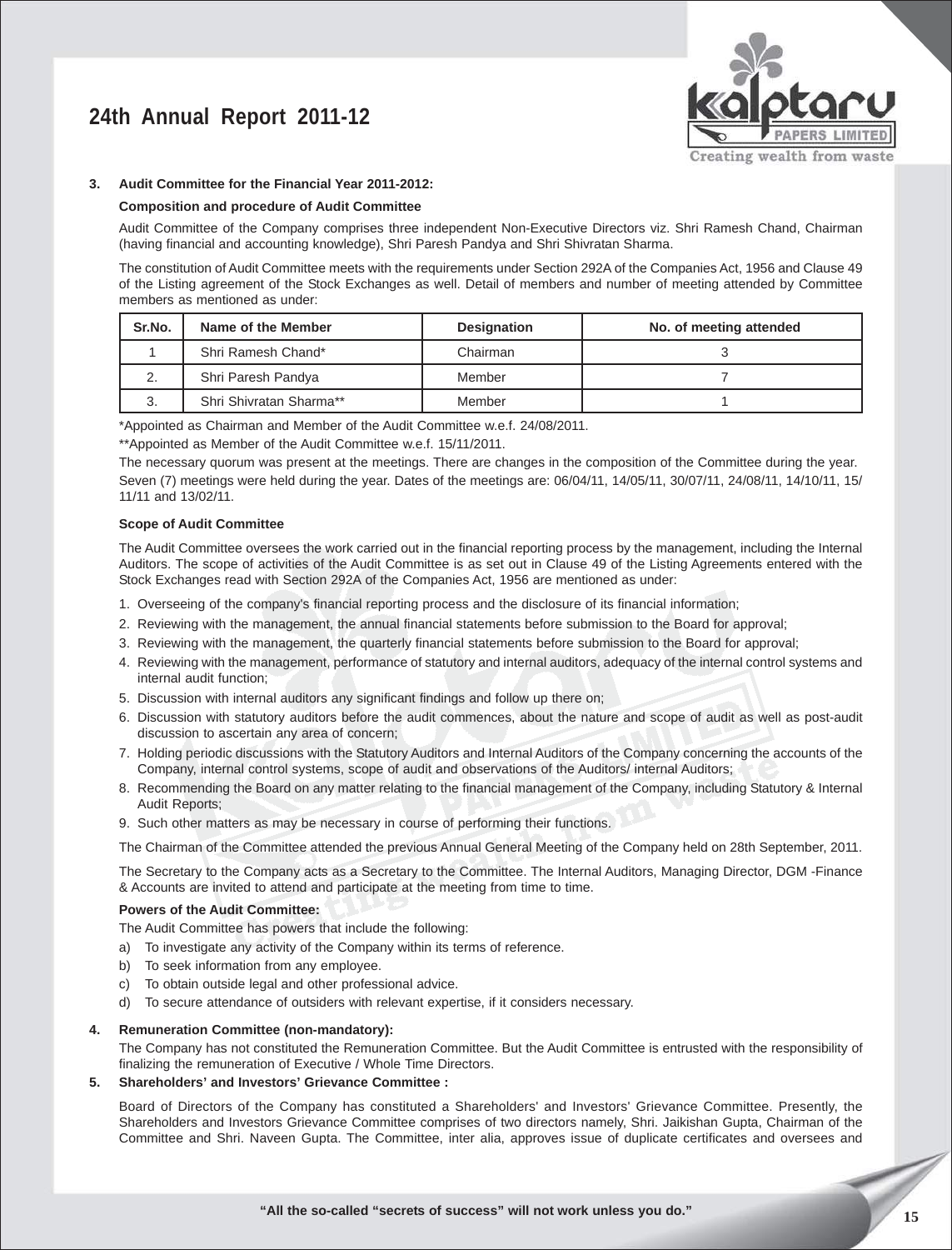### 3. Audit Committee for the Financial Year 2011-2012:

**Composition and procedure of Audit Committee**

Audit Committee of the Company comprises three independent Non-Executive Directors viz. Shri Ramesh Chand, Chairman (having financial and accounting knowledge), Shri Paresh Pandya and Shri Shivratan Sharma.

The constitution of Audit Committee meets with the requirements under Section 292A of the Companies Act, 1956 and Clause 49 of the Listing agreement of the Stock Exchanges as well. Detail of members and number of meeting attended by Committee members as mentioned as under:

| Sr.No. | Name of the Member | Designation | No. of meeting attended |
|---|---|---|---|
| 1 | Shri Ramesh Chand* | Chairman | 3 |
| 2. | Shri Paresh Pandya | Member | 7 |
| 3. | Shri Shivratan Sharma** | Member | 1 |

*Appointed as Chairman and Member of the Audit Committee w.e.f. 24/08/2011.

**Appointed as Member of the Audit Committee w.e.f. 15/11/2011.

The necessary quorum was present at the meetings. There are changes in the composition of the Committee during the year.

Seven (7) meetings were held during the year. Dates of the meetings are: 06/04/11, 14/05/11, 30/07/11, 24/08/11, 14/10/11, 15/11/11 and 13/02/11.

**Scope of Audit Committee**

The Audit Committee oversees the work carried out in the financial reporting process by the management, including the Internal Auditors. The scope of activities of the Audit Committee is as set out in Clause 49 of the Listing Agreements entered with the Stock Exchanges read with Section 292A of the Companies Act, 1956 are mentioned as under:

1. Overseeing of the company's financial reporting process and the disclosure of its financial information;
2. Reviewing with the management, the annual financial statements before submission to the Board for approval;
3. Reviewing with the management, the quarterly financial statements before submission to the Board for approval;
4. Reviewing with the management, performance of statutory and internal auditors, adequacy of the internal control systems and internal audit function;
5. Discussion with internal auditors any significant findings and follow up there on;
6. Discussion with statutory auditors before the audit commences, about the nature and scope of audit as well as post-audit discussion to ascertain any area of concern;
7. Holding periodic discussions with the Statutory Auditors and Internal Auditors of the Company concerning the accounts of the Company, internal control systems, scope of audit and observations of the Auditors/ internal Auditors;
8. Recommending the Board on any matter relating to the financial management of the Company, including Statutory & Internal Audit Reports;
9. Such other matters as may be necessary in course of performing their functions.

The Chairman of the Committee attended the previous Annual General Meeting of the Company held on 28th September, 2011.

The Secretary to the Company acts as a Secretary to the Committee. The Internal Auditors, Managing Director, DGM -Finance & Accounts are invited to attend and participate at the meeting from time to time.

**Powers of the Audit Committee:**

The Audit Committee has powers that include the following:

a) To investigate any activity of the Company within its terms of reference.
b) To seek information from any employee.
c) To obtain outside legal and other professional advice.
d) To secure attendance of outsiders with relevant expertise, if it considers necessary.

### 4. Remuneration Committee (non-mandatory):

The Company has not constituted the Remuneration Committee. But the Audit Committee is entrusted with the responsibility of finalizing the remuneration of Executive / Whole Time Directors.

### 5. Shareholders' and Investors' Grievance Committee :

Board of Directors of the Company has constituted a Shareholders' and Investors' Grievance Committee. Presently, the Shareholders and Investors Grievance Committee comprises of two directors namely, Shri. Jaikishan Gupta, Chairman of the Committee and Shri. Naveen Gupta. The Committee, inter alia, approves issue of duplicate certificates and oversees and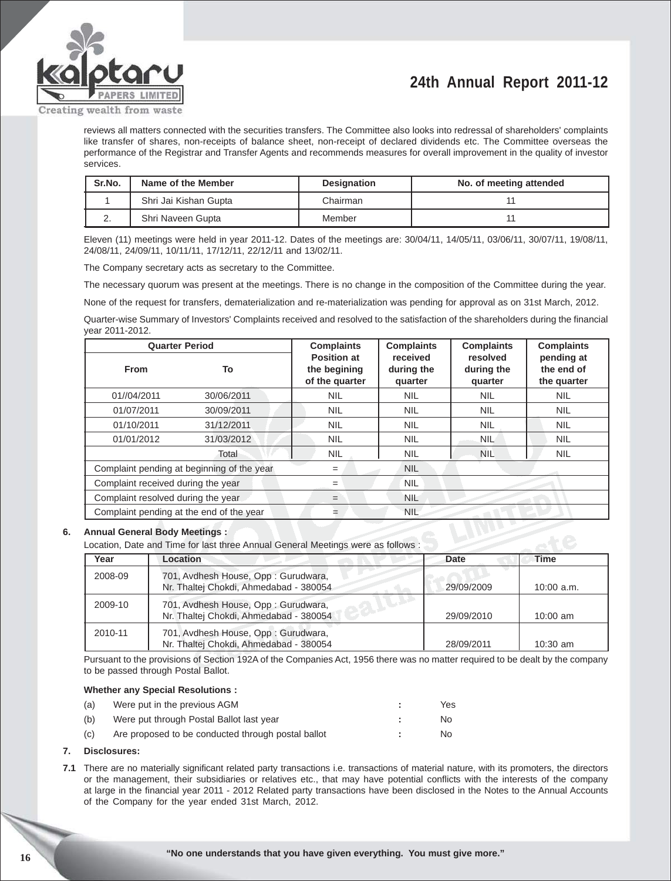reviews all matters connected with the securities transfers. The Committee also looks into redressal of shareholders' complaints like transfer of shares, non-receipts of balance sheet, non-receipt of declared dividends etc. The Committee overseas the performance of the Registrar and Transfer Agents and recommends measures for overall improvement in the quality of investor services.

| Sr.No. | Name of the Member | Designation | No. of meeting attended |
|---|---|---|---|
| 1 | Shri Jai Kishan Gupta | Chairman | 11 |
| 2. | Shri Naveen Gupta | Member | 11 |

Eleven (11) meetings were held in year 2011-12. Dates of the meetings are: 30/04/11, 14/05/11, 03/06/11, 30/07/11, 19/08/11, 24/08/11, 24/09/11, 10/11/11, 17/12/11, 22/12/11 and 13/02/11.

The Company secretary acts as secretary to the Committee.

The necessary quorum was present at the meetings. There is no change in the composition of the Committee during the year.

None of the request for transfers, dematerialization and re-materialization was pending for approval as on 31st March, 2012.

Quarter-wise Summary of Investors' Complaints received and resolved to the satisfaction of the shareholders during the financial year 2011-2012.

| Quarter Period | | Complaints Position at the begining of the quarter | Complaints received during the quarter | Complaints resolved during the quarter | Complaints pending at the end of the quarter |
|---|---|---|---|---|---|
| From | To | | | | |
| 01//04/2011 | 30/06/2011 | NIL | NIL | NIL | NIL |
| 01/07/2011 | 30/09/2011 | NIL | NIL | NIL | NIL |
| 01/10/2011 | 31/12/2011 | NIL | NIL | NIL | NIL |
| 01/01/2012 | 31/03/2012 | NIL | NIL | NIL | NIL |
| | Total | NIL | NIL | NIL | NIL |
| Complaint pending at beginning of the year | | = | NIL | | |
| Complaint received during the year | | = | NIL | | |
| Complaint resolved during the year | | = | NIL | | |
| Complaint pending at the end of the year | | = | NIL | | |

**6. Annual General Body Meetings :**

Location, Date and Time for last three Annual General Meetings were as follows :

| Year | Location | Date | Time |
|---|---|---|---|
| 2008-09 | 701, Avdhesh House, Opp : Gurudwara, Nr. Thaltej Chokdi, Ahmedabad - 380054 | 29/09/2009 | 10:00 a.m. |
| 2009-10 | 701, Avdhesh House, Opp : Gurudwara, Nr. Thaltej Chokdi, Ahmedabad - 380054 | 29/09/2010 | 10:00 am |
| 2010-11 | 701, Avdhesh House, Opp : Gurudwara, Nr. Thaltej Chokdi, Ahmedabad - 380054 | 28/09/2011 | 10:30 am |

Pursuant to the provisions of Section 192A of the Companies Act, 1956 there was no matter required to be dealt by the company to be passed through Postal Ballot.

**Whether any Special Resolutions :**

(a) Were put in the previous AGM : Yes

(b) Were put through Postal Ballot last year : No

(c) Are proposed to be conducted through postal ballot : No

**7. Disclosures:**

**7.1** There are no materially significant related party transactions i.e. transactions of material nature, with its promoters, the directors or the management, their subsidiaries or relatives etc., that may have potential conflicts with the interests of the company at large in the financial year 2011 - 2012 Related party transactions have been disclosed in the Notes to the Annual Accounts of the Company for the year ended 31st March, 2012.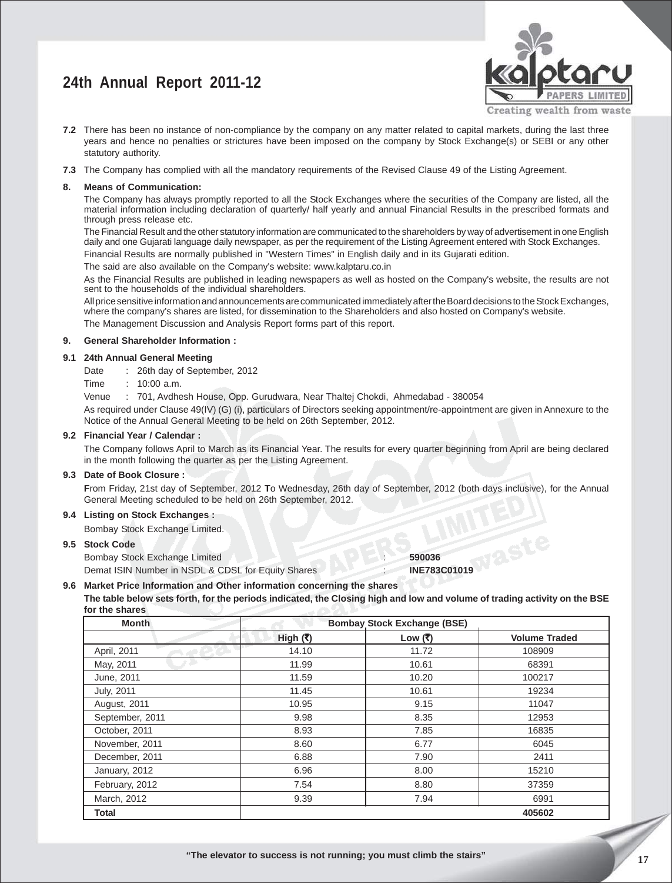**7.2** There has been no instance of non-compliance by the company on any matter related to capital markets, during the last three years and hence no penalties or strictures have been imposed on the company by Stock Exchange(s) or SEBI or any other statutory authority.

**7.3** The Company has complied with all the mandatory requirements of the Revised Clause 49 of the Listing Agreement.

## 8. Means of Communication:

The Company has always promptly reported to all the Stock Exchanges where the securities of the Company are listed, all the material information including declaration of quarterly/ half yearly and annual Financial Results in the prescribed formats and through press release etc.

The Financial Result and the other statutory information are communicated to the shareholders by way of advertisement in one English daily and one Gujarati language daily newspaper, as per the requirement of the Listing Agreement entered with Stock Exchanges.

Financial Results are normally published in "Western Times" in English daily and in its Gujarati edition.

The said are also available on the Company's website: www.kalptaru.co.in

As the Financial Results are published in leading newspapers as well as hosted on the Company's website, the results are not sent to the households of the individual shareholders.

All price sensitive information and announcements are communicated immediately after the Board decisions to the Stock Exchanges, where the company's shares are listed, for dissemination to the Shareholders and also hosted on Company's website.

The Management Discussion and Analysis Report forms part of this report.

## 9. General Shareholder Information :

### 9.1 24th Annual General Meeting

Date : 26th day of September, 2012

Time : 10:00 a.m.

Venue : 701, Avdhesh House, Opp. Gurudwara, Near Thaltej Chokdi, Ahmedabad - 380054

As required under Clause 49(IV) (G) (i), particulars of Directors seeking appointment/re-appointment are given in Annexure to the Notice of the Annual General Meeting to be held on 26th September, 2012.

### 9.2 Financial Year / Calendar :

The Company follows April to March as its Financial Year. The results for every quarter beginning from April are being declared in the month following the quarter as per the Listing Agreement.

### 9.3 Date of Book Closure :

**F**rom Friday, 21st day of September, 2012 **T**o Wednesday, 26th day of September, 2012 (both days inclusive), for the Annual General Meeting scheduled to be held on 26th September, 2012.

### 9.4 Listing on Stock Exchanges :

Bombay Stock Exchange Limited.

### 9.5 Stock Code

Bombay Stock Exchange Limited : **590036**

Demat ISIN Number in NSDL & CDSL for Equity Shares : **INE783C01019**

### 9.6 Market Price Information and Other information concerning the shares

**The table below sets forth, for the periods indicated, the Closing high and low and volume of trading activity on the BSE for the shares**

| Month | Bombay Stock Exchange (BSE) | | |
|---|---|---|---|
| | High (₹) | Low (₹) | Volume Traded |
| April, 2011 | 14.10 | 11.72 | 108909 |
| May, 2011 | 11.99 | 10.61 | 68391 |
| June, 2011 | 11.59 | 10.20 | 100217 |
| July, 2011 | 11.45 | 10.61 | 19234 |
| August, 2011 | 10.95 | 9.15 | 11047 |
| September, 2011 | 9.98 | 8.35 | 12953 |
| October, 2011 | 8.93 | 7.85 | 16835 |
| November, 2011 | 8.60 | 6.77 | 6045 |
| December, 2011 | 6.88 | 7.90 | 2411 |
| January, 2012 | 6.96 | 8.00 | 15210 |
| February, 2012 | 7.54 | 8.80 | 37359 |
| March, 2012 | 9.39 | 7.94 | 6991 |
| **Total** | | | **405602** |

**"The elevator to success is not running; you must climb the stairs"**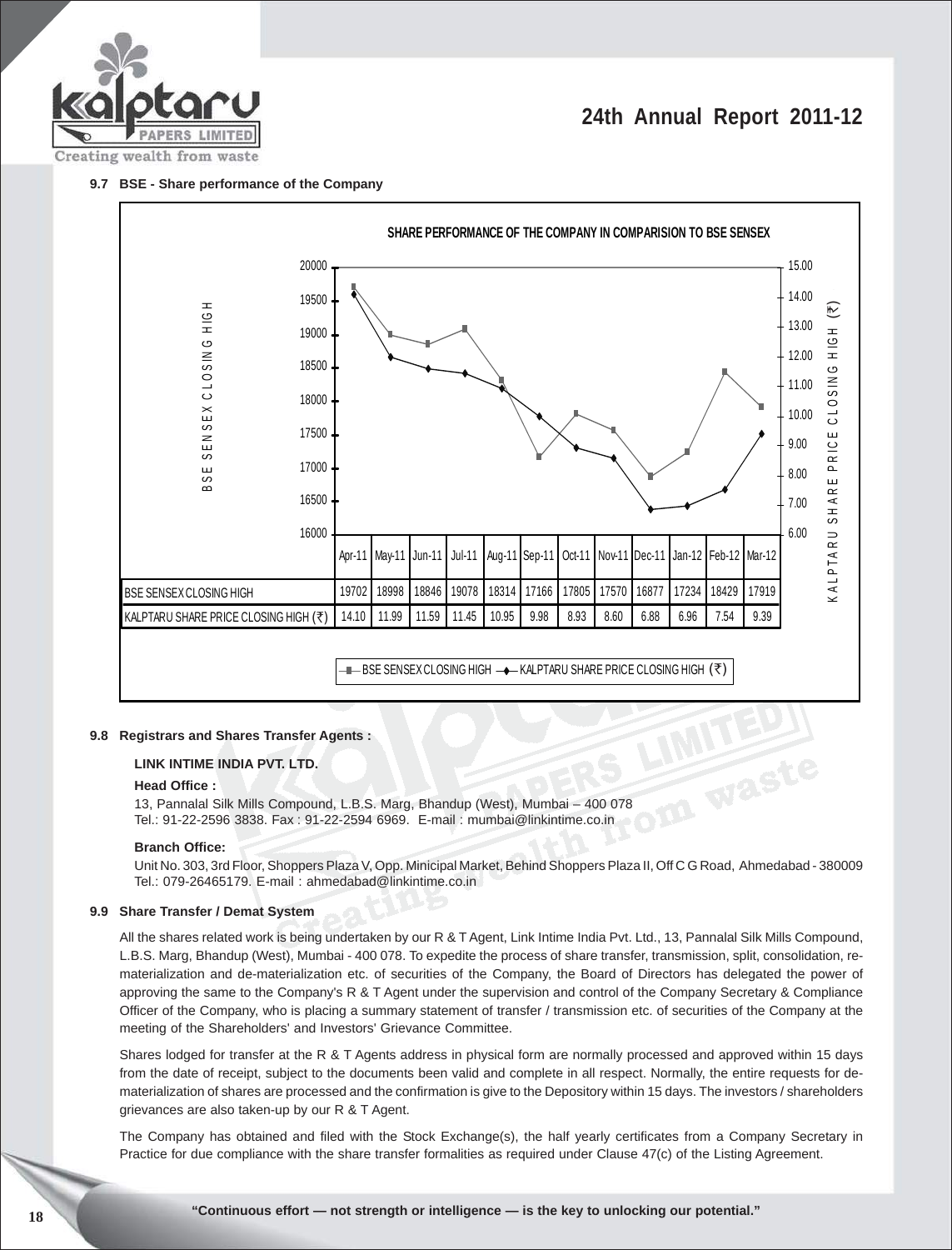### 9.7 BSE - Share performance of the Company

**SHARE PERFORMANCE OF THE COMPANY IN COMPARISION TO BSE SENSEX**

| | Apr-11 | May-11 | Jun-11 | Jul-11 | Aug-11 | Sep-11 | Oct-11 | Nov-11 | Dec-11 | Jan-12 | Feb-12 | Mar-12 |
|---|---|---|---|---|---|---|---|---|---|---|---|---|
| BSE SENSEX CLOSING HIGH | 19702 | 18998 | 18846 | 19078 | 18314 | 17166 | 17805 | 17570 | 16877 | 17234 | 18429 | 17919 |
| KALPTARU SHARE PRICE CLOSING HIGH (₹) | 14.10 | 11.99 | 11.59 | 11.45 | 10.95 | 9.98 | 8.93 | 8.60 | 6.88 | 6.96 | 7.54 | 9.39 |

### 9.8 Registrars and Shares Transfer Agents :

**LINK INTIME INDIA PVT. LTD.**

**Head Office :**

13, Pannalal Silk Mills Compound, L.B.S. Marg, Bhandup (West), Mumbai – 400 078
Tel.: 91-22-2596 3838. Fax : 91-22-2594 6969. E-mail : mumbai@linkintime.co.in

**Branch Office:**

Unit No. 303, 3rd Floor, Shoppers Plaza V, Opp. Minicipal Market, Behind Shoppers Plaza II, Off C G Road, Ahmedabad - 380009
Tel.: 079-26465179. E-mail : ahmedabad@linkintime.co.in

### 9.9 Share Transfer / Demat System

All the shares related work is being undertaken by our R & T Agent, Link Intime India Pvt. Ltd., 13, Pannalal Silk Mills Compound, L.B.S. Marg, Bhandup (West), Mumbai - 400 078. To expedite the process of share transfer, transmission, split, consolidation, re-materialization and de-materialization etc. of securities of the Company, the Board of Directors has delegated the power of approving the same to the Company's R & T Agent under the supervision and control of the Company Secretary & Compliance Officer of the Company, who is placing a summary statement of transfer / transmission etc. of securities of the Company at the meeting of the Shareholders' and Investors' Grievance Committee.

Shares lodged for transfer at the R & T Agents address in physical form are normally processed and approved within 15 days from the date of receipt, subject to the documents been valid and complete in all respect. Normally, the entire requests for de-materialization of shares are processed and the confirmation is give to the Depository within 15 days. The investors / shareholders grievances are also taken-up by our R & T Agent.

The Company has obtained and filed with the Stock Exchange(s), the half yearly certificates from a Company Secretary in Practice for due compliance with the share transfer formalities as required under Clause 47(c) of the Listing Agreement.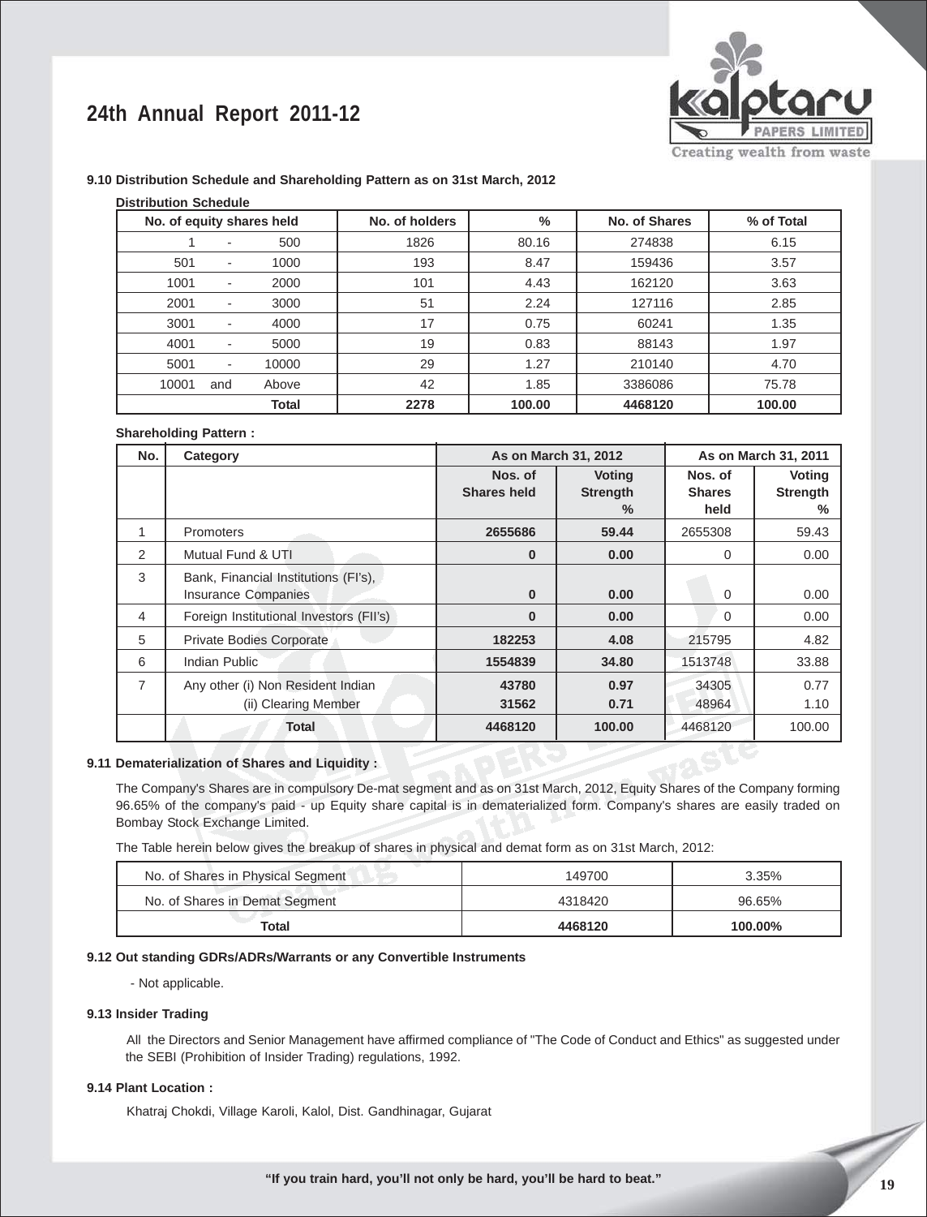### 9.10 Distribution Schedule and Shareholding Pattern as on 31st March, 2012

**Distribution Schedule**

| No. of equity shares held | No. of holders | % | No. of Shares | % of Total |
|---|---|---|---|---|
| 1 - 500 | 1826 | 80.16 | 274838 | 6.15 |
| 501 - 1000 | 193 | 8.47 | 159436 | 3.57 |
| 1001 - 2000 | 101 | 4.43 | 162120 | 3.63 |
| 2001 - 3000 | 51 | 2.24 | 127116 | 2.85 |
| 3001 - 4000 | 17 | 0.75 | 60241 | 1.35 |
| 4001 - 5000 | 19 | 0.83 | 88143 | 1.97 |
| 5001 - 10000 | 29 | 1.27 | 210140 | 4.70 |
| 10001 and Above | 42 | 1.85 | 3386086 | 75.78 |
| **Total** | **2278** | **100.00** | **4468120** | **100.00** |

**Shareholding Pattern :**

| No. | Category | As on March 31, 2012 | | As on March 31, 2011 | |
|---|---|---|---|---|---|
| | | Nos. of Shares held | Voting Strength % | Nos. of Shares held | Voting Strength % |
| 1 | Promoters | **2655686** | **59.44** | 2655308 | 59.43 |
| 2 | Mutual Fund & UTI | **0** | **0.00** | 0 | 0.00 |
| 3 | Bank, Financial Institutions (FI's), Insurance Companies | **0** | **0.00** | 0 | 0.00 |
| 4 | Foreign Institutional Investors (FII's) | **0** | **0.00** | 0 | 0.00 |
| 5 | Private Bodies Corporate | **182253** | **4.08** | 215795 | 4.82 |
| 6 | Indian Public | **1554839** | **34.80** | 1513748 | 33.88 |
| 7 | Any other (i) Non Resident Indian | **43780** | **0.97** | 34305 | 0.77 |
| | (ii) Clearing Member | **31562** | **0.71** | 48964 | 1.10 |
| | **Total** | **4468120** | **100.00** | 4468120 | 100.00 |

### 9.11 Dematerialization of Shares and Liquidity :

The Company's Shares are in compulsory De-mat segment and as on 31st March, 2012, Equity Shares of the Company forming 96.65% of the company's paid - up Equity share capital is in dematerialized form. Company's shares are easily traded on Bombay Stock Exchange Limited.

The Table herein below gives the breakup of shares in physical and demat form as on 31st March, 2012:

| | | |
|---|---|---|
| No. of Shares in Physical Segment | 149700 | 3.35% |
| No. of Shares in Demat Segment | 4318420 | 96.65% |
| **Total** | **4468120** | **100.00%** |

### 9.12 Out standing GDRs/ADRs/Warrants or any Convertible Instruments

- Not applicable.

### 9.13 Insider Trading

All the Directors and Senior Management have affirmed compliance of "The Code of Conduct and Ethics" as suggested under the SEBI (Prohibition of Insider Trading) regulations, 1992.

### 9.14 Plant Location :

Khatraj Chokdi, Village Karoli, Kalol, Dist. Gandhinagar, Gujarat

"If you train hard, you'll not only be hard, you'll be hard to beat."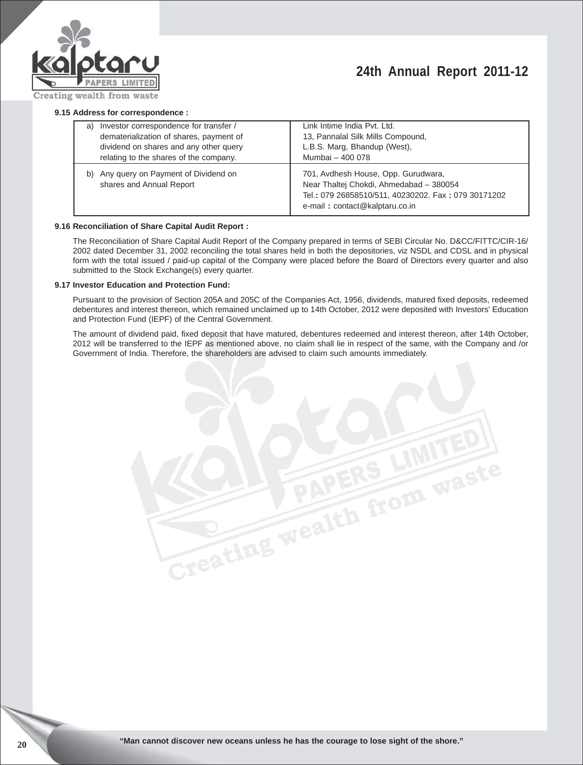**9.15 Address for correspondence :**

| | |
|---|---|
| a) Investor correspondence for transfer / dematerialization of shares, payment of dividend on shares and any other query relating to the shares of the company. | Link Intime India Pvt. Ltd.<br>13, Pannalal Silk Mills Compound,<br>L.B.S. Marg, Bhandup (West),<br>Mumbai – 400 078 |
| b) Any query on Payment of Dividend on shares and Annual Report | 701, Avdhesh House, Opp. Gurudwara,<br>Near Thaltej Chokdi, Ahmedabad – 380054<br>Tel.: 079 26858510/511, 40230202. Fax : 079 30171202<br>e-mail : contact@kalptaru.co.in |

**9.16 Reconciliation of Share Capital Audit Report :**

The Reconciliation of Share Capital Audit Report of the Company prepared in terms of SEBI Circular No. D&CC/FITTC/CIR-16/2002 dated December 31, 2002 reconciling the total shares held in both the depositories, viz NSDL and CDSL and in physical form with the total issued / paid-up capital of the Company were placed before the Board of Directors every quarter and also submitted to the Stock Exchange(s) every quarter.

**9.17 Investor Education and Protection Fund:**

Pursuant to the provision of Section 205A and 205C of the Companies Act, 1956, dividends, matured fixed deposits, redeemed debentures and interest thereon, which remained unclaimed up to 14th October, 2012 were deposited with Investors' Education and Protection Fund (IEPF) of the Central Government.

The amount of dividend paid, fixed deposit that have matured, debentures redeemed and interest thereon, after 14th October, 2012 will be transferred to the IEPF as mentioned above, no claim shall lie in respect of the same, with the Company and /or Government of India. Therefore, the shareholders are advised to claim such amounts immediately.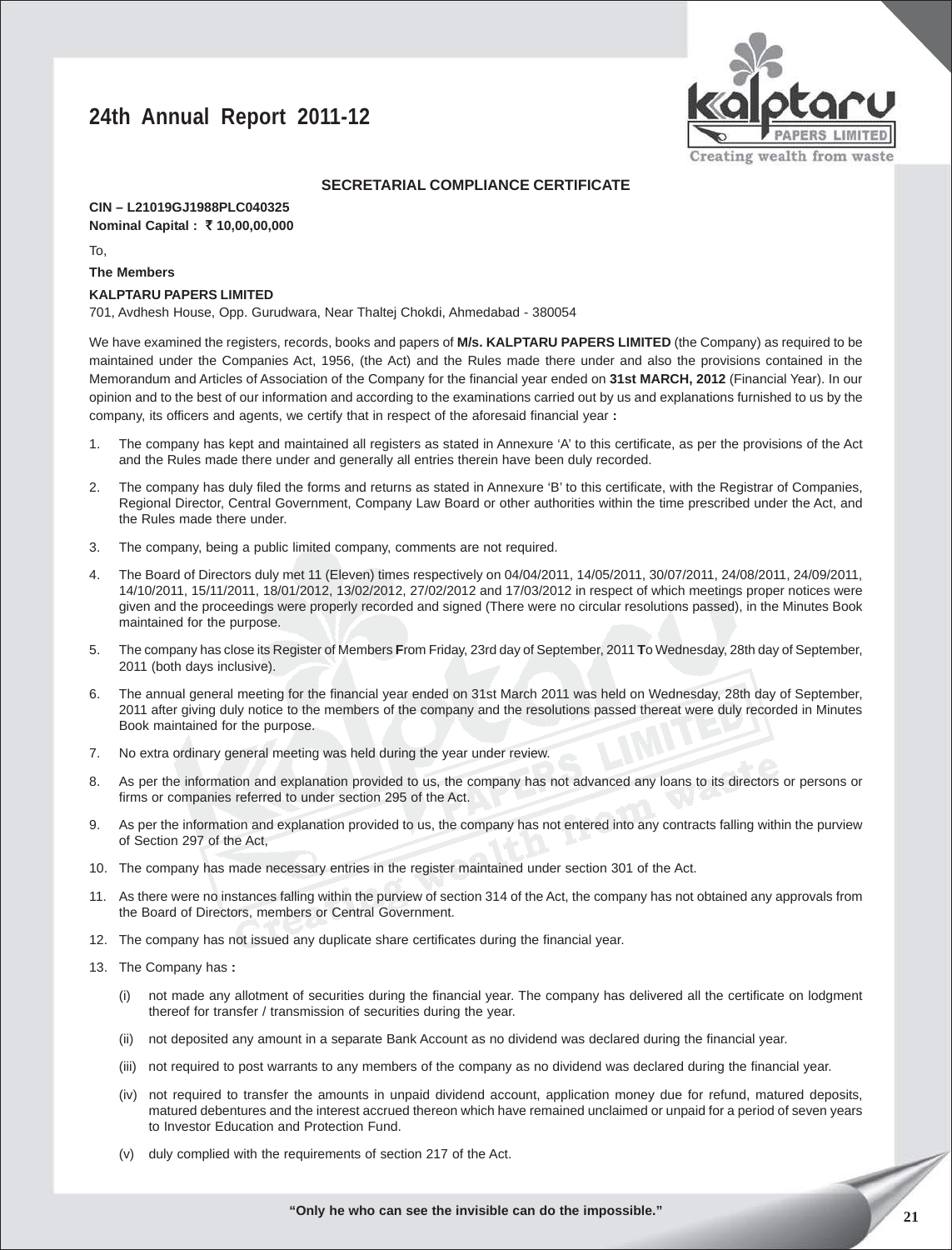## SECRETARIAL COMPLIANCE CERTIFICATE

**CIN – L21019GJ1988PLC040325**
**Nominal Capital : ₹ 10,00,00,000**

To,

**The Members**

**KALPTARU PAPERS LIMITED**
701, Avdhesh House, Opp. Gurudwara, Near Thaltej Chokdi, Ahmedabad - 380054

We have examined the registers, records, books and papers of **M/s. KALPTARU PAPERS LIMITED** (the Company) as required to be maintained under the Companies Act, 1956, (the Act) and the Rules made there under and also the provisions contained in the Memorandum and Articles of Association of the Company for the financial year ended on **31st MARCH, 2012** (Financial Year). In our opinion and to the best of our information and according to the examinations carried out by us and explanations furnished to us by the company, its officers and agents, we certify that in respect of the aforesaid financial year **:**

1. The company has kept and maintained all registers as stated in Annexure 'A' to this certificate, as per the provisions of the Act and the Rules made there under and generally all entries therein have been duly recorded.
2. The company has duly filed the forms and returns as stated in Annexure 'B' to this certificate, with the Registrar of Companies, Regional Director, Central Government, Company Law Board or other authorities within the time prescribed under the Act, and the Rules made there under.
3. The company, being a public limited company, comments are not required.
4. The Board of Directors duly met 11 (Eleven) times respectively on 04/04/2011, 14/05/2011, 30/07/2011, 24/08/2011, 24/09/2011, 14/10/2011, 15/11/2011, 18/01/2012, 13/02/2012, 27/02/2012 and 17/03/2012 in respect of which meetings proper notices were given and the proceedings were properly recorded and signed (There were no circular resolutions passed), in the Minutes Book maintained for the purpose.
5. The company has close its Register of Members **F**rom Friday, 23rd day of September, 2011 **T**o Wednesday, 28th day of September, 2011 (both days inclusive).
6. The annual general meeting for the financial year ended on 31st March 2011 was held on Wednesday, 28th day of September, 2011 after giving duly notice to the members of the company and the resolutions passed thereat were duly recorded in Minutes Book maintained for the purpose.
7. No extra ordinary general meeting was held during the year under review.
8. As per the information and explanation provided to us, the company has not advanced any loans to its directors or persons or firms or companies referred to under section 295 of the Act.
9. As per the information and explanation provided to us, the company has not entered into any contracts falling within the purview of Section 297 of the Act,
10. The company has made necessary entries in the register maintained under section 301 of the Act.
11. As there were no instances falling within the purview of section 314 of the Act, the company has not obtained any approvals from the Board of Directors, members or Central Government.
12. The company has not issued any duplicate share certificates during the financial year.
13. The Company has **:**
    (i) not made any allotment of securities during the financial year. The company has delivered all the certificate on lodgment thereof for transfer / transmission of securities during the year.
    (ii) not deposited any amount in a separate Bank Account as no dividend was declared during the financial year.
    (iii) not required to post warrants to any members of the company as no dividend was declared during the financial year.
    (iv) not required to transfer the amounts in unpaid dividend account, application money due for refund, matured deposits, matured debentures and the interest accrued thereon which have remained unclaimed or unpaid for a period of seven years to Investor Education and Protection Fund.
    (v) duly complied with the requirements of section 217 of the Act.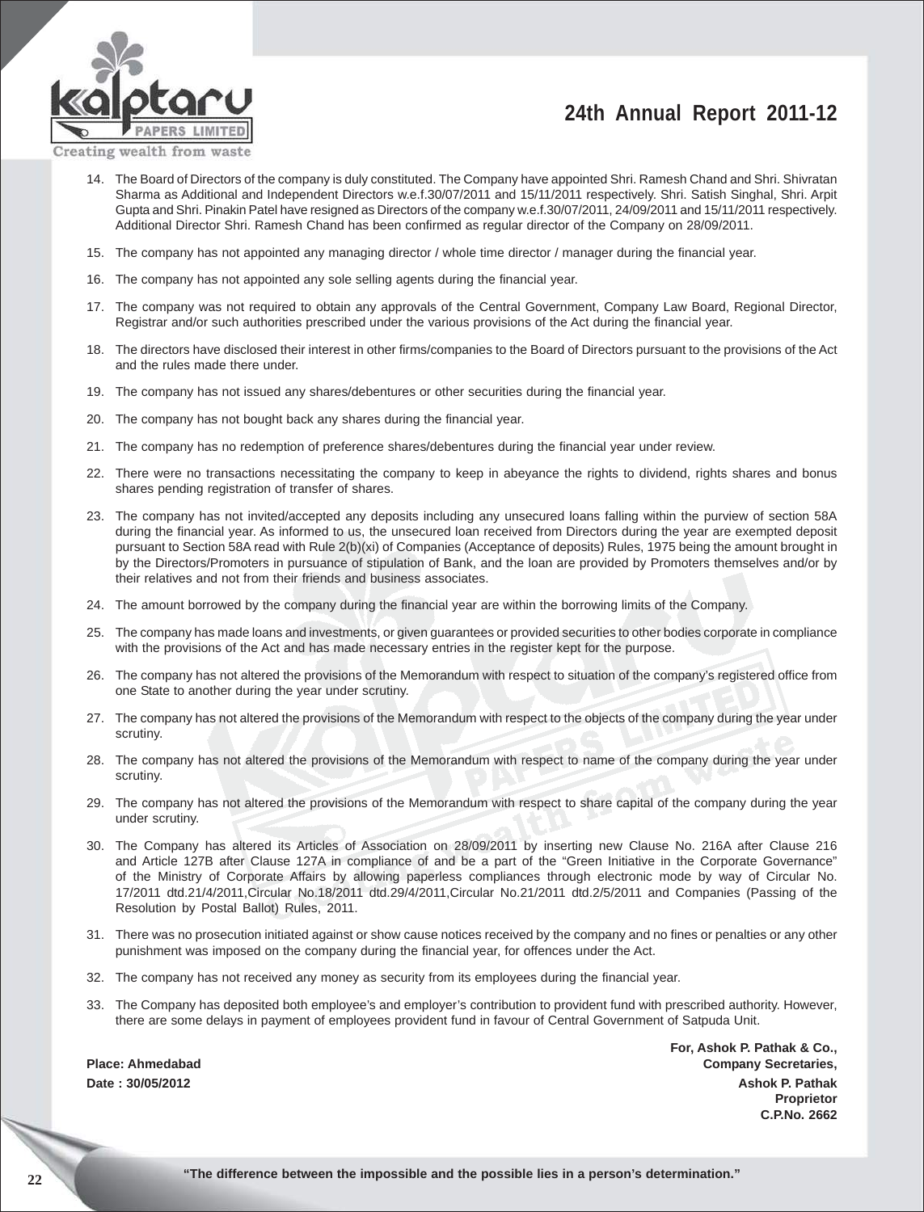14. The Board of Directors of the company is duly constituted. The Company have appointed Shri. Ramesh Chand and Shri. Shivratan Sharma as Additional and Independent Directors w.e.f.30/07/2011 and 15/11/2011 respectively. Shri. Satish Singhal, Shri. Arpit Gupta and Shri. Pinakin Patel have resigned as Directors of the company w.e.f.30/07/2011, 24/09/2011 and 15/11/2011 respectively. Additional Director Shri. Ramesh Chand has been confirmed as regular director of the Company on 28/09/2011.

15. The company has not appointed any managing director / whole time director / manager during the financial year.

16. The company has not appointed any sole selling agents during the financial year.

17. The company was not required to obtain any approvals of the Central Government, Company Law Board, Regional Director, Registrar and/or such authorities prescribed under the various provisions of the Act during the financial year.

18. The directors have disclosed their interest in other firms/companies to the Board of Directors pursuant to the provisions of the Act and the rules made there under.

19. The company has not issued any shares/debentures or other securities during the financial year.

20. The company has not bought back any shares during the financial year.

21. The company has no redemption of preference shares/debentures during the financial year under review.

22. There were no transactions necessitating the company to keep in abeyance the rights to dividend, rights shares and bonus shares pending registration of transfer of shares.

23. The company has not invited/accepted any deposits including any unsecured loans falling within the purview of section 58A during the financial year. As informed to us, the unsecured loan received from Directors during the year are exempted deposit pursuant to Section 58A read with Rule 2(b)(xi) of Companies (Acceptance of deposits) Rules, 1975 being the amount brought in by the Directors/Promoters in pursuance of stipulation of Bank, and the loan are provided by Promoters themselves and/or by their relatives and not from their friends and business associates.

24. The amount borrowed by the company during the financial year are within the borrowing limits of the Company.

25. The company has made loans and investments, or given guarantees or provided securities to other bodies corporate in compliance with the provisions of the Act and has made necessary entries in the register kept for the purpose.

26. The company has not altered the provisions of the Memorandum with respect to situation of the company's registered office from one State to another during the year under scrutiny.

27. The company has not altered the provisions of the Memorandum with respect to the objects of the company during the year under scrutiny.

28. The company has not altered the provisions of the Memorandum with respect to name of the company during the year under scrutiny.

29. The company has not altered the provisions of the Memorandum with respect to share capital of the company during the year under scrutiny.

30. The Company has altered its Articles of Association on 28/09/2011 by inserting new Clause No. 216A after Clause 216 and Article 127B after Clause 127A in compliance of and be a part of the "Green Initiative in the Corporate Governance" of the Ministry of Corporate Affairs by allowing paperless compliances through electronic mode by way of Circular No. 17/2011 dtd.21/4/2011,Circular No.18/2011 dtd.29/4/2011,Circular No.21/2011 dtd.2/5/2011 and Companies (Passing of the Resolution by Postal Ballot) Rules, 2011.

31. There was no prosecution initiated against or show cause notices received by the company and no fines or penalties or any other punishment was imposed on the company during the financial year, for offences under the Act.

32. The company has not received any money as security from its employees during the financial year.

33. The Company has deposited both employee's and employer's contribution to provident fund with prescribed authority. However, there are some delays in payment of employees provident fund in favour of Central Government of Satpuda Unit.

**For, Ashok P. Pathak & Co.,**
**Company Secretaries,**

**Place: Ahmedabad**
**Date : 30/05/2012**

**Ashok P. Pathak**
**Proprietor**
**C.P.No. 2662**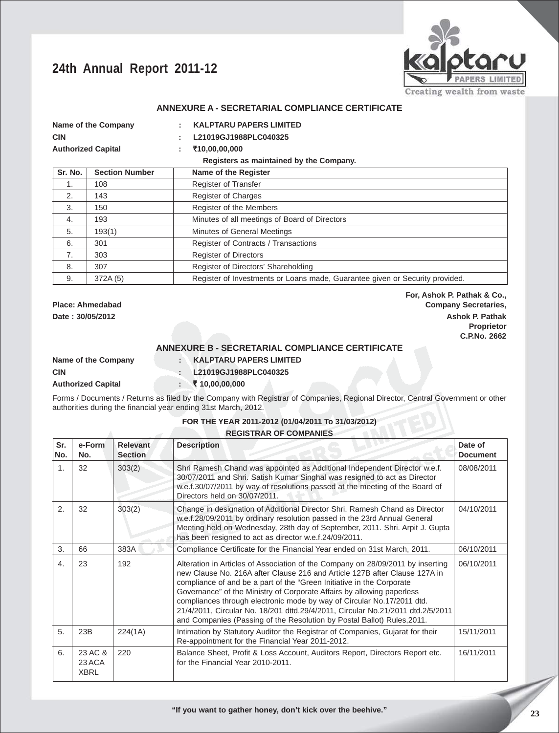## ANNEXURE A - SECRETARIAL COMPLIANCE CERTIFICATE

**Name of the Company** : **KALPTARU PAPERS LIMITED**

**CIN** : **L21019GJ1988PLC040325**

**Authorized Capital** : **₹10,00,00,000**

**Registers as maintained by the Company.**

| Sr. No. | Section Number | Name of the Register |
|---|---|---|
| 1. | 108 | Register of Transfer |
| 2. | 143 | Register of Charges |
| 3. | 150 | Register of the Members |
| 4. | 193 | Minutes of all meetings of Board of Directors |
| 5. | 193(1) | Minutes of General Meetings |
| 6. | 301 | Register of Contracts / Transactions |
| 7. | 303 | Register of Directors |
| 8. | 307 | Register of Directors' Shareholding |
| 9. | 372A (5) | Register of Investments or Loans made, Guarantee given or Security provided. |

**Place: Ahmedabad**

**Date : 30/05/2012**

**For, Ashok P. Pathak & Co.,**
**Company Secretaries,**
**Ashok P. Pathak**
**Proprietor**
**C.P.No. 2662**

## ANNEXURE B - SECRETARIAL COMPLIANCE CERTIFICATE

**Name of the Company** : **KALPTARU PAPERS LIMITED**

**CIN** : **L21019GJ1988PLC040325**

**Authorized Capital** : **₹ 10,00,00,000**

Forms / Documents / Returns as filed by the Company with Registrar of Companies, Regional Director, Central Government or other authorities during the financial year ending 31st March, 2012.

**FOR THE YEAR 2011-2012 (01/04/2011 To 31/03/2012)**

**REGISTRAR OF COMPANIES**

| Sr. No. | e-Form No. | Relevant Section | Description | Date of Document |
|---|---|---|---|---|
| 1. | 32 | 303(2) | Shri Ramesh Chand was appointed as Additional Independent Director w.e.f. 30/07/2011 and Shri. Satish Kumar Singhal was resigned to act as Director w.e.f.30/07/2011 by way of resolutions passed at the meeting of the Board of Directors held on 30/07/2011. | 08/08/2011 |
| 2. | 32 | 303(2) | Change in designation of Additional Director Shri. Ramesh Chand as Director w.e.f.28/09/2011 by ordinary resolution passed in the 23rd Annual General Meeting held on Wednesday, 28th day of September, 2011. Shri. Arpit J. Gupta has been resigned to act as director w.e.f.24/09/2011. | 04/10/2011 |
| 3. | 66 | 383A | Compliance Certificate for the Financial Year ended on 31st March, 2011. | 06/10/2011 |
| 4. | 23 | 192 | Alteration in Articles of Association of the Company on 28/09/2011 by inserting new Clause No. 216A after Clause 216 and Article 127B after Clause 127A in compliance of and be a part of the "Green Initiative in the Corporate Governance" of the Ministry of Corporate Affairs by allowing paperless compliances through electronic mode by way of Circular No.17/2011 dtd. 21/4/2011, Circular No. 18/201 dttd.29/4/2011, Circular No.21/2011 dtd.2/5/2011 and Companies (Passing of the Resolution by Postal Ballot) Rules,2011. | 06/10/2011 |
| 5. | 23B | 224(1A) | Intimation by Statutory Auditor the Registrar of Companies, Gujarat for their Re-appointment for the Financial Year 2011-2012. | 15/11/2011 |
| 6. | 23 AC & 23 ACA XBRL | 220 | Balance Sheet, Profit & Loss Account, Auditors Report, Directors Report etc. for the Financial Year 2010-2011. | 16/11/2011 |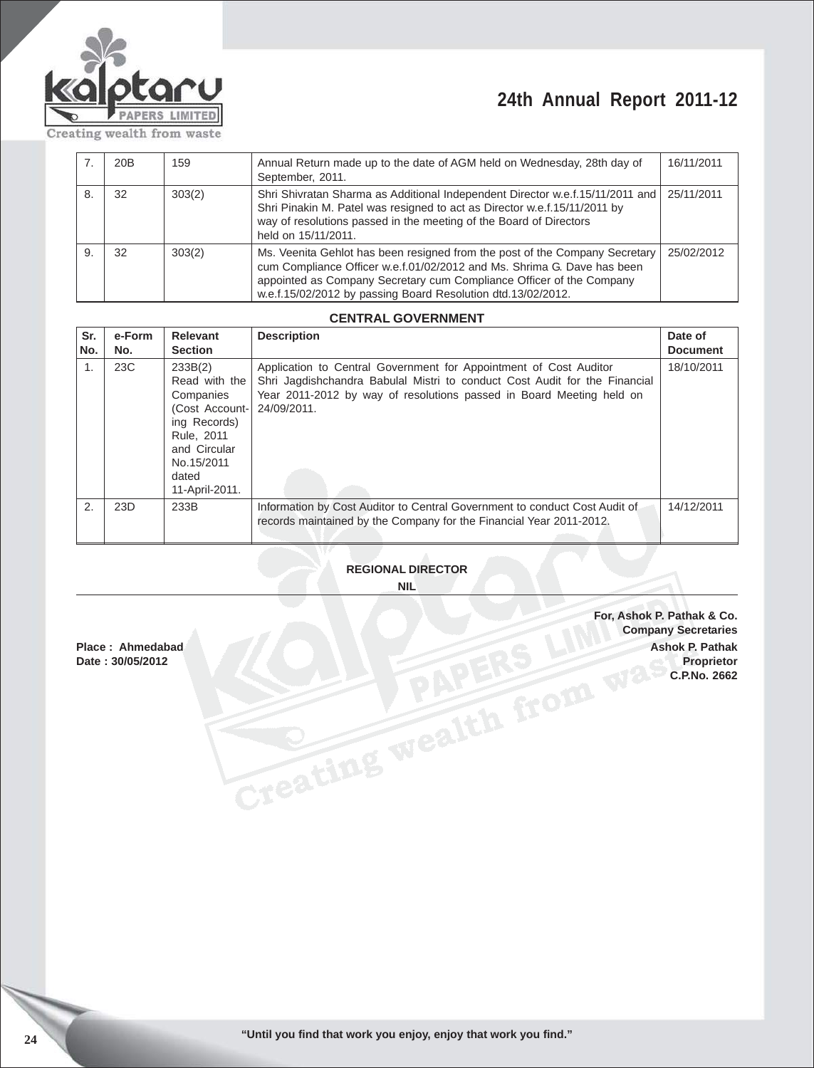| 7. | 20B | 159 | Annual Return made up to the date of AGM held on Wednesday, 28th day of September, 2011. | 16/11/2011 |
|---|---|---|---|---|
| 8. | 32 | 303(2) | Shri Shivratan Sharma as Additional Independent Director w.e.f.15/11/2011 and Shri Pinakin M. Patel was resigned to act as Director w.e.f.15/11/2011 by way of resolutions passed in the meeting of the Board of Directors held on 15/11/2011. | 25/11/2011 |
| 9. | 32 | 303(2) | Ms. Veenita Gehlot has been resigned from the post of the Company Secretary cum Compliance Officer w.e.f.01/02/2012 and Ms. Shrima G. Dave has been appointed as Company Secretary cum Compliance Officer of the Company w.e.f.15/02/2012 by passing Board Resolution dtd.13/02/2012. | 25/02/2012 |

**CENTRAL GOVERNMENT**

| Sr. No. | e-Form No. | Relevant Section | Description | Date of Document |
|---|---|---|---|---|
| 1. | 23C | 233B(2) Read with the Companies (Cost Accounting Records) Rule, 2011 and Circular No.15/2011 dated 11-April-2011. | Application to Central Government for Appointment of Cost Auditor Shri Jagdishchandra Babulal Mistri to conduct Cost Audit for the Financial Year 2011-2012 by way of resolutions passed in Board Meeting held on 24/09/2011. | 18/10/2011 |
| 2. | 23D | 233B | Information by Cost Auditor to Central Government to conduct Cost Audit of records maintained by the Company for the Financial Year 2011-2012. | 14/12/2011 |

**REGIONAL DIRECTOR**

**NIL**

**For, Ashok P. Pathak & Co.**
**Company Secretaries**

**Place : Ahmedabad**
**Date : 30/05/2012**

**Ashok P. Pathak**
**Proprietor**
**C.P.No. 2662**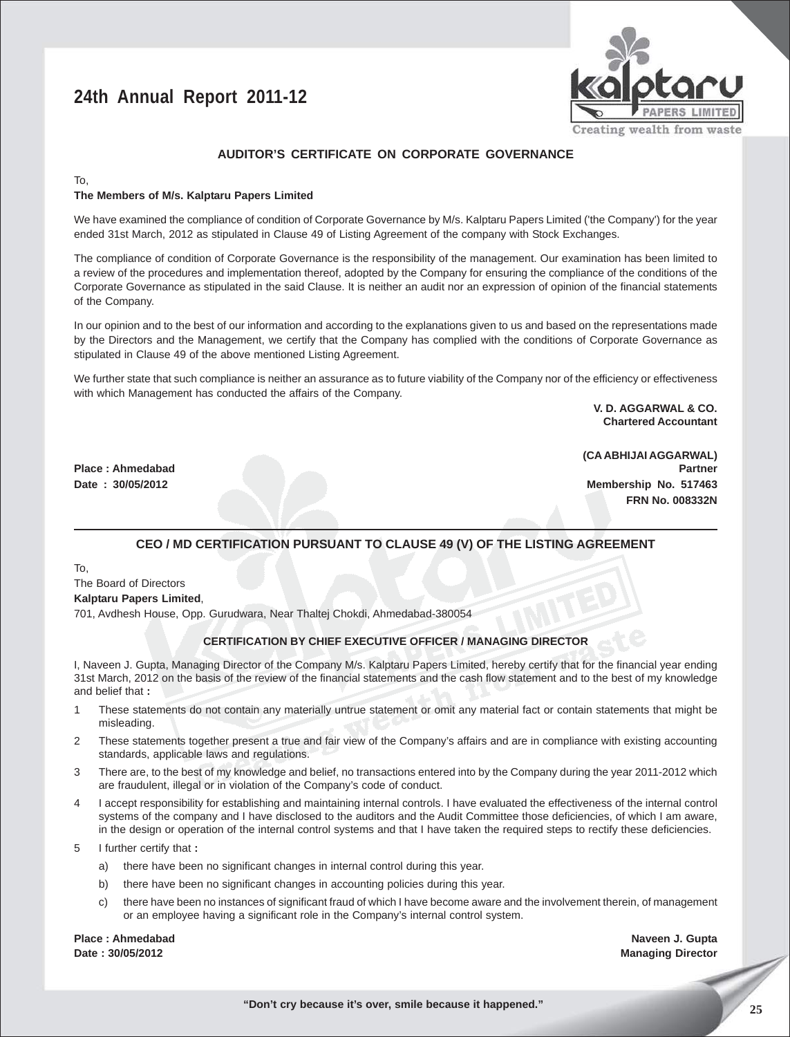## AUDITOR'S CERTIFICATE ON CORPORATE GOVERNANCE

To,

**The Members of M/s. Kalptaru Papers Limited**

We have examined the compliance of condition of Corporate Governance by M/s. Kalptaru Papers Limited ('the Company') for the year ended 31st March, 2012 as stipulated in Clause 49 of Listing Agreement of the company with Stock Exchanges.

The compliance of condition of Corporate Governance is the responsibility of the management. Our examination has been limited to a review of the procedures and implementation thereof, adopted by the Company for ensuring the compliance of the conditions of the Corporate Governance as stipulated in the said Clause. It is neither an audit nor an expression of opinion of the financial statements of the Company.

In our opinion and to the best of our information and according to the explanations given to us and based on the representations made by the Directors and the Management, we certify that the Company has complied with the conditions of Corporate Governance as stipulated in Clause 49 of the above mentioned Listing Agreement.

We further state that such compliance is neither an assurance as to future viability of the Company nor of the efficiency or effectiveness with which Management has conducted the affairs of the Company.

**V. D. AGGARWAL & CO.**
**Chartered Accountant**

**(CA ABHIJAI AGGARWAL)**
**Partner**
**Membership No. 517463**
**FRN No. 008332N**

**Place : Ahmedabad**
**Date : 30/05/2012**

---

## CEO / MD CERTIFICATION PURSUANT TO CLAUSE 49 (V) OF THE LISTING AGREEMENT

To,
The Board of Directors
**Kalptaru Papers Limited**,
701, Avdhesh House, Opp. Gurudwara, Near Thaltej Chokdi, Ahmedabad-380054

### CERTIFICATION BY CHIEF EXECUTIVE OFFICER / MANAGING DIRECTOR

I, Naveen J. Gupta, Managing Director of the Company M/s. Kalptaru Papers Limited, hereby certify that for the financial year ending 31st March, 2012 on the basis of the review of the financial statements and the cash flow statement and to the best of my knowledge and belief that **:**

1 These statements do not contain any materially untrue statement or omit any material fact or contain statements that might be misleading.

2 These statements together present a true and fair view of the Company's affairs and are in compliance with existing accounting standards, applicable laws and regulations.

3 There are, to the best of my knowledge and belief, no transactions entered into by the Company during the year 2011-2012 which are fraudulent, illegal or in violation of the Company's code of conduct.

4 I accept responsibility for establishing and maintaining internal controls. I have evaluated the effectiveness of the internal control systems of the company and I have disclosed to the auditors and the Audit Committee those deficiencies, of which I am aware, in the design or operation of the internal control systems and that I have taken the required steps to rectify these deficiencies.

5 I further certify that **:**

   a) there have been no significant changes in internal control during this year.

   b) there have been no significant changes in accounting policies during this year.

   c) there have been no instances of significant fraud of which I have become aware and the involvement therein, of management or an employee having a significant role in the Company's internal control system.

**Place : Ahmedabad**
**Date : 30/05/2012**

**Naveen J. Gupta**
**Managing Director**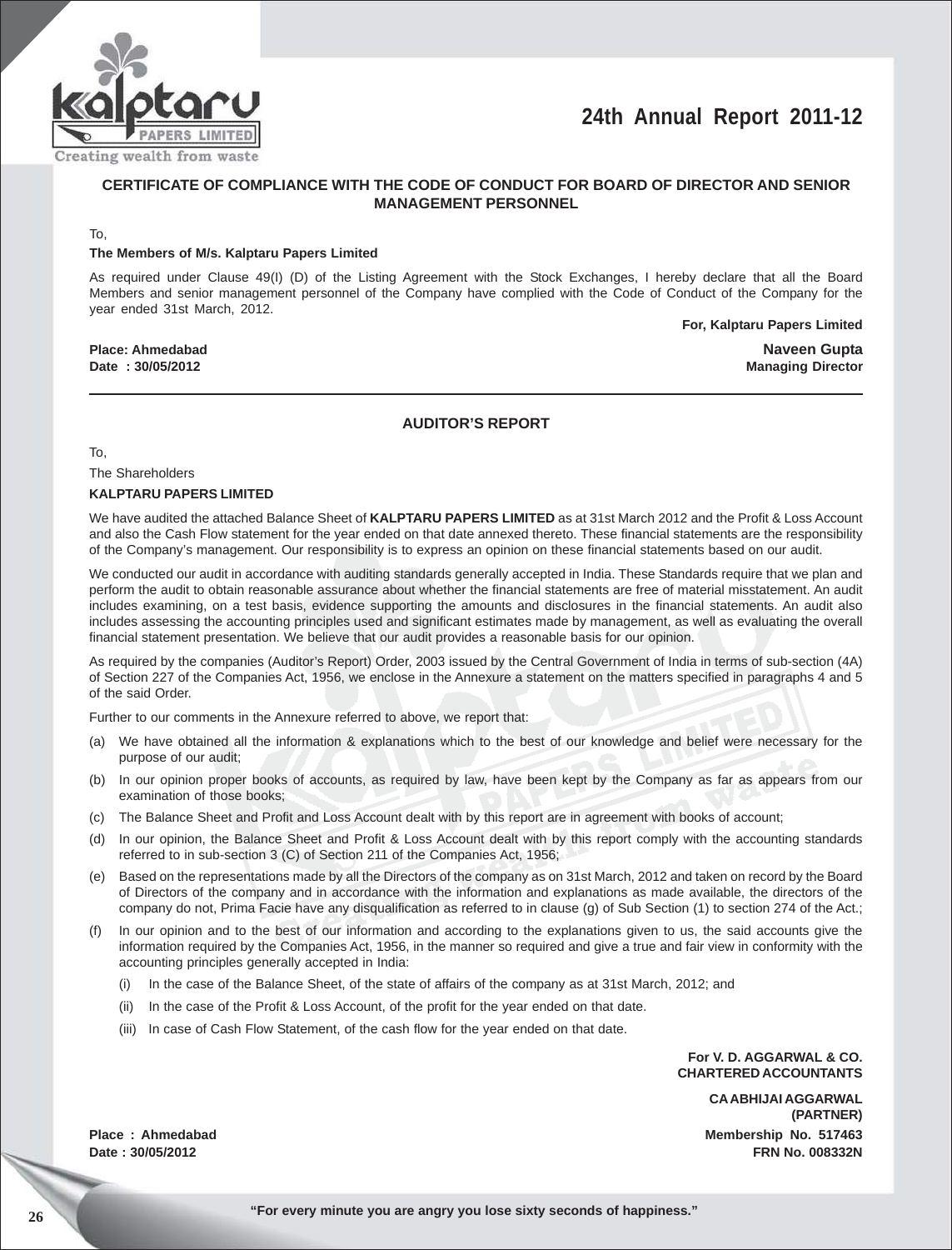## CERTIFICATE OF COMPLIANCE WITH THE CODE OF CONDUCT FOR BOARD OF DIRECTOR AND SENIOR MANAGEMENT PERSONNEL

To,

**The Members of M/s. Kalptaru Papers Limited**

As required under Clause 49(I) (D) of the Listing Agreement with the Stock Exchanges, I hereby declare that all the Board Members and senior management personnel of the Company have complied with the Code of Conduct of the Company for the year ended 31st March, 2012.

**For, Kalptaru Papers Limited**

**Place: Ahmedabad**
**Date : 30/05/2012**

**Naveen Gupta**
**Managing Director**

---

## AUDITOR'S REPORT

To,

The Shareholders

**KALPTARU PAPERS LIMITED**

We have audited the attached Balance Sheet of **KALPTARU PAPERS LIMITED** as at 31st March 2012 and the Profit & Loss Account and also the Cash Flow statement for the year ended on that date annexed thereto. These financial statements are the responsibility of the Company's management. Our responsibility is to express an opinion on these financial statements based on our audit.

We conducted our audit in accordance with auditing standards generally accepted in India. These Standards require that we plan and perform the audit to obtain reasonable assurance about whether the financial statements are free of material misstatement. An audit includes examining, on a test basis, evidence supporting the amounts and disclosures in the financial statements. An audit also includes assessing the accounting principles used and significant estimates made by management, as well as evaluating the overall financial statement presentation. We believe that our audit provides a reasonable basis for our opinion.

As required by the companies (Auditor's Report) Order, 2003 issued by the Central Government of India in terms of sub-section (4A) of Section 227 of the Companies Act, 1956, we enclose in the Annexure a statement on the matters specified in paragraphs 4 and 5 of the said Order.

Further to our comments in the Annexure referred to above, we report that:

(a) We have obtained all the information & explanations which to the best of our knowledge and belief were necessary for the purpose of our audit;

(b) In our opinion proper books of accounts, as required by law, have been kept by the Company as far as appears from our examination of those books;

(c) The Balance Sheet and Profit and Loss Account dealt with by this report are in agreement with books of account;

(d) In our opinion, the Balance Sheet and Profit & Loss Account dealt with by this report comply with the accounting standards referred to in sub-section 3 (C) of Section 211 of the Companies Act, 1956;

(e) Based on the representations made by all the Directors of the company as on 31st March, 2012 and taken on record by the Board of Directors of the company and in accordance with the information and explanations as made available, the directors of the company do not, Prima Facie have any disqualification as referred to in clause (g) of Sub Section (1) to section 274 of the Act.;

(f) In our opinion and to the best of our information and according to the explanations given to us, the said accounts give the information required by the Companies Act, 1956, in the manner so required and give a true and fair view in conformity with the accounting principles generally accepted in India:

   (i) In the case of the Balance Sheet, of the state of affairs of the company as at 31st March, 2012; and

   (ii) In the case of the Profit & Loss Account, of the profit for the year ended on that date.

   (iii) In case of Cash Flow Statement, of the cash flow for the year ended on that date.

**For V. D. AGGARWAL & CO.**
**CHARTERED ACCOUNTANTS**

**CA ABHIJAI AGGARWAL**
**(PARTNER)**
**Membership No. 517463**
**FRN No. 008332N**

**Place : Ahmedabad**
**Date : 30/05/2012**

**"For every minute you are angry you lose sixty seconds of happiness."**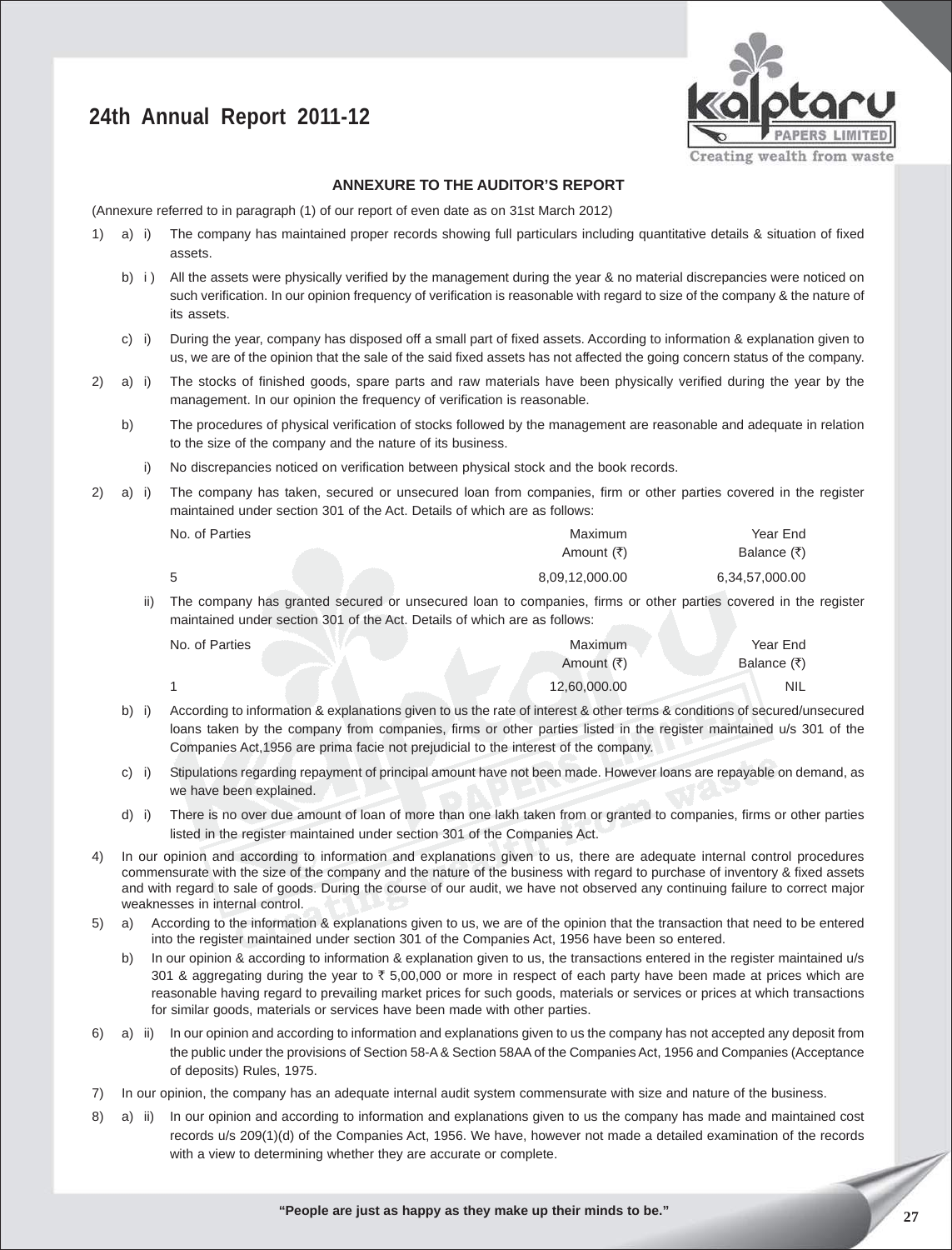## ANNEXURE TO THE AUDITOR'S REPORT

(Annexure referred to in paragraph (1) of our report of even date as on 31st March 2012)

1) a) i) The company has maintained proper records showing full particulars including quantitative details & situation of fixed assets.

b) i ) All the assets were physically verified by the management during the year & no material discrepancies were noticed on such verification. In our opinion frequency of verification is reasonable with regard to size of the company & the nature of its assets.

c) i) During the year, company has disposed off a small part of fixed assets. According to information & explanation given to us, we are of the opinion that the sale of the said fixed assets has not affected the going concern status of the company.

2) a) i) The stocks of finished goods, spare parts and raw materials have been physically verified during the year by the management. In our opinion the frequency of verification is reasonable.

b) The procedures of physical verification of stocks followed by the management are reasonable and adequate in relation to the size of the company and the nature of its business.

i) No discrepancies noticed on verification between physical stock and the book records.

2) a) i) The company has taken, secured or unsecured loan from companies, firm or other parties covered in the register maintained under section 301 of the Act. Details of which are as follows:

| No. of Parties | Maximum Amount (₹) | Year End Balance (₹) |
|---|---|---|
| 5 | 8,09,12,000.00 | 6,34,57,000.00 |

ii) The company has granted secured or unsecured loan to companies, firms or other parties covered in the register maintained under section 301 of the Act. Details of which are as follows:

| No. of Parties | Maximum Amount (₹) | Year End Balance (₹) |
|---|---|---|
| 1 | 12,60,000.00 | NIL |

b) i) According to information & explanations given to us the rate of interest & other terms & conditions of secured/unsecured loans taken by the company from companies, firms or other parties listed in the register maintained u/s 301 of the Companies Act,1956 are prima facie not prejudicial to the interest of the company.

c) i) Stipulations regarding repayment of principal amount have not been made. However loans are repayable on demand, as we have been explained.

d) i) There is no over due amount of loan of more than one lakh taken from or granted to companies, firms or other parties listed in the register maintained under section 301 of the Companies Act.

4) In our opinion and according to information and explanations given to us, there are adequate internal control procedures commensurate with the size of the company and the nature of the business with regard to purchase of inventory & fixed assets and with regard to sale of goods. During the course of our audit, we have not observed any continuing failure to correct major weaknesses in internal control.

5) a) According to the information & explanations given to us, we are of the opinion that the transaction that need to be entered into the register maintained under section 301 of the Companies Act, 1956 have been so entered.

b) In our opinion & according to information & explanation given to us, the transactions entered in the register maintained u/s 301 & aggregating during the year to ₹ 5,00,000 or more in respect of each party have been made at prices which are reasonable having regard to prevailing market prices for such goods, materials or services or prices at which transactions for similar goods, materials or services have been made with other parties.

6) a) ii) In our opinion and according to information and explanations given to us the company has not accepted any deposit from the public under the provisions of Section 58-A & Section 58AA of the Companies Act, 1956 and Companies (Acceptance of deposits) Rules, 1975.

7) In our opinion, the company has an adequate internal audit system commensurate with size and nature of the business.

8) a) ii) In our opinion and according to information and explanations given to us the company has made and maintained cost records u/s 209(1)(d) of the Companies Act, 1956. We have, however not made a detailed examination of the records with a view to determining whether they are accurate or complete.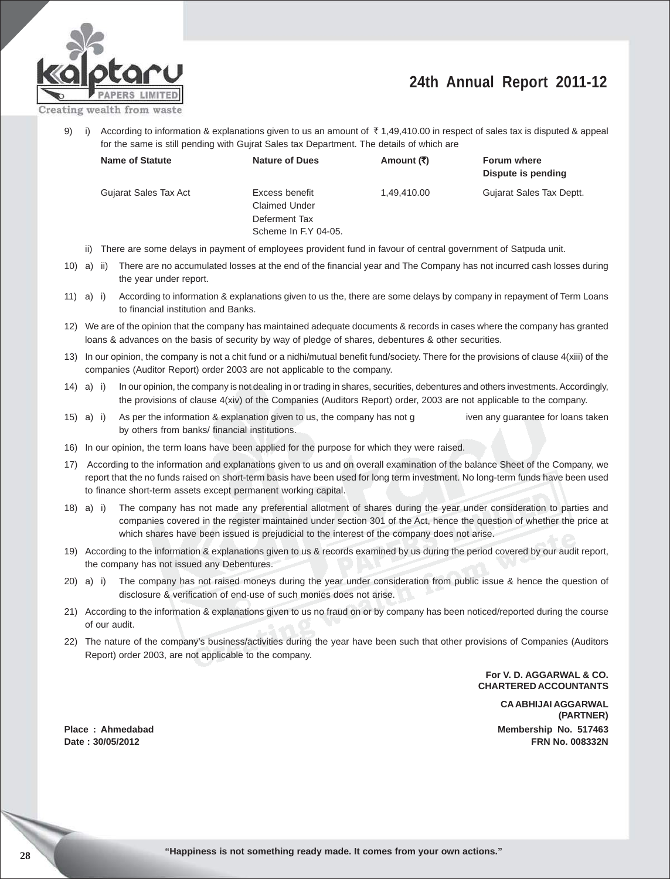9) i) According to information & explanations given to us an amount of ₹ 1,49,410.00 in respect of sales tax is disputed & appeal for the same is still pending with Gujrat Sales tax Department. The details of which are

| Name of Statute | Nature of Dues | Amount (₹) | Forum where Dispute is pending |
|---|---|---|---|
| Gujarat Sales Tax Act | Excess benefit Claimed Under Deferment Tax Scheme In F.Y 04-05. | 1,49,410.00 | Gujarat Sales Tax Deptt. |

ii) There are some delays in payment of employees provident fund in favour of central government of Satpuda unit.

10) a) ii) There are no accumulated losses at the end of the financial year and The Company has not incurred cash losses during the year under report.

11) a) i) According to information & explanations given to us the, there are some delays by company in repayment of Term Loans to financial institution and Banks.

12) We are of the opinion that the company has maintained adequate documents & records in cases where the company has granted loans & advances on the basis of security by way of pledge of shares, debentures & other securities.

13) In our opinion, the company is not a chit fund or a nidhi/mutual benefit fund/society. There for the provisions of clause 4(xiii) of the companies (Auditor Report) order 2003 are not applicable to the company.

14) a) i) In our opinion, the company is not dealing in or trading in shares, securities, debentures and others investments. Accordingly, the provisions of clause 4(xiv) of the Companies (Auditors Report) order, 2003 are not applicable to the company.

15) a) i) As per the information & explanation given to us, the company has not g iven any guarantee for loans taken by others from banks/ financial institutions.

16) In our opinion, the term loans have been applied for the purpose for which they were raised.

17) According to the information and explanations given to us and on overall examination of the balance Sheet of the Company, we report that the no funds raised on short-term basis have been used for long term investment. No long-term funds have been used to finance short-term assets except permanent working capital.

18) a) i) The company has not made any preferential allotment of shares during the year under consideration to parties and companies covered in the register maintained under section 301 of the Act, hence the question of whether the price at which shares have been issued is prejudicial to the interest of the company does not arise.

19) According to the information & explanations given to us & records examined by us during the period covered by our audit report, the company has not issued any Debentures.

20) a) i) The company has not raised moneys during the year under consideration from public issue & hence the question of disclosure & verification of end-use of such monies does not arise.

21) According to the information & explanations given to us no fraud on or by company has been noticed/reported during the course of our audit.

22) The nature of the company's business/activities during the year have been such that other provisions of Companies (Auditors Report) order 2003, are not applicable to the company.

**For V. D. AGGARWAL & CO.**
**CHARTERED ACCOUNTANTS**

**CA ABHIJAI AGGARWAL**
**(PARTNER)**
**Membership No. 517463**
**FRN No. 008332N**

**Place : Ahmedabad**
**Date : 30/05/2012**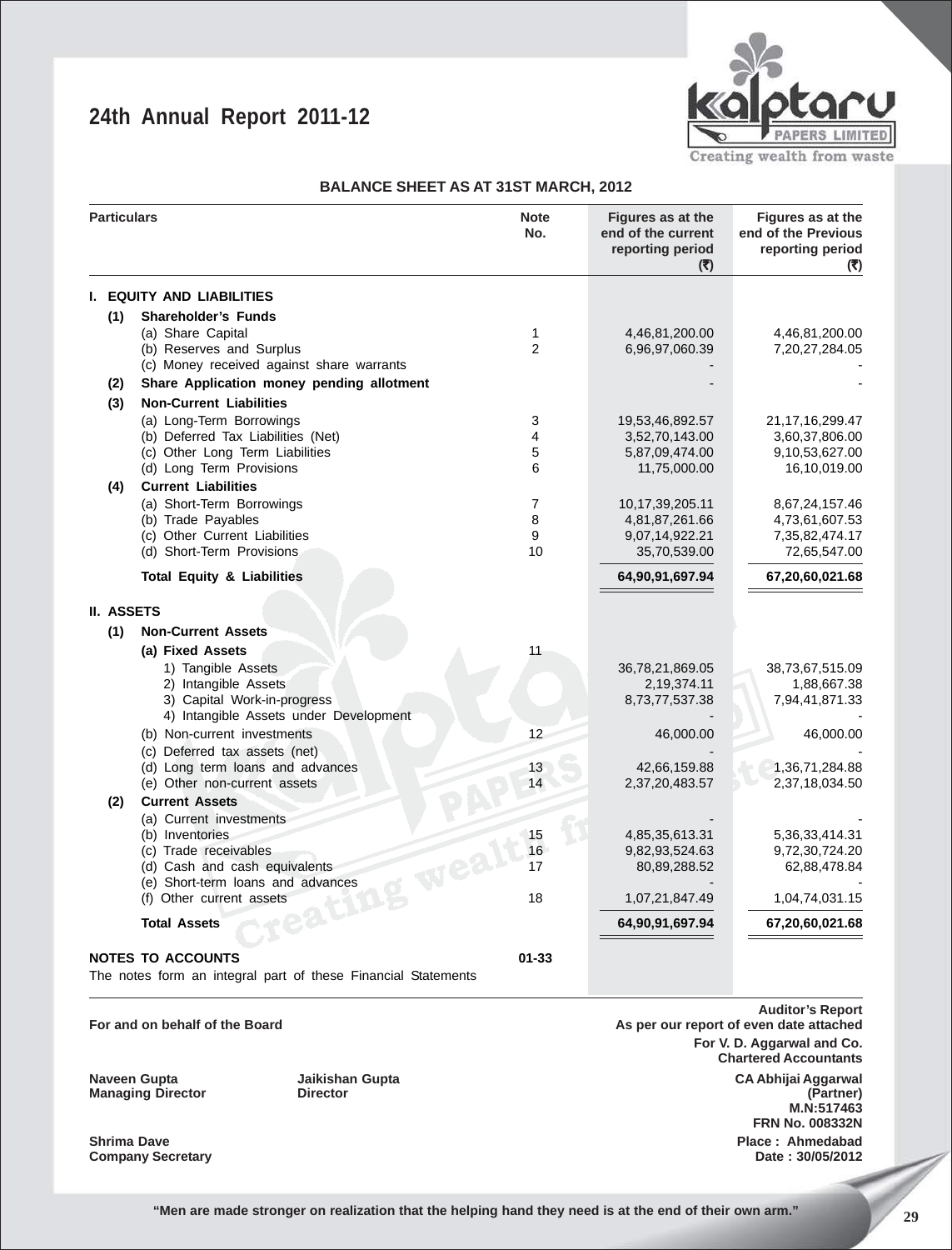# BALANCE SHEET AS AT 31ST MARCH, 2012

| Particulars | Note No. | Figures as at the end of the current reporting period (₹) | Figures as at the end of the Previous reporting period (₹) |
|---|---|---|---|
| **I. EQUITY AND LIABILITIES** | | | |
| **(1) Shareholder's Funds** | | | |
| (a) Share Capital | 1 | 4,46,81,200.00 | 4,46,81,200.00 |
| (b) Reserves and Surplus | 2 | 6,96,97,060.39 | 7,20,27,284.05 |
| (c) Money received against share warrants | | - | - |
| **(2) Share Application money pending allotment** | | - | - |
| **(3) Non-Current Liabilities** | | | |
| (a) Long-Term Borrowings | 3 | 19,53,46,892.57 | 21,17,16,299.47 |
| (b) Deferred Tax Liabilities (Net) | 4 | 3,52,70,143.00 | 3,60,37,806.00 |
| (c) Other Long Term Liabilities | 5 | 5,87,09,474.00 | 9,10,53,627.00 |
| (d) Long Term Provisions | 6 | 11,75,000.00 | 16,10,019.00 |
| **(4) Current Liabilities** | | | |
| (a) Short-Term Borrowings | 7 | 10,17,39,205.11 | 8,67,24,157.46 |
| (b) Trade Payables | 8 | 4,81,87,261.66 | 4,73,61,607.53 |
| (c) Other Current Liabilities | 9 | 9,07,14,922.21 | 7,35,82,474.17 |
| (d) Short-Term Provisions | 10 | 35,70,539.00 | 72,65,547.00 |
| **Total Equity & Liabilities** | | **64,90,91,697.94** | **67,20,60,021.68** |
| **II. ASSETS** | | | |
| **(1) Non-Current Assets** | | | |
| **(a) Fixed Assets** | 11 | | |
| 1) Tangible Assets | | 36,78,21,869.05 | 38,73,67,515.09 |
| 2) Intangible Assets | | 2,19,374.11 | 1,88,667.38 |
| 3) Capital Work-in-progress | | 8,73,77,537.38 | 7,94,41,871.33 |
| 4) Intangible Assets under Development | | - | - |
| (b) Non-current investments | 12 | 46,000.00 | 46,000.00 |
| (c) Deferred tax assets (net) | | - | - |
| (d) Long term loans and advances | 13 | 42,66,159.88 | 1,36,71,284.88 |
| (e) Other non-current assets | 14 | 2,37,20,483.57 | 2,37,18,034.50 |
| **(2) Current Assets** | | | |
| (a) Current investments | | - | - |
| (b) Inventories | 15 | 4,85,35,613.31 | 5,36,33,414.31 |
| (c) Trade receivables | 16 | 9,82,93,524.63 | 9,72,30,724.20 |
| (d) Cash and cash equivalents | 17 | 80,89,288.52 | 62,88,478.84 |
| (e) Short-term loans and advances | | - | - |
| (f) Other current assets | 18 | 1,07,21,847.49 | 1,04,74,031.15 |
| **Total Assets** | | **64,90,91,697.94** | **67,20,60,021.68** |
| **NOTES TO ACCOUNTS** | 01-33 | | |

The notes form an integral part of these Financial Statements

**For and on behalf of the Board**

**Naveen Gupta**
**Managing Director**

**Jaikishan Gupta**
**Director**

**Shrima Dave**
**Company Secretary**

**Auditor's Report**
**As per our report of even date attached**
**For V. D. Aggarwal and Co.**
**Chartered Accountants**

**CA Abhijai Aggarwal**
**(Partner)**
**M.N:517463**
**FRN No. 008332N**
**Place : Ahmedabad**
**Date : 30/05/2012**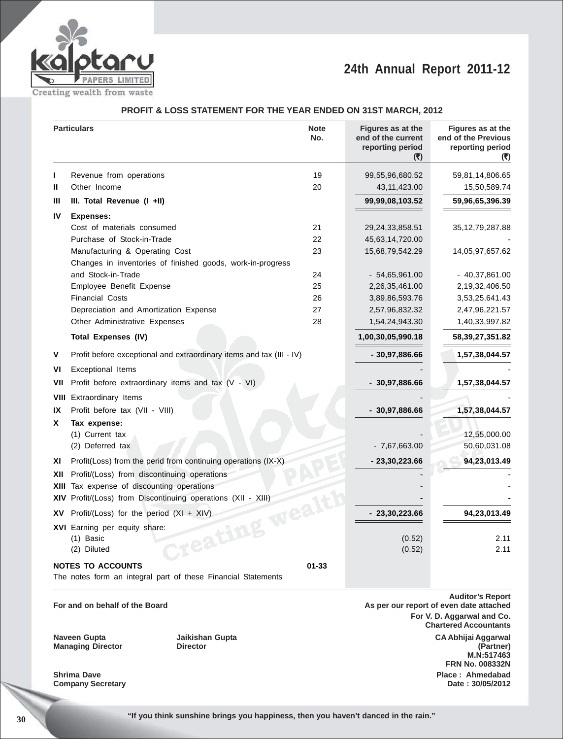## PROFIT & LOSS STATEMENT FOR THE YEAR ENDED ON 31ST MARCH, 2012

| | Particulars | Note No. | Figures as at the end of the current reporting period (₹) | Figures as at the end of the Previous reporting period (₹) |
|---|---|---|---|---|
| I | Revenue from operations | 19 | 99,55,96,680.52 | 59,81,14,806.65 |
| II | Other Income | 20 | 43,11,423.00 | 15,50,589.74 |
| III | **III. Total Revenue (I +II)** | | **99,99,08,103.52** | **59,96,65,396.39** |
| IV | **Expenses:** | | | |
| | Cost of materials consumed | 21 | 29,24,33,858.51 | 35,12,79,287.88 |
| | Purchase of Stock-in-Trade | 22 | 45,63,14,720.00 | - |
| | Manufacturing & Operating Cost | 23 | 15,68,79,542.29 | 14,05,97,657.62 |
| | Changes in inventories of finished goods, work-in-progress and Stock-in-Trade | 24 | - 54,65,961.00 | - 40,37,861.00 |
| | Employee Benefit Expense | 25 | 2,26,35,461.00 | 2,19,32,406.50 |
| | Financial Costs | 26 | 3,89,86,593.76 | 3,53,25,641.43 |
| | Depreciation and Amortization Expense | 27 | 2,57,96,832.32 | 2,47,96,221.57 |
| | Other Administrative Expenses | 28 | 1,54,24,943.30 | 1,40,33,997.82 |
| | **Total Expenses (IV)** | | **1,00,30,05,990.18** | **58,39,27,351.82** |
| V | Profit before exceptional and extraordinary items and tax (III - IV) | | **- 30,97,886.66** | **1,57,38,044.57** |
| VI | Exceptional Items | | - | - |
| VII | Profit before extraordinary items and tax (V - VI) | | **- 30,97,886.66** | **1,57,38,044.57** |
| VIII | Extraordinary Items | | - | - |
| IX | Profit before tax (VII - VIII) | | **- 30,97,886.66** | **1,57,38,044.57** |
| X | **Tax expense:** | | | |
| | (1) Current tax | | - | 12,55,000.00 |
| | (2) Deferred tax | | - 7,67,663.00 | 50,60,031.08 |
| XI | Profit(Loss) from the perid from continuing operations (IX-X) | | **- 23,30,223.66** | **94,23,013.49** |
| XII | Profit/(Loss) from discontinuing operations | | - | - |
| XIII | Tax expense of discounting operations | | - | - |
| XIV | Profit/(Loss) from Discontinuing operations (XII - XIII) | | **-** | **-** |
| XV | Profit/(Loss) for the period (XI + XIV) | | **- 23,30,223.66** | **94,23,013.49** |
| XVI | Earning per equity share: | | | |
| | (1) Basic | | (0.52) | 2.11 |
| | (2) Diluted | | (0.52) | 2.11 |
| | **NOTES TO ACCOUNTS** | 01-33 | | |
| | The notes form an integral part of these Financial Statements | | | |

**For and on behalf of the Board**

**Naveen Gupta**
**Managing Director**

**Jaikishan Gupta**
**Director**

**Shrima Dave**
**Company Secretary**

**Auditor's Report**
**As per our report of even date attached**
**For V. D. Aggarwal and Co.**
**Chartered Accountants**

**CA Abhijai Aggarwal**
**(Partner)**
**M.N:517463**
**FRN No. 008332N**
**Place : Ahmedabad**
**Date : 30/05/2012**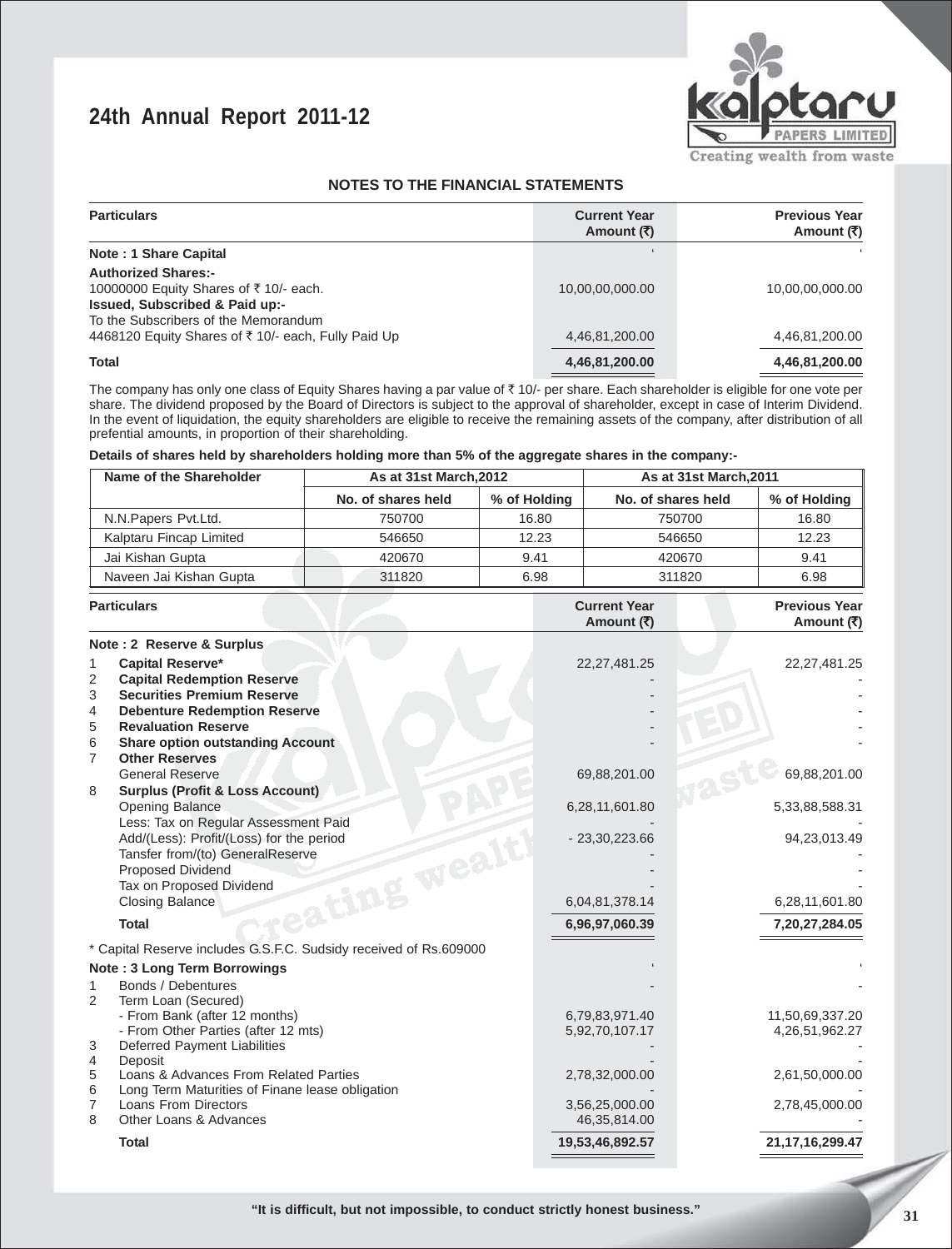## NOTES TO THE FINANCIAL STATEMENTS

| Particulars | Current Year Amount (₹) | Previous Year Amount (₹) |
|---|---|---|
| **Note : 1 Share Capital** | | |
| **Authorized Shares:-** | | |
| 10000000 Equity Shares of ₹ 10/- each. | 10,00,00,000.00 | 10,00,00,000.00 |
| **Issued, Subscribed & Paid up:-** | | |
| To the Subscribers of the Memorandum | | |
| 4468120 Equity Shares of ₹ 10/- each, Fully Paid Up | 4,46,81,200.00 | 4,46,81,200.00 |
| **Total** | **4,46,81,200.00** | **4,46,81,200.00** |

The company has only one class of Equity Shares having a par value of ₹ 10/- per share. Each shareholder is eligible for one vote per share. The dividend proposed by the Board of Directors is subject to the approval of shareholder, except in case of Interim Dividend. In the event of liquidation, the equity shareholders are eligible to receive the remaining assets of the company, after distribution of all prefential amounts, in proportion of their shareholding.

**Details of shares held by shareholders holding more than 5% of the aggregate shares in the company:-**

| Name of the Shareholder | As at 31st March,2012 | | As at 31st March,2011 | |
|---|---|---|---|---|
| | No. of shares held | % of Holding | No. of shares held | % of Holding |
| N.N.Papers Pvt.Ltd. | 750700 | 16.80 | 750700 | 16.80 |
| Kalptaru Fincap Limited | 546650 | 12.23 | 546650 | 12.23 |
| Jai Kishan Gupta | 420670 | 9.41 | 420670 | 9.41 |
| Naveen Jai Kishan Gupta | 311820 | 6.98 | 311820 | 6.98 |

| Particulars | Current Year Amount (₹) | Previous Year Amount (₹) |
|---|---|---|
| **Note : 2 Reserve & Surplus** | | |
| 1 **Capital Reserve*** | 22,27,481.25 | 22,27,481.25 |
| 2 **Capital Redemption Reserve** | - | - |
| 3 **Securities Premium Reserve** | - | - |
| 4 **Debenture Redemption Reserve** | - | - |
| 5 **Revaluation Reserve** | - | - |
| 6 **Share option outstanding Account** | - | - |
| 7 **Other Reserves** | | |
| General Reserve | 69,88,201.00 | 69,88,201.00 |
| 8 **Surplus (Profit & Loss Account)** | | |
| Opening Balance | 6,28,11,601.80 | 5,33,88,588.31 |
| Less: Tax on Regular Assessment Paid | - | - |
| Add/(Less): Profit/(Loss) for the period | - 23,30,223.66 | 94,23,013.49 |
| Tansfer from/(to) GeneralReserve | - | - |
| Proposed Dividend | - | - |
| Tax on Proposed Dividend | - | - |
| Closing Balance | 6,04,81,378.14 | 6,28,11,601.80 |
| **Total** | **6,96,97,060.39** | **7,20,27,284.05** |

* Capital Reserve includes G.S.F.C. Sudsidy received of Rs.609000

| Particulars | Current Year Amount (₹) | Previous Year Amount (₹) |
|---|---|---|
| **Note : 3 Long Term Borrowings** | | |
| 1 Bonds / Debentures | - | - |
| 2 Term Loan (Secured) | | |
| - From Bank (after 12 months) | 6,79,83,971.40 | 11,50,69,337.20 |
| - From Other Parties (after 12 mts) | 5,92,70,107.17 | 4,26,51,962.27 |
| 3 Deferred Payment Liabilities | - | - |
| 4 Deposit | - | - |
| 5 Loans & Advances From Related Parties | 2,78,32,000.00 | 2,61,50,000.00 |
| 6 Long Term Maturities of Finane lease obligation | - | - |
| 7 Loans From Directors | 3,56,25,000.00 | 2,78,45,000.00 |
| 8 Other Loans & Advances | 46,35,814.00 | - |
| **Total** | **19,53,46,892.57** | **21,17,16,299.47** |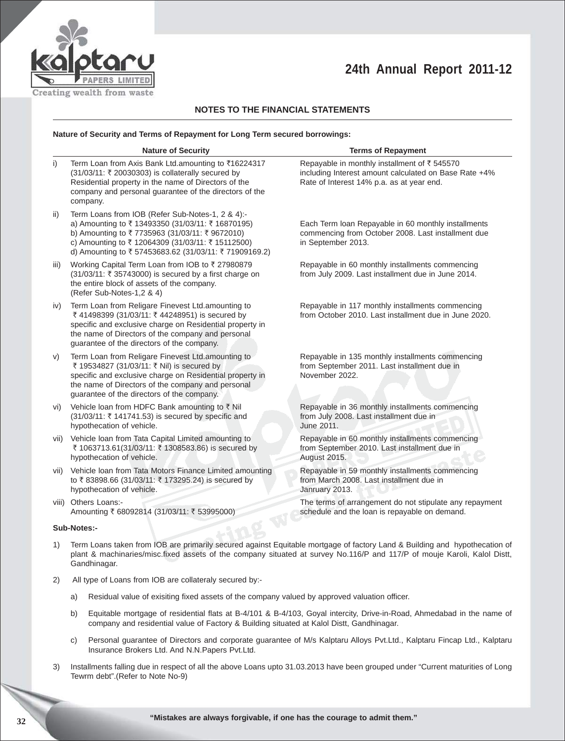## NOTES TO THE FINANCIAL STATEMENTS

**Nature of Security and Terms of Repayment for Long Term secured borrowings:**

| | Nature of Security | Terms of Repayment |
|---|---|---|
| i) | Term Loan from Axis Bank Ltd.amounting to ₹16224317 (31/03/11: ₹ 20030303) is collaterally secured by Residential property in the name of Directors of the company and personal guarantee of the directors of the company. | Repayable in monthly installment of ₹ 545570 including Interest amount calculated on Base Rate +4% Rate of Interest 14% p.a. as at year end. |
| ii) | Term Loans from IOB (Refer Sub-Notes-1, 2 & 4):-<br>a) Amounting to ₹ 13493350 (31/03/11: ₹ 16870195)<br>b) Amounting to ₹ 7735963 (31/03/11: ₹ 9672010)<br>c) Amounting to ₹ 12064309 (31/03/11: ₹ 15112500)<br>d) Amounting to ₹ 57453683.62 (31/03/11: ₹ 71909169.2) | Each Term loan Repayable in 60 monthly installments commencing from October 2008. Last installment due in September 2013. |
| iii) | Working Capital Term Loan from IOB to ₹ 27980879 (31/03/11: ₹ 35743000) is secured by a first charge on the entire block of assets of the company. (Refer Sub-Notes-1,2 & 4) | Repayable in 60 monthly installments commencing from July 2009. Last installment due in June 2014. |
| iv) | Term Loan from Religare Finevest Ltd.amounting to ₹ 41498399 (31/03/11: ₹ 44248951) is secured by specific and exclusive charge on Residential property in the name of Directors of the company and personal guarantee of the directors of the company. | Repayable in 117 monthly installments commencing from October 2010. Last installment due in June 2020. |
| v) | Term Loan from Religare Finevest Ltd.amounting to ₹ 19534827 (31/03/11: ₹ Nil) is secured by specific and exclusive charge on Residential property in the name of Directors of the company and personal guarantee of the directors of the company. | Repayable in 135 monthly installments commencing from September 2011. Last installment due in November 2022. |
| vi) | Vehicle loan from HDFC Bank amounting to ₹ Nil (31/03/11: ₹ 141741.53) is secured by specific and hypothecation of vehicle. | Repayable in 36 monthly installments commencing from July 2008. Last installment due in June 2011. |
| vii) | Vehicle loan from Tata Capital Limited amounting to ₹ 1063713.61(31/03/11: ₹ 1308583.86) is secured by hypothecation of vehicle. | Repayable in 60 monthly installments commencing from September 2010. Last installment due in August 2015. |
| vii) | Vehicle loan from Tata Motors Finance Limited amounting to ₹ 83898.66 (31/03/11: ₹ 173295.24) is secured by hypothecation of vehicle. | Repayable in 59 monthly installments commencing from March 2008. Last installment due in Janruary 2013. |
| viii) | Others Loans:-<br>Amounting ₹ 68092814 (31/03/11: ₹ 53995000) | The terms of arrangement do not stipulate any repayment schedule and the loan is repayable on demand. |

**Sub-Notes:-**

1) Term Loans taken from IOB are primarily secured against Equitable mortgage of factory Land & Building and hypothecation of plant & machinaries/misc.fixed assets of the company situated at survey No.116/P and 117/P of mouje Karoli, Kalol Distt, Gandhinagar.

2) All type of Loans from IOB are collateraly secured by:-

   a) Residual value of exisiting fixed assets of the company valued by approved valuation officer.

   b) Equitable mortgage of residential flats at B-4/101 & B-4/103, Goyal intercity, Drive-in-Road, Ahmedabad in the name of company and residential value of Factory & Building situated at Kalol Distt, Gandhinagar.

   c) Personal guarantee of Directors and corporate guarantee of M/s Kalptaru Alloys Pvt.Ltd., Kalptaru Fincap Ltd., Kalptaru Insurance Brokers Ltd. And N.N.Papers Pvt.Ltd.

3) Installments falling due in respect of all the above Loans upto 31.03.2013 have been grouped under "Current maturities of Long Tewrm debt".(Refer to Note No-9)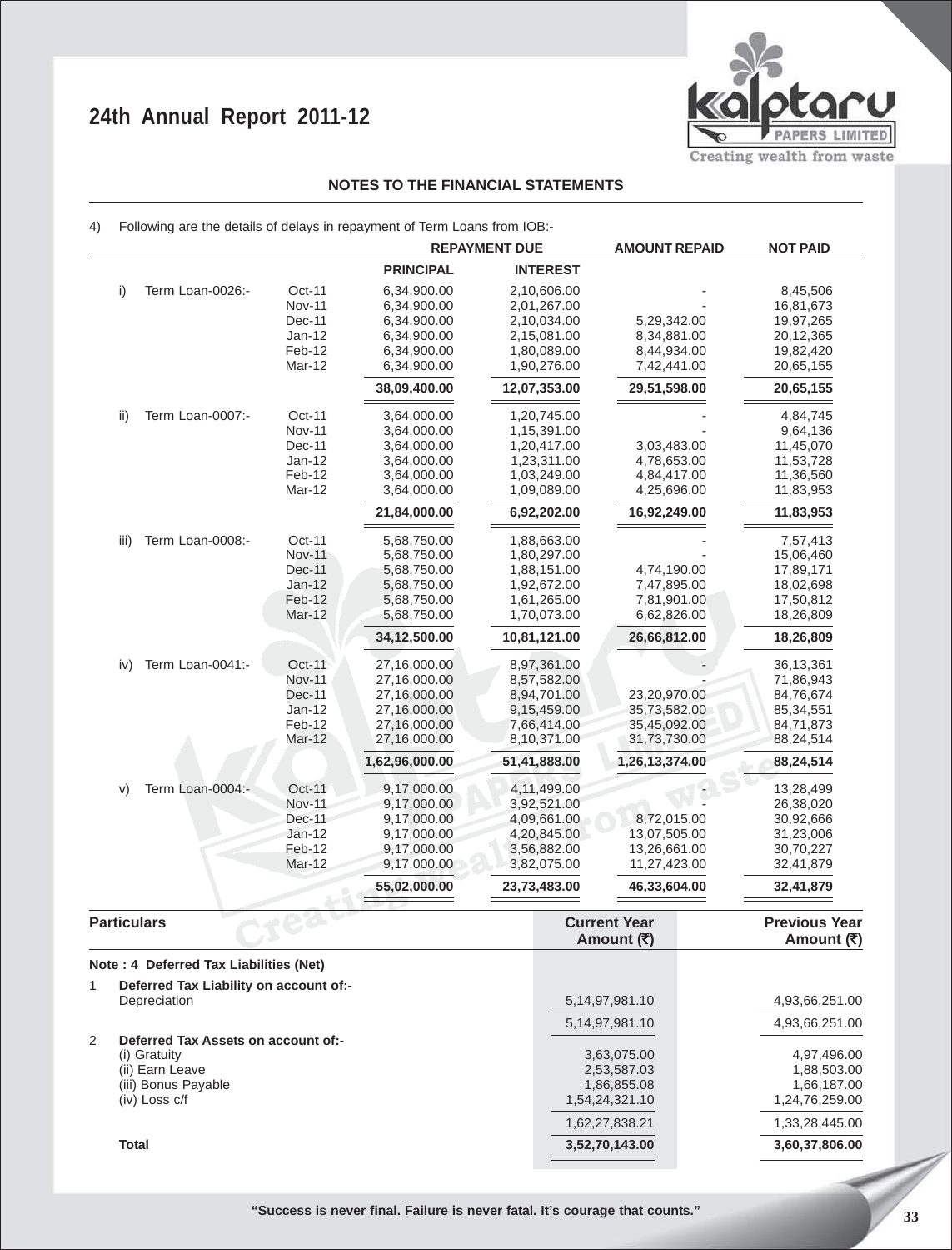## NOTES TO THE FINANCIAL STATEMENTS

4) Following are the details of delays in repayment of Term Loans from IOB:-

| | | | REPAYMENT DUE | | AMOUNT REPAID | NOT PAID |
|---|---|---|---|---|---|---|
| | | | PRINCIPAL | INTEREST | | |
| i) | Term Loan-0026:- | Oct-11 | 6,34,900.00 | 2,10,606.00 | - | 8,45,506 |
| | | Nov-11 | 6,34,900.00 | 2,01,267.00 | - | 16,81,673 |
| | | Dec-11 | 6,34,900.00 | 2,10,034.00 | 5,29,342.00 | 19,97,265 |
| | | Jan-12 | 6,34,900.00 | 2,15,081.00 | 8,34,881.00 | 20,12,365 |
| | | Feb-12 | 6,34,900.00 | 1,80,089.00 | 8,44,934.00 | 19,82,420 |
| | | Mar-12 | 6,34,900.00 | 1,90,276.00 | 7,42,441.00 | 20,65,155 |
| | | | **38,09,400.00** | **12,07,353.00** | **29,51,598.00** | **20,65,155** |
| ii) | Term Loan-0007:- | Oct-11 | 3,64,000.00 | 1,20,745.00 | - | 4,84,745 |
| | | Nov-11 | 3,64,000.00 | 1,15,391.00 | - | 9,64,136 |
| | | Dec-11 | 3,64,000.00 | 1,20,417.00 | 3,03,483.00 | 11,45,070 |
| | | Jan-12 | 3,64,000.00 | 1,23,311.00 | 4,78,653.00 | 11,53,728 |
| | | Feb-12 | 3,64,000.00 | 1,03,249.00 | 4,84,417.00 | 11,36,560 |
| | | Mar-12 | 3,64,000.00 | 1,09,089.00 | 4,25,696.00 | 11,83,953 |
| | | | **21,84,000.00** | **6,92,202.00** | **16,92,249.00** | **11,83,953** |
| iii) | Term Loan-0008:- | Oct-11 | 5,68,750.00 | 1,88,663.00 | - | 7,57,413 |
| | | Nov-11 | 5,68,750.00 | 1,80,297.00 | - | 15,06,460 |
| | | Dec-11 | 5,68,750.00 | 1,88,151.00 | 4,74,190.00 | 17,89,171 |
| | | Jan-12 | 5,68,750.00 | 1,92,672.00 | 7,47,895.00 | 18,02,698 |
| | | Feb-12 | 5,68,750.00 | 1,61,265.00 | 7,81,901.00 | 17,50,812 |
| | | Mar-12 | 5,68,750.00 | 1,70,073.00 | 6,62,826.00 | 18,26,809 |
| | | | **34,12,500.00** | **10,81,121.00** | **26,66,812.00** | **18,26,809** |
| iv) | Term Loan-0041:- | Oct-11 | 27,16,000.00 | 8,97,361.00 | - | 36,13,361 |
| | | Nov-11 | 27,16,000.00 | 8,57,582.00 | - | 71,86,943 |
| | | Dec-11 | 27,16,000.00 | 8,94,701.00 | 23,20,970.00 | 84,76,674 |
| | | Jan-12 | 27,16,000.00 | 9,15,459.00 | 35,73,582.00 | 85,34,551 |
| | | Feb-12 | 27,16,000.00 | 7,66,414.00 | 35,45,092.00 | 84,71,873 |
| | | Mar-12 | 27,16,000.00 | 8,10,371.00 | 31,73,730.00 | 88,24,514 |
| | | | **1,62,96,000.00** | **51,41,888.00** | **1,26,13,374.00** | **88,24,514** |
| v) | Term Loan-0004:- | Oct-11 | 9,17,000.00 | 4,11,499.00 | - | 13,28,499 |
| | | Nov-11 | 9,17,000.00 | 3,92,521.00 | - | 26,38,020 |
| | | Dec-11 | 9,17,000.00 | 4,09,661.00 | 8,72,015.00 | 30,92,666 |
| | | Jan-12 | 9,17,000.00 | 4,20,845.00 | 13,07,505.00 | 31,23,006 |
| | | Feb-12 | 9,17,000.00 | 3,56,882.00 | 13,26,661.00 | 30,70,227 |
| | | Mar-12 | 9,17,000.00 | 3,82,075.00 | 11,27,423.00 | 32,41,879 |
| | | | **55,02,000.00** | **23,73,483.00** | **46,33,604.00** | **32,41,879** |

| Particulars | Current Year Amount (₹) | Previous Year Amount (₹) |
|---|---|---|
| **Note : 4 Deferred Tax Liabilities (Net)** | | |
| 1 **Deferred Tax Liability on account of:-** | | |
| Depreciation | 5,14,97,981.10 | 4,93,66,251.00 |
| | 5,14,97,981.10 | 4,93,66,251.00 |
| 2 **Deferred Tax Assets on account of:-** | | |
| (i) Gratuity | 3,63,075.00 | 4,97,496.00 |
| (ii) Earn Leave | 2,53,587.03 | 1,88,503.00 |
| (iii) Bonus Payable | 1,86,855.08 | 1,66,187.00 |
| (iv) Loss c/f | 1,54,24,321.10 | 1,24,76,259.00 |
| | 1,62,27,838.21 | 1,33,28,445.00 |
| **Total** | **3,52,70,143.00** | **3,60,37,806.00** |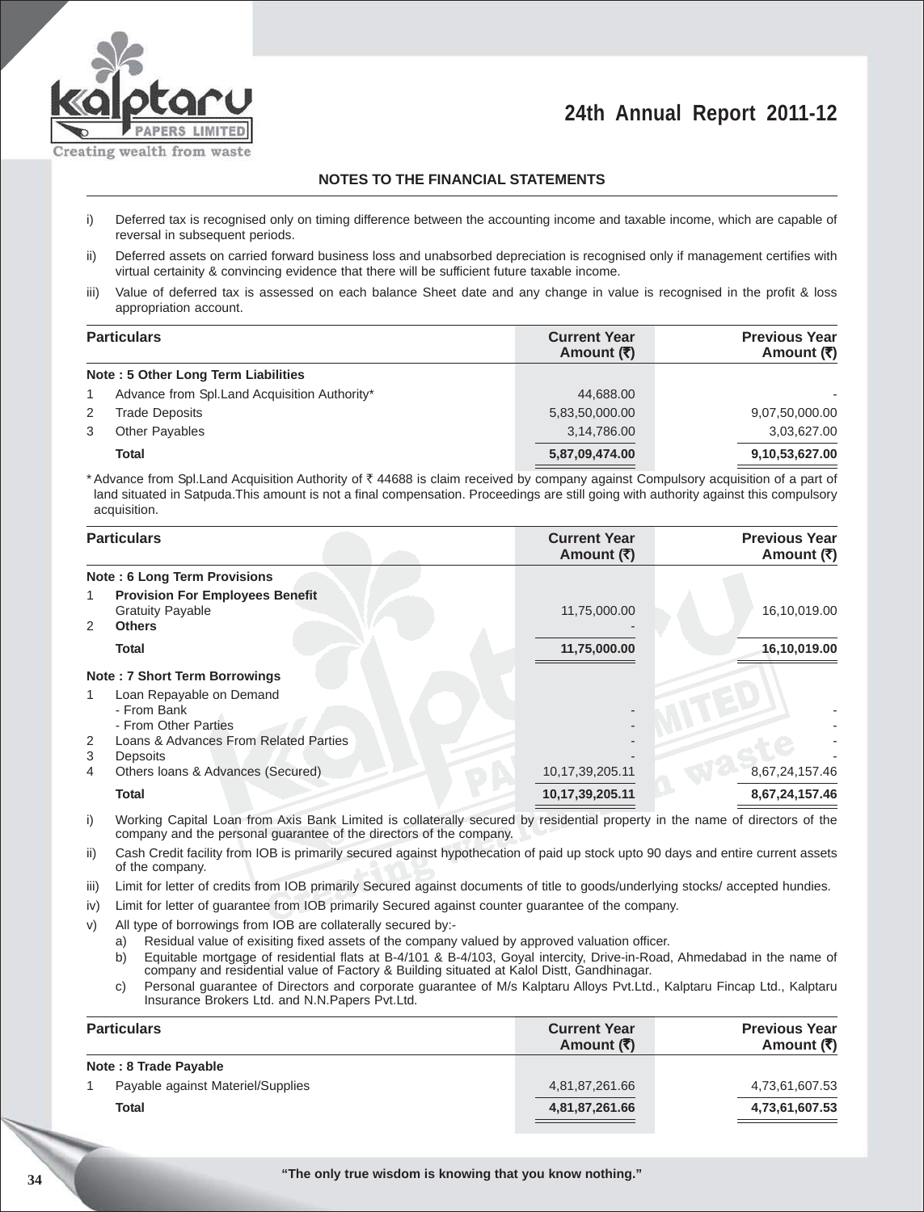## NOTES TO THE FINANCIAL STATEMENTS

i) Deferred tax is recognised only on timing difference between the accounting income and taxable income, which are capable of reversal in subsequent periods.

ii) Deferred assets on carried forward business loss and unabsorbed depreciation is recognised only if management certifies with virtual certainity & convincing evidence that there will be sufficient future taxable income.

iii) Value of deferred tax is assessed on each balance Sheet date and any change in value is recognised in the profit & loss appropriation account.

| | Particulars | Current Year Amount (₹) | Previous Year Amount (₹) |
|---|---|---|---|
| | **Note : 5 Other Long Term Liabilities** | | |
| 1 | Advance from Spl.Land Acquisition Authority* | 44,688.00 | - |
| 2 | Trade Deposits | 5,83,50,000.00 | 9,07,50,000.00 |
| 3 | Other Payables | 3,14,786.00 | 3,03,627.00 |
| | **Total** | **5,87,09,474.00** | **9,10,53,627.00** |

* Advance from Spl.Land Acquisition Authority of ₹ 44688 is claim received by company against Compulsory acquisition of a part of land situated in Satpuda.This amount is not a final compensation. Proceedings are still going with authority against this compulsory acquisition.

| | Particulars | Current Year Amount (₹) | Previous Year Amount (₹) |
|---|---|---|---|
| | **Note : 6 Long Term Provisions** | | |
| 1 | **Provision For Employees Benefit** | | |
| | Gratuity Payable | 11,75,000.00 | 16,10,019.00 |
| 2 | **Others** | - | |
| | **Total** | **11,75,000.00** | **16,10,019.00** |
| | **Note : 7 Short Term Borrowings** | | |
| 1 | Loan Repayable on Demand | | |
| | - From Bank | - | - |
| | - From Other Parties | - | - |
| 2 | Loans & Advances From Related Parties | - | - |
| 3 | Depsoits | - | - |
| 4 | Others loans & Advances (Secured) | 10,17,39,205.11 | 8,67,24,157.46 |
| | **Total** | **10,17,39,205.11** | **8,67,24,157.46** |

i) Working Capital Loan from Axis Bank Limited is collaterally secured by residential property in the name of directors of the company and the personal guarantee of the directors of the company.

ii) Cash Credit facility from IOB is primarily secured against hypothecation of paid up stock upto 90 days and entire current assets of the company.

iii) Limit for letter of credits from IOB primarily Secured against documents of title to goods/underlying stocks/ accepted hundies.

iv) Limit for letter of guarantee from IOB primarily Secured against counter guarantee of the company.

v) All type of borrowings from IOB are collaterally secured by:-

   a) Residual value of exisiting fixed assets of the company valued by approved valuation officer.

   b) Equitable mortgage of residential flats at B-4/101 & B-4/103, Goyal intercity, Drive-in-Road, Ahmedabad in the name of company and residential value of Factory & Building situated at Kalol Distt, Gandhinagar.

   c) Personal guarantee of Directors and corporate guarantee of M/s Kalptaru Alloys Pvt.Ltd., Kalptaru Fincap Ltd., Kalptaru Insurance Brokers Ltd. and N.N.Papers Pvt.Ltd.

| | Particulars | Current Year Amount (₹) | Previous Year Amount (₹) |
|---|---|---|---|
| | **Note : 8 Trade Payable** | | |
| 1 | Payable against Materiel/Supplies | 4,81,87,261.66 | 4,73,61,607.53 |
| | **Total** | **4,81,87,261.66** | **4,73,61,607.53** |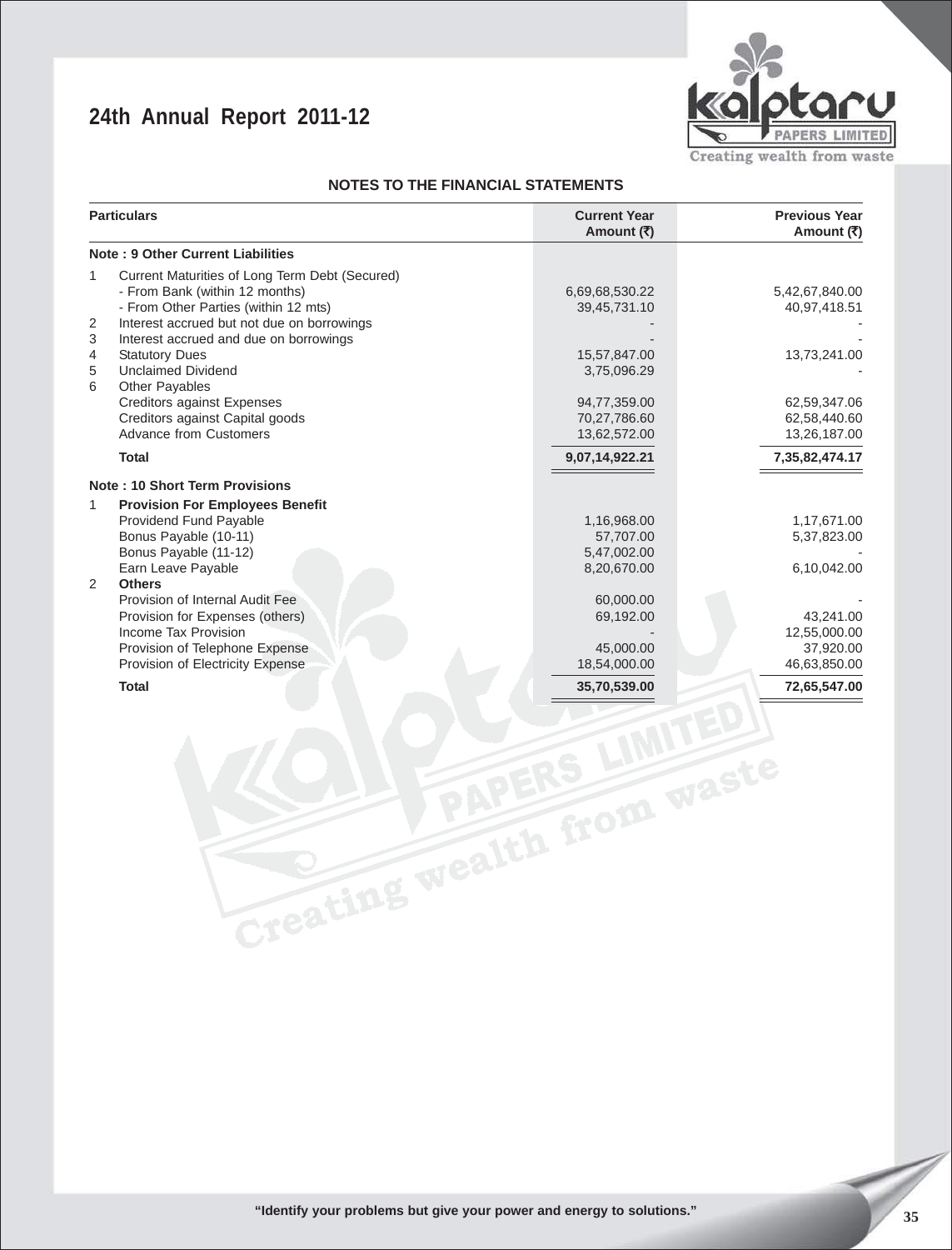## NOTES TO THE FINANCIAL STATEMENTS

| | Particulars | Current Year Amount (₹) | Previous Year Amount (₹) |
|---|---|---|---|
| | **Note : 9 Other Current Liabilities** | | |
| 1 | Current Maturities of Long Term Debt (Secured) | | |
| | - From Bank (within 12 months) | 6,69,68,530.22 | 5,42,67,840.00 |
| | - From Other Parties (within 12 mts) | 39,45,731.10 | 40,97,418.51 |
| 2 | Interest accrued but not due on borrowings | - | - |
| 3 | Interest accrued and due on borrowings | - | - |
| 4 | Statutory Dues | 15,57,847.00 | 13,73,241.00 |
| 5 | Unclaimed Dividend | 3,75,096.29 | - |
| 6 | Other Payables | | |
| | Creditors against Expenses | 94,77,359.00 | 62,59,347.06 |
| | Creditors against Capital goods | 70,27,786.60 | 62,58,440.60 |
| | Advance from Customers | 13,62,572.00 | 13,26,187.00 |
| | **Total** | **9,07,14,922.21** | **7,35,82,474.17** |
| | **Note : 10 Short Term Provisions** | | |
| 1 | **Provision For Employees Benefit** | | |
| | Providend Fund Payable | 1,16,968.00 | 1,17,671.00 |
| | Bonus Payable (10-11) | 57,707.00 | 5,37,823.00 |
| | Bonus Payable (11-12) | 5,47,002.00 | - |
| | Earn Leave Payable | 8,20,670.00 | 6,10,042.00 |
| 2 | **Others** | | |
| | Provision of Internal Audit Fee | 60,000.00 | - |
| | Provision for Expenses (others) | 69,192.00 | 43,241.00 |
| | Income Tax Provision | - | 12,55,000.00 |
| | Provision of Telephone Expense | 45,000.00 | 37,920.00 |
| | Provision of Electricity Expense | 18,54,000.00 | 46,63,850.00 |
| | **Total** | **35,70,539.00** | **72,65,547.00** |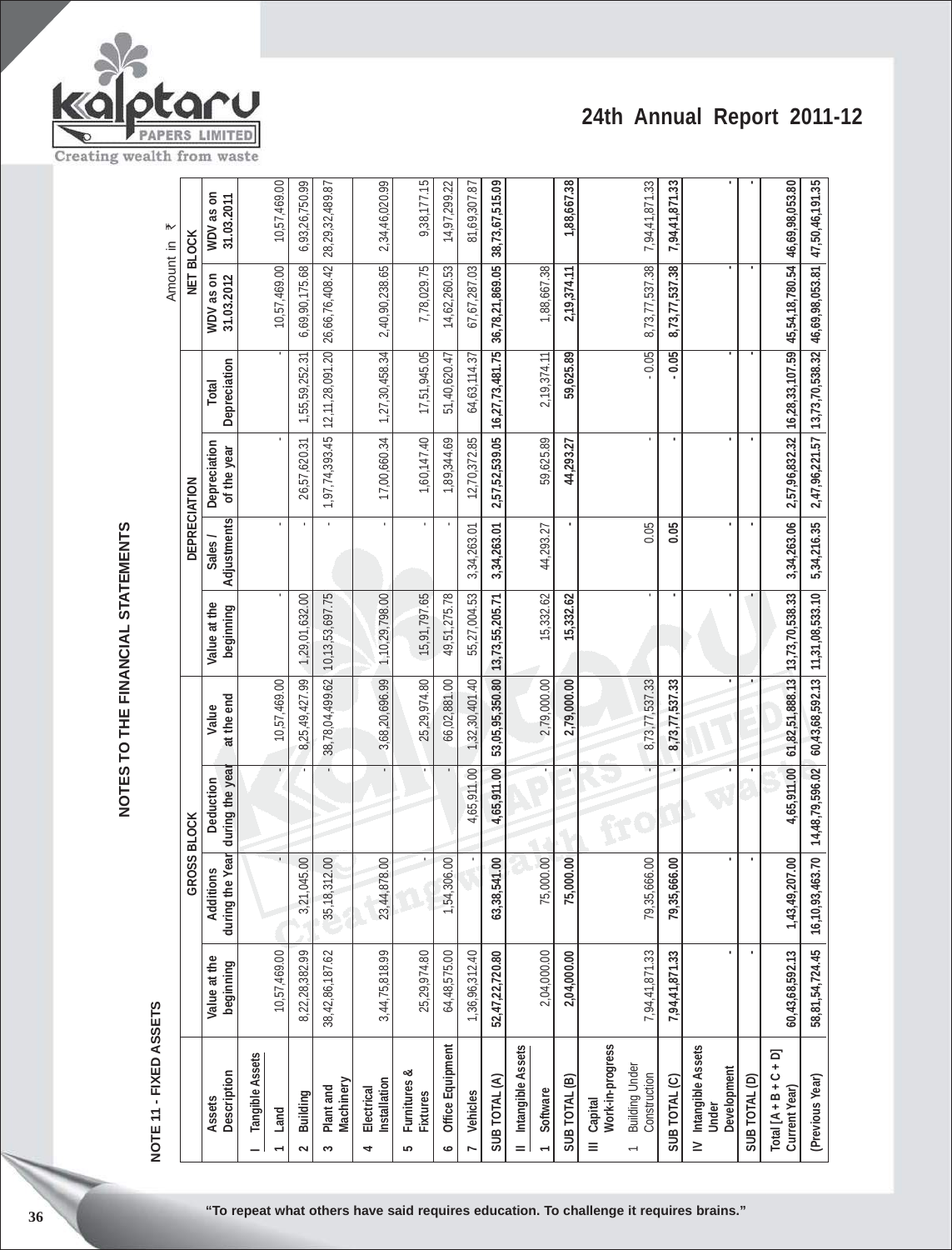## NOTES TO THE FINANCIAL STATEMENTS

### NOTE 11 - FIXED ASSETS

Amount in ₹

| Assets Description | GROSS BLOCK | | | | DEPRECIATION | | | | NET BLOCK | |
|---|---|---|---|---|---|---|---|---|---|---|
| | Value at the beginning | Additions during the Year | Deduction during the year | Value at the end | Value at the beginning | Sales / Adjustments | Depreciation of the year | Total Depreciation | WDV as on 31.03.2012 | WDV as on 31.03.2011 |
| **I Tangible Assets** | | | | | | | | | | |
| 1 Land | 10,57,469.00 | - | - | 10,57,469.00 | - | - | - | - | 10,57,469.00 | 10,57,469.00 |
| 2 Building | 8,22,28,382.99 | 3,21,045.00 | - | 8,25,49,427.99 | 1,29,01,632.00 | - | 26,57,620.31 | 1,55,59,252.31 | 6,69,90,175.68 | 6,93,26,750.99 |
| 3 Plant and Machinery | 38,42,86,187.62 | 35,18,312.00 | - | 38,78,04,499.62 | 10,13,53,697.75 | - | 1,97,74,393.45 | 12,11,28,091.20 | 26,66,76,408.42 | 28,29,32,489.87 |
| 4 Electrical Installation | 3,44,75,818.99 | 23,44,878.00 | - | 3,68,20,696.99 | 1,10,29,798.00 | - | 17,00,660.34 | 1,27,30,458.34 | 2,40,90,238.65 | 2,34,46,020.99 |
| 5 Furnitures & Fixtures | 25,29,974.80 | - | - | 25,29,974.80 | 15,91,797.65 | - | 1,60,147.40 | 17,51,945.05 | 7,78,029.75 | 9,38,177.15 |
| 6 Office Equipment | 64,48,575.00 | 1,54,306.00 | - | 66,02,881.00 | 49,51,275.78 | - | 1,89,344.69 | 51,40,620.47 | 14,62,260.53 | 14,97,299.22 |
| 7 Vehicles | 1,36,96,312.40 | - | 4,65,911.00 | 1,32,30,401.40 | 55,27,004.53 | 3,34,263.01 | 12,70,372.85 | 64,63,114.37 | 67,67,287.03 | 81,69,307.87 |
| **SUB TOTAL (A)** | **52,47,22,720.80** | **63,38,541.00** | **4,65,911.00** | **53,05,95,350.80** | **13,73,55,205.71** | **3,34,263.01** | **2,57,52,539.05** | **16,27,73,481.75** | **36,78,21,869.05** | **38,73,67,515.09** |
| **II Intangible Assets** | | | | | | | | | | |
| 1 Software | 2,04,000.00 | 75,000.00 | - | 2,79,000.00 | 15,332.62 | 44,293.27 | 59,625.89 | 2,19,374.11 | 1,88,667.38 | |
| **SUB TOTAL (B)** | **2,04,000.00** | **75,000.00** | **-** | **2,79,000.00** | **15,332.62** | **-** | **44,293.27** | **59,625.89** | **2,19,374.11** | **1,88,667.38** |
| **III Capital Work-in-progress** | | | | | | | | | | |
| 1 Building Under Construction | 7,94,41,871.33 | 79,35,666.00 | - | 8,73,77,537.33 | - | 0.05 | - | - 0.05 | 8,73,77,537.38 | 7,94,41,871.33 |
| **SUB TOTAL (C)** | **7,94,41,871.33** | **79,35,666.00** | **-** | **8,73,77,537.33** | **-** | **0.05** | **-** | **- 0.05** | **8,73,77,537.38** | **7,94,41,871.33** |
| **IV Intangible Assets Under Development** | - | - | - | - | - | - | - | - | - | - |
| **SUB TOTAL (D)** | - | - | - | - | - | - | - | - | - | - |
| **Total [A + B + C + D] Current Year)** | **60,43,68,592.13** | **1,43,49,207.00** | **4,65,911.00** | **61,82,51,888.13** | **13,73,70,538.33** | **3,34,263.06** | **2,57,96,832.32** | **16,28,33,107.59** | **45,54,18,780.54** | **46,69,98,053.80** |
| **(Previous Year)** | **58,81,54,724.45** | **16,10,93,463.70** | **14,48,79,596.02** | **60,43,68,592.13** | **11,31,08,533.10** | **5,34,216.35** | **2,47,96,221.57** | **13,73,70,538.32** | **46,69,98,053.81** | **47,50,46,191.35** |

"To repeat what others have said requires education. To challenge it requires brains."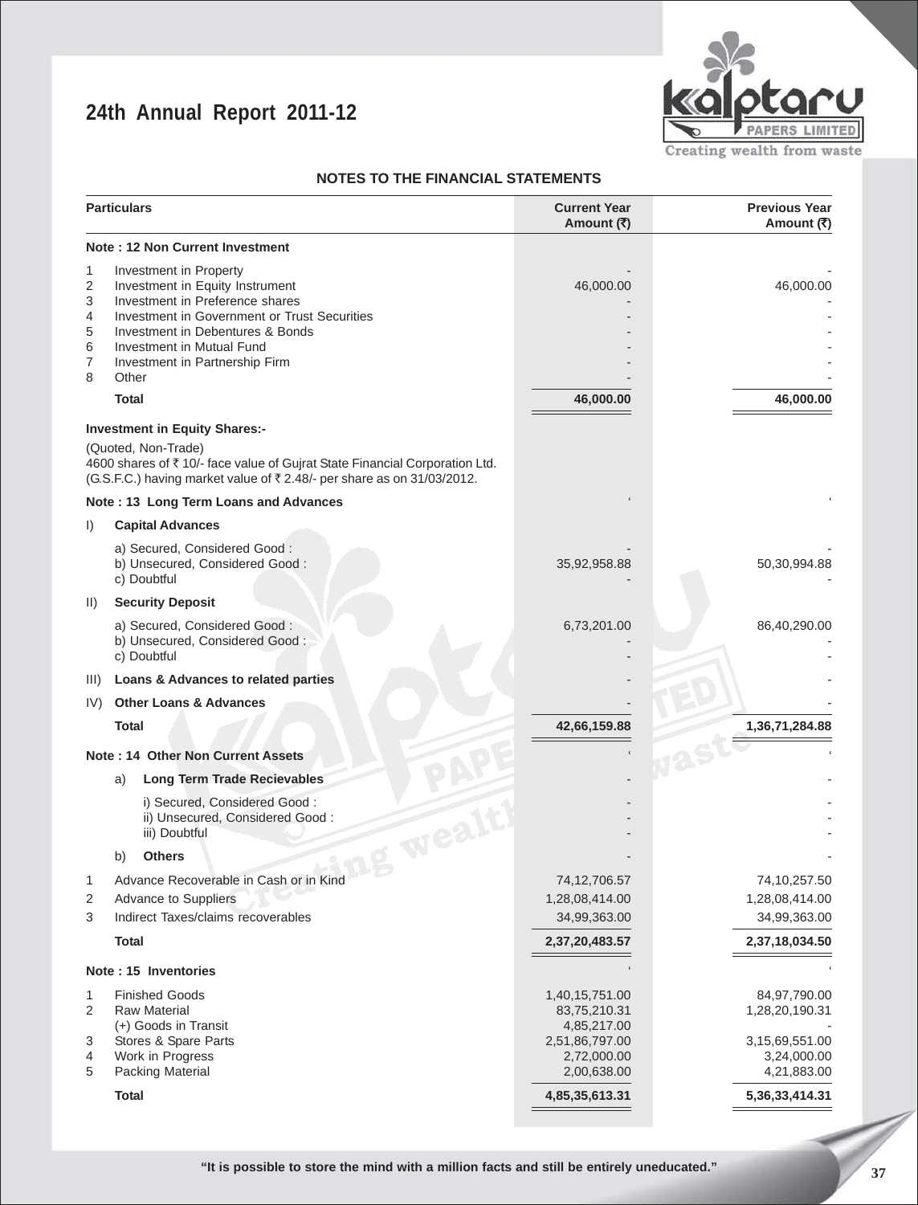## NOTES TO THE FINANCIAL STATEMENTS

| | Particulars | Current Year Amount (₹) | Previous Year Amount (₹) |
|---|---|---|---|
| | **Note : 12 Non Current Investment** | | |
| 1 | Investment in Property | - | - |
| 2 | Investment in Equity Instrument | 46,000.00 | 46,000.00 |
| 3 | Investment in Preference shares | - | - |
| 4 | Investment in Government or Trust Securities | - | - |
| 5 | Investment in Debentures & Bonds | - | - |
| 6 | Investment in Mutual Fund | - | - |
| 7 | Investment in Partnership Firm | - | - |
| 8 | Other | - | - |
| | **Total** | **46,000.00** | **46,000.00** |

**Investment in Equity Shares:-**

(Quoted, Non-Trade)
4600 shares of ₹ 10/- face value of Gujrat State Financial Corporation Ltd. (G.S.F.C.) having market value of ₹ 2.48/- per share as on 31/03/2012.

| | Particulars | Current Year Amount (₹) | Previous Year Amount (₹) |
|---|---|---|---|
| | **Note : 13 Long Term Loans and Advances** | | |
| I) | **Capital Advances** | | |
| | a) Secured, Considered Good : | - | - |
| | b) Unsecured, Considered Good : | 35,92,958.88 | 50,30,994.88 |
| | c) Doubtful | - | - |
| II) | **Security Deposit** | | |
| | a) Secured, Considered Good : | 6,73,201.00 | 86,40,290.00 |
| | b) Unsecured, Considered Good : | - | - |
| | c) Doubtful | - | - |
| III) | **Loans & Advances to related parties** | - | - |
| IV) | **Other Loans & Advances** | - | - |
| | **Total** | **42,66,159.88** | **1,36,71,284.88** |
| | **Note : 14 Other Non Current Assets** | | |
| a) | **Long Term Trade Recievables** | - | - |
| | i) Secured, Considered Good : | - | - |
| | ii) Unsecured, Considered Good : | - | - |
| | iii) Doubtful | - | - |
| b) | **Others** | - | - |
| 1 | Advance Recoverable in Cash or in Kind | 74,12,706.57 | 74,10,257.50 |
| 2 | Advance to Suppliers | 1,28,08,414.00 | 1,28,08,414.00 |
| 3 | Indirect Taxes/claims recoverables | 34,99,363.00 | 34,99,363.00 |
| | **Total** | **2,37,20,483.57** | **2,37,18,034.50** |
| | **Note : 15 Inventories** | | |
| 1 | Finished Goods | 1,40,15,751.00 | 84,97,790.00 |
| 2 | Raw Material | 83,75,210.31 | 1,28,20,190.31 |
| | (+) Goods in Transit | 4,85,217.00 | - |
| 3 | Stores & Spare Parts | 2,51,86,797.00 | 3,15,69,551.00 |
| 4 | Work in Progress | 2,72,000.00 | 3,24,000.00 |
| 5 | Packing Material | 2,00,638.00 | 4,21,883.00 |
| | **Total** | **4,85,35,613.31** | **5,36,33,414.31** |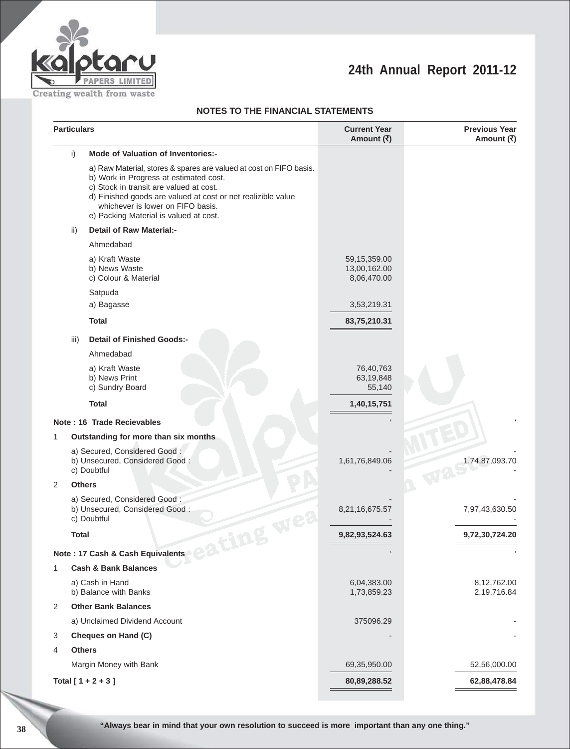## NOTES TO THE FINANCIAL STATEMENTS

| Particulars | | Current Year Amount (₹) | Previous Year Amount (₹) |
|---|---|---|---|
| i) | **Mode of Valuation of Inventories:-** | | |
| | a) Raw Material, stores & spares are valued at cost on FIFO basis.<br>b) Work in Progress at estimated cost.<br>c) Stock in transit are valued at cost.<br>d) Finished goods are valued at cost or net realizible value whichever is lower on FIFO basis.<br>e) Packing Material is valued at cost. | | |
| ii) | **Detail of Raw Material:-** | | |
| | Ahmedabad | | |
| | a) Kraft Waste | 59,15,359.00 | |
| | b) News Waste | 13,00,162.00 | |
| | c) Colour & Material | 8,06,470.00 | |
| | Satpuda | | |
| | a) Bagasse | 3,53,219.31 | |
| | **Total** | **83,75,210.31** | |
| iii) | **Detail of Finished Goods:-** | | |
| | Ahmedabad | | |
| | a) Kraft Waste | 76,40,763 | |
| | b) News Print | 63,19,848 | |
| | c) Sundry Board | 55,140 | |
| | **Total** | **1,40,15,751** | |
| **Note : 16 Trade Recievables** | | ' | ' |
| 1 | **Outstanding for more than six months** | | |
| | a) Secured, Considered Good : | - | - |
| | b) Unsecured, Considered Good : | 1,61,76,849.06 | 1,74,87,093.70 |
| | c) Doubtful | - | - |
| 2 | **Others** | | |
| | a) Secured, Considered Good : | - | - |
| | b) Unsecured, Considered Good : | 8,21,16,675.57 | 7,97,43,630.50 |
| | c) Doubtful | - | - |
| | **Total** | **9,82,93,524.63** | **9,72,30,724.20** |
| **Note : 17 Cash & Cash Equivalents** | | ' | ' |
| 1 | **Cash & Bank Balances** | | |
| | a) Cash in Hand | 6,04,383.00 | 8,12,762.00 |
| | b) Balance with Banks | 1,73,859.23 | 2,19,716.84 |
| 2 | **Other Bank Balances** | | |
| | a) Unclaimed Dividend Account | 375096.29 | - |
| 3 | **Cheques on Hand (C)** | - | - |
| 4 | **Others** | | |
| | Margin Money with Bank | 69,35,950.00 | 52,56,000.00 |
| **Total [ 1 + 2 + 3 ]** | | **80,89,288.52** | **62,88,478.84** |

"Always bear in mind that your own resolution to succeed is more important than any one thing."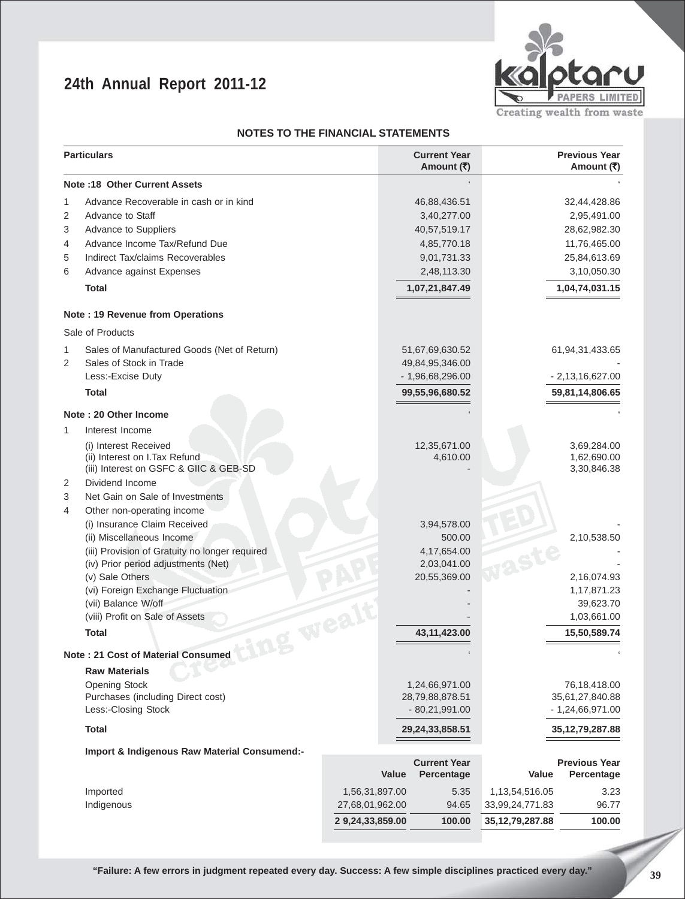## NOTES TO THE FINANCIAL STATEMENTS

| | Particulars | Current Year Amount (₹) | Previous Year Amount (₹) |
|---|---|---|---|
| | **Note :18 Other Current Assets** | | |
| 1 | Advance Recoverable in cash or in kind | 46,88,436.51 | 32,44,428.86 |
| 2 | Advance to Staff | 3,40,277.00 | 2,95,491.00 |
| 3 | Advance to Suppliers | 40,57,519.17 | 28,62,982.30 |
| 4 | Advance Income Tax/Refund Due | 4,85,770.18 | 11,76,465.00 |
| 5 | Indirect Tax/claims Recoverables | 9,01,731.33 | 25,84,613.69 |
| 6 | Advance against Expenses | 2,48,113.30 | 3,10,050.30 |
| | **Total** | **1,07,21,847.49** | **1,04,74,031.15** |
| | **Note : 19 Revenue from Operations** | | |
| | Sale of Products | | |
| 1 | Sales of Manufactured Goods (Net of Return) | 51,67,69,630.52 | 61,94,31,433.65 |
| 2 | Sales of Stock in Trade | 49,84,95,346.00 | - |
| | Less:-Excise Duty | - 1,96,68,296.00 | - 2,13,16,627.00 |
| | **Total** | **99,55,96,680.52** | **59,81,14,806.65** |
| | **Note : 20 Other Income** | | |
| 1 | Interest Income | | |
| | (i) Interest Received | 12,35,671.00 | 3,69,284.00 |
| | (ii) Interest on I.Tax Refund | 4,610.00 | 1,62,690.00 |
| | (iii) Interest on GSFC & GIIC & GEB-SD | - | 3,30,846.38 |
| 2 | Dividend Income | | |
| 3 | Net Gain on Sale of Investments | | |
| 4 | Other non-operating income | | |
| | (i) Insurance Claim Received | 3,94,578.00 | - |
| | (ii) Miscellaneous Income | 500.00 | 2,10,538.50 |
| | (iii) Provision of Gratuity no longer required | 4,17,654.00 | - |
| | (iv) Prior period adjustments (Net) | 2,03,041.00 | - |
| | (v) Sale Others | 20,55,369.00 | 2,16,074.93 |
| | (vi) Foreign Exchange Fluctuation | - | 1,17,871.23 |
| | (vii) Balance W/off | - | 39,623.70 |
| | (viii) Profit on Sale of Assets | - | 1,03,661.00 |
| | **Total** | **43,11,423.00** | **15,50,589.74** |
| | **Note : 21 Cost of Material Consumed** | | |
| | **Raw Materials** | | |
| | Opening Stock | 1,24,66,971.00 | 76,18,418.00 |
| | Purchases (including Direct cost) | 28,79,88,878.51 | 35,61,27,840.88 |
| | Less:-Closing Stock | - 80,21,991.00 | - 1,24,66,971.00 |
| | **Total** | **29,24,33,858.51** | **35,12,79,287.88** |

**Import & Indigenous Raw Material Consumend:-**

| | Current Year Value | Current Year Percentage | Previous Year Value | Previous Year Percentage |
|---|---|---|---|---|
| Imported | 1,56,31,897.00 | 5.35 | 1,13,54,516.05 | 3.23 |
| Indigenous | 27,68,01,962.00 | 94.65 | 33,99,24,771.83 | 96.77 |
| | **2 9,24,33,859.00** | **100.00** | **35,12,79,287.88** | **100.00** |

"Failure: A few errors in judgment repeated every day. Success: A few simple disciplines practiced every day."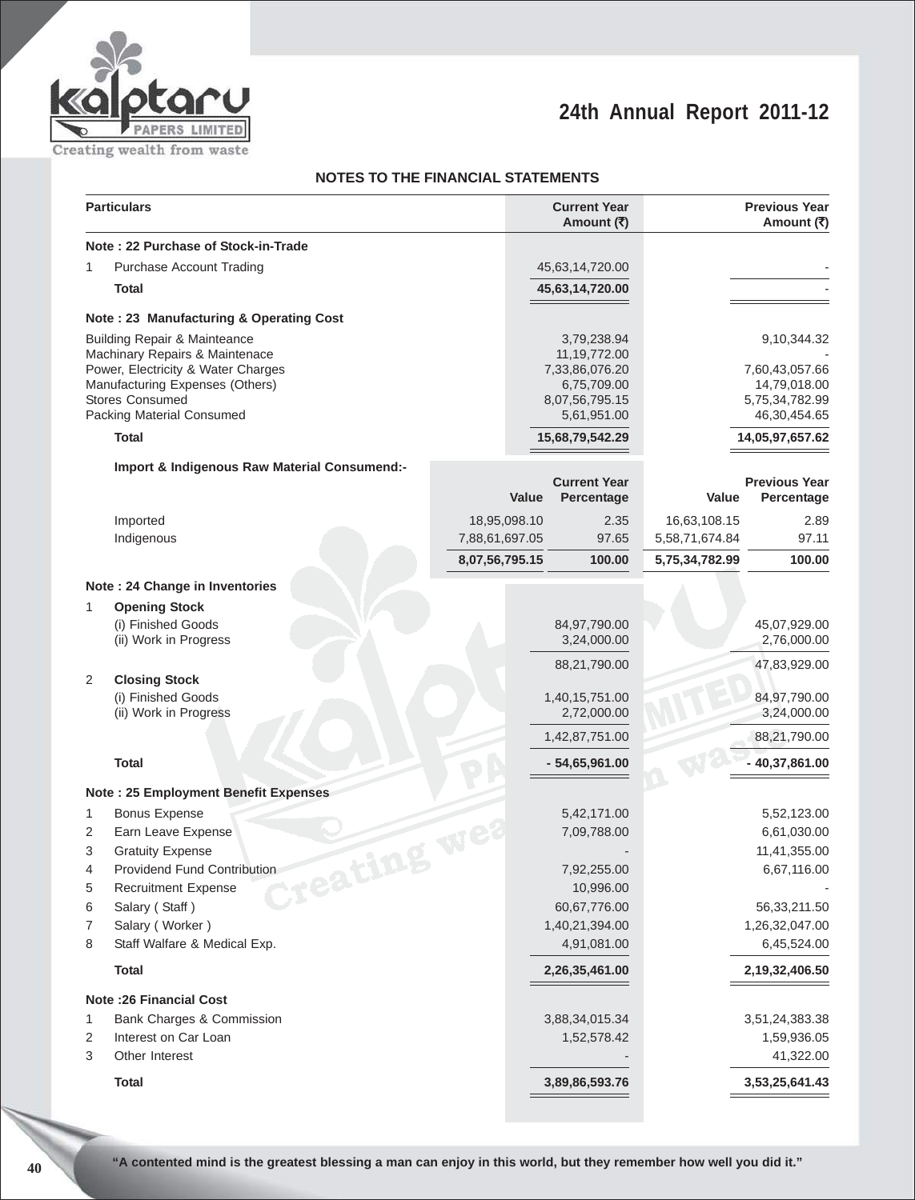## NOTES TO THE FINANCIAL STATEMENTS

| | Particulars | Current Year Amount (₹) | Previous Year Amount (₹) |
|---|---|---|---|
| | **Note : 22 Purchase of Stock-in-Trade** | | |
| 1 | Purchase Account Trading | 45,63,14,720.00 | - |
| | **Total** | **45,63,14,720.00** | - |
| | **Note : 23 Manufacturing & Operating Cost** | | |
| | Building Repair & Mainteance | 3,79,238.94 | 9,10,344.32 |
| | Machinary Repairs & Maintenace | 11,19,772.00 | - |
| | Power, Electricity & Water Charges | 7,33,86,076.20 | 7,60,43,057.66 |
| | Manufacturing Expenses (Others) | 6,75,709.00 | 14,79,018.00 |
| | Stores Consumed | 8,07,56,795.15 | 5,75,34,782.99 |
| | Packing Material Consumed | 5,61,951.00 | 46,30,454.65 |
| | **Total** | **15,68,79,542.29** | **14,05,97,657.62** |

**Import & Indigenous Raw Material Consumend:-**

| | Current Year Value | Current Year Percentage | Previous Year Value | Previous Year Percentage |
|---|---|---|---|---|
| Imported | 18,95,098.10 | 2.35 | 16,63,108.15 | 2.89 |
| Indigenous | 7,88,61,697.05 | 97.65 | 5,58,71,674.84 | 97.11 |
| | **8,07,56,795.15** | **100.00** | **5,75,34,782.99** | **100.00** |

| | Particulars | Current Year Amount (₹) | Previous Year Amount (₹) |
|---|---|---|---|
| | **Note : 24 Change in Inventories** | | |
| 1 | **Opening Stock** | | |
| | (i) Finished Goods | 84,97,790.00 | 45,07,929.00 |
| | (ii) Work in Progress | 3,24,000.00 | 2,76,000.00 |
| | | 88,21,790.00 | 47,83,929.00 |
| 2 | **Closing Stock** | | |
| | (i) Finished Goods | 1,40,15,751.00 | 84,97,790.00 |
| | (ii) Work in Progress | 2,72,000.00 | 3,24,000.00 |
| | | 1,42,87,751.00 | 88,21,790.00 |
| | **Total** | **- 54,65,961.00** | **- 40,37,861.00** |
| | **Note : 25 Employment Benefit Expenses** | | |
| 1 | Bonus Expense | 5,42,171.00 | 5,52,123.00 |
| 2 | Earn Leave Expense | 7,09,788.00 | 6,61,030.00 |
| 3 | Gratuity Expense | - | 11,41,355.00 |
| 4 | Providend Fund Contribution | 7,92,255.00 | 6,67,116.00 |
| 5 | Recruitment Expense | 10,996.00 | - |
| 6 | Salary ( Staff ) | 60,67,776.00 | 56,33,211.50 |
| 7 | Salary ( Worker ) | 1,40,21,394.00 | 1,26,32,047.00 |
| 8 | Staff Walfare & Medical Exp. | 4,91,081.00 | 6,45,524.00 |
| | **Total** | **2,26,35,461.00** | **2,19,32,406.50** |
| | **Note :26 Financial Cost** | | |
| 1 | Bank Charges & Commission | 3,88,34,015.34 | 3,51,24,383.38 |
| 2 | Interest on Car Loan | 1,52,578.42 | 1,59,936.05 |
| 3 | Other Interest | - | 41,322.00 |
| | **Total** | **3,89,86,593.76** | **3,53,25,641.43** |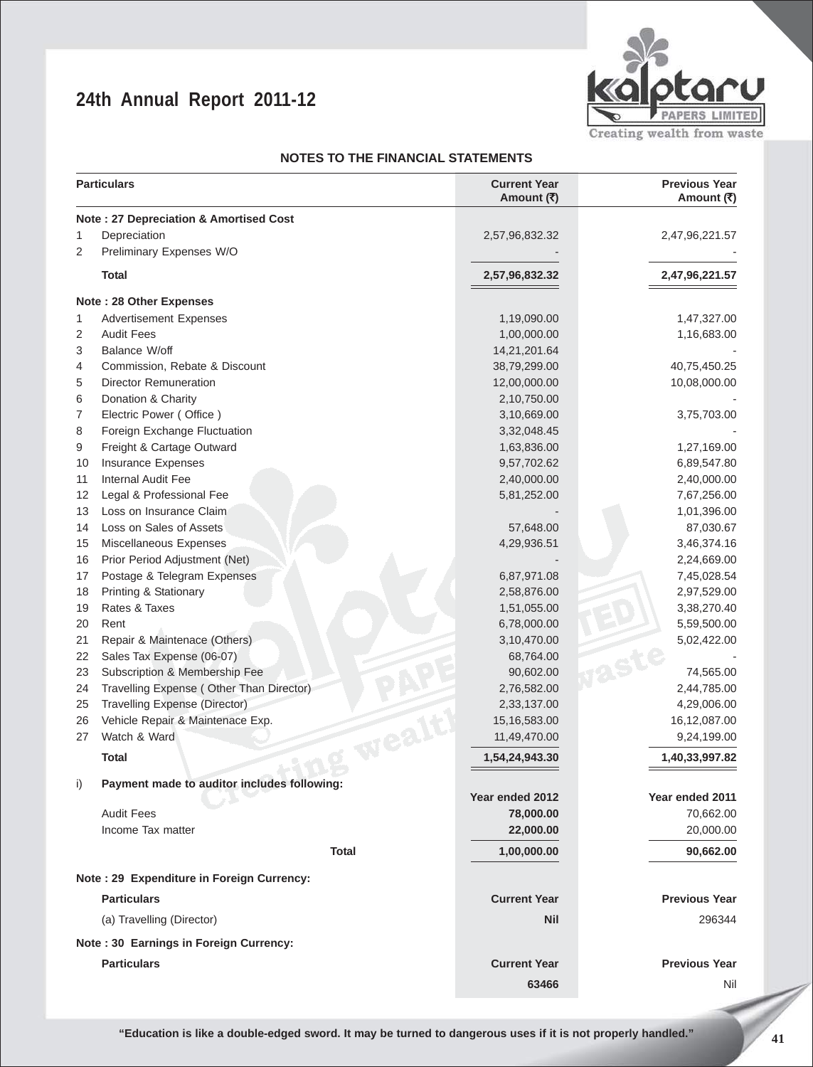## NOTES TO THE FINANCIAL STATEMENTS

| | Particulars | Current Year Amount (₹) | Previous Year Amount (₹) |
|---|---|---|---|
| | **Note : 27 Depreciation & Amortised Cost** | | |
| 1 | Depreciation | 2,57,96,832.32 | 2,47,96,221.57 |
| 2 | Preliminary Expenses W/O | - | - |
| | **Total** | **2,57,96,832.32** | **2,47,96,221.57** |
| | **Note : 28 Other Expenses** | | |
| 1 | Advertisement Expenses | 1,19,090.00 | 1,47,327.00 |
| 2 | Audit Fees | 1,00,000.00 | 1,16,683.00 |
| 3 | Balance W/off | 14,21,201.64 | - |
| 4 | Commission, Rebate & Discount | 38,79,299.00 | 40,75,450.25 |
| 5 | Director Remuneration | 12,00,000.00 | 10,08,000.00 |
| 6 | Donation & Charity | 2,10,750.00 | - |
| 7 | Electric Power ( Office ) | 3,10,669.00 | 3,75,703.00 |
| 8 | Foreign Exchange Fluctuation | 3,32,048.45 | - |
| 9 | Freight & Cartage Outward | 1,63,836.00 | 1,27,169.00 |
| 10 | Insurance Expenses | 9,57,702.62 | 6,89,547.80 |
| 11 | Internal Audit Fee | 2,40,000.00 | 2,40,000.00 |
| 12 | Legal & Professional Fee | 5,81,252.00 | 7,67,256.00 |
| 13 | Loss on Insurance Claim | - | 1,01,396.00 |
| 14 | Loss on Sales of Assets | 57,648.00 | 87,030.67 |
| 15 | Miscellaneous Expenses | 4,29,936.51 | 3,46,374.16 |
| 16 | Prior Period Adjustment (Net) | - | 2,24,669.00 |
| 17 | Postage & Telegram Expenses | 6,87,971.08 | 7,45,028.54 |
| 18 | Printing & Stationary | 2,58,876.00 | 2,97,529.00 |
| 19 | Rates & Taxes | 1,51,055.00 | 3,38,270.40 |
| 20 | Rent | 6,78,000.00 | 5,59,500.00 |
| 21 | Repair & Maintenace (Others) | 3,10,470.00 | 5,02,422.00 |
| 22 | Sales Tax Expense (06-07) | 68,764.00 | - |
| 23 | Subscription & Membership Fee | 90,602.00 | 74,565.00 |
| 24 | Travelling Expense ( Other Than Director) | 2,76,582.00 | 2,44,785.00 |
| 25 | Travelling Expense (Director) | 2,33,137.00 | 4,29,006.00 |
| 26 | Vehicle Repair & Maintenace Exp. | 15,16,583.00 | 16,12,087.00 |
| 27 | Watch & Ward | 11,49,470.00 | 9,24,199.00 |
| | **Total** | **1,54,24,943.30** | **1,40,33,997.82** |

| | i) Payment made to auditor includes following: | Year ended 2012 | Year ended 2011 |
|---|---|---|---|
| | Audit Fees | **78,000.00** | 70,662.00 |
| | Income Tax matter | **22,000.00** | 20,000.00 |
| | **Total** | **1,00,000.00** | **90,662.00** |

**Note : 29 Expenditure in Foreign Currency:**

| Particulars | Current Year | Previous Year |
|---|---|---|
| (a) Travelling (Director) | **Nil** | 296344 |

**Note : 30 Earnings in Foreign Currency:**

| Particulars | Current Year | Previous Year |
|---|---|---|
| | **63466** | Nil |

"Education is like a double-edged sword. It may be turned to dangerous uses if it is not properly handled."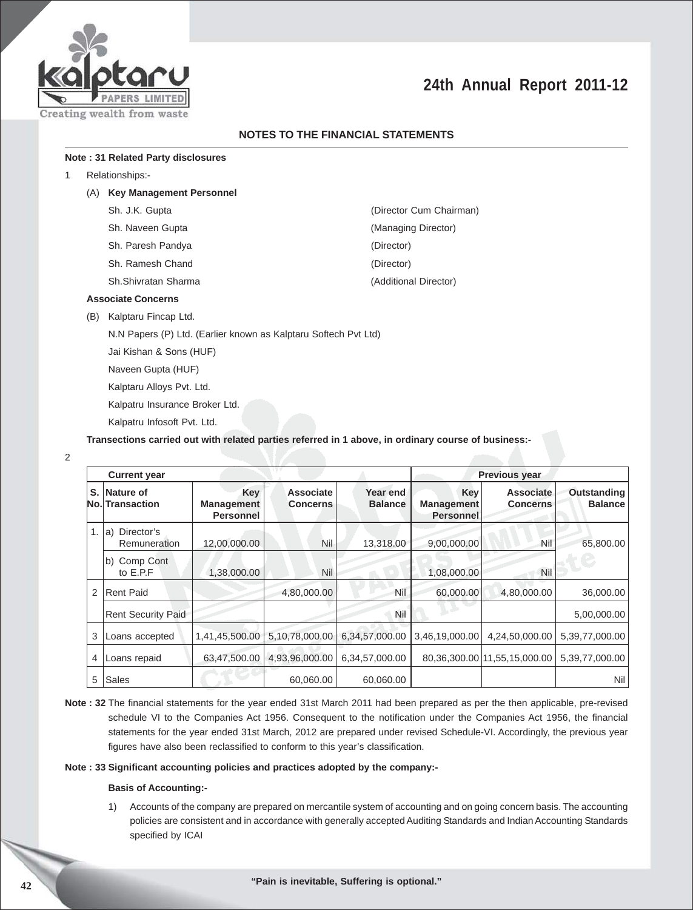## NOTES TO THE FINANCIAL STATEMENTS

**Note : 31 Related Party disclosures**

1 Relationships:-

(A) **Key Management Personnel**

| | |
|---|---|
| Sh. J.K. Gupta | (Director Cum Chairman) |
| Sh. Naveen Gupta | (Managing Director) |
| Sh. Paresh Pandya | (Director) |
| Sh. Ramesh Chand | (Director) |
| Sh.Shivratan Sharma | (Additional Director) |

**Associate Concerns**

(B) Kalptaru Fincap Ltd.

N.N Papers (P) Ltd. (Earlier known as Kalptaru Softech Pvt Ltd)

Jai Kishan & Sons (HUF)

Naveen Gupta (HUF)

Kalptaru Alloys Pvt. Ltd.

Kalpatru Insurance Broker Ltd.

Kalpatru Infosoft Pvt. Ltd.

**Transections carried out with related parties referred in 1 above, in ordinary course of business:-**

2

| | Current year | | | | Previous year | | |
|---|---|---|---|---|---|---|---|
| **S. No.** | **Nature of Transaction** | **Key Management Personnel** | **Associate Concerns** | **Year end Balance** | **Key Management Personnel** | **Associate Concerns** | **Outstanding Balance** |
| 1. | a) Director's Remuneration | 12,00,000.00 | Nil | 13,318.00 | 9,00,000.00 | Nil | 65,800.00 |
| | b) Comp Cont to E.P.F | 1,38,000.00 | Nil | | 1,08,000.00 | Nil | |
| 2 | Rent Paid | | 4,80,000.00 | Nil | 60,000.00 | 4,80,000.00 | 36,000.00 |
| | Rent Security Paid | | | Nil | | | 5,00,000.00 |
| 3 | Loans accepted | 1,41,45,500.00 | 5,10,78,000.00 | 6,34,57,000.00 | 3,46,19,000.00 | 4,24,50,000.00 | 5,39,77,000.00 |
| 4 | Loans repaid | 63,47,500.00 | 4,93,96,000.00 | 6,34,57,000.00 | 80,36,300.00 | 11,55,15,000.00 | 5,39,77,000.00 |
| 5 | Sales | | 60,060.00 | 60,060.00 | | | Nil |

**Note : 32** The financial statements for the year ended 31st March 2011 had been prepared as per the then applicable, pre-revised schedule VI to the Companies Act 1956. Consequent to the notification under the Companies Act 1956, the financial statements for the year ended 31st March, 2012 are prepared under revised Schedule-VI. Accordingly, the previous year figures have also been reclassified to conform to this year's classification.

**Note : 33 Significant accounting policies and practices adopted by the company:-**

**Basis of Accounting:-**

1) Accounts of the company are prepared on mercantile system of accounting and on going concern basis. The accounting policies are consistent and in accordance with generally accepted Auditing Standards and Indian Accounting Standards specified by ICAI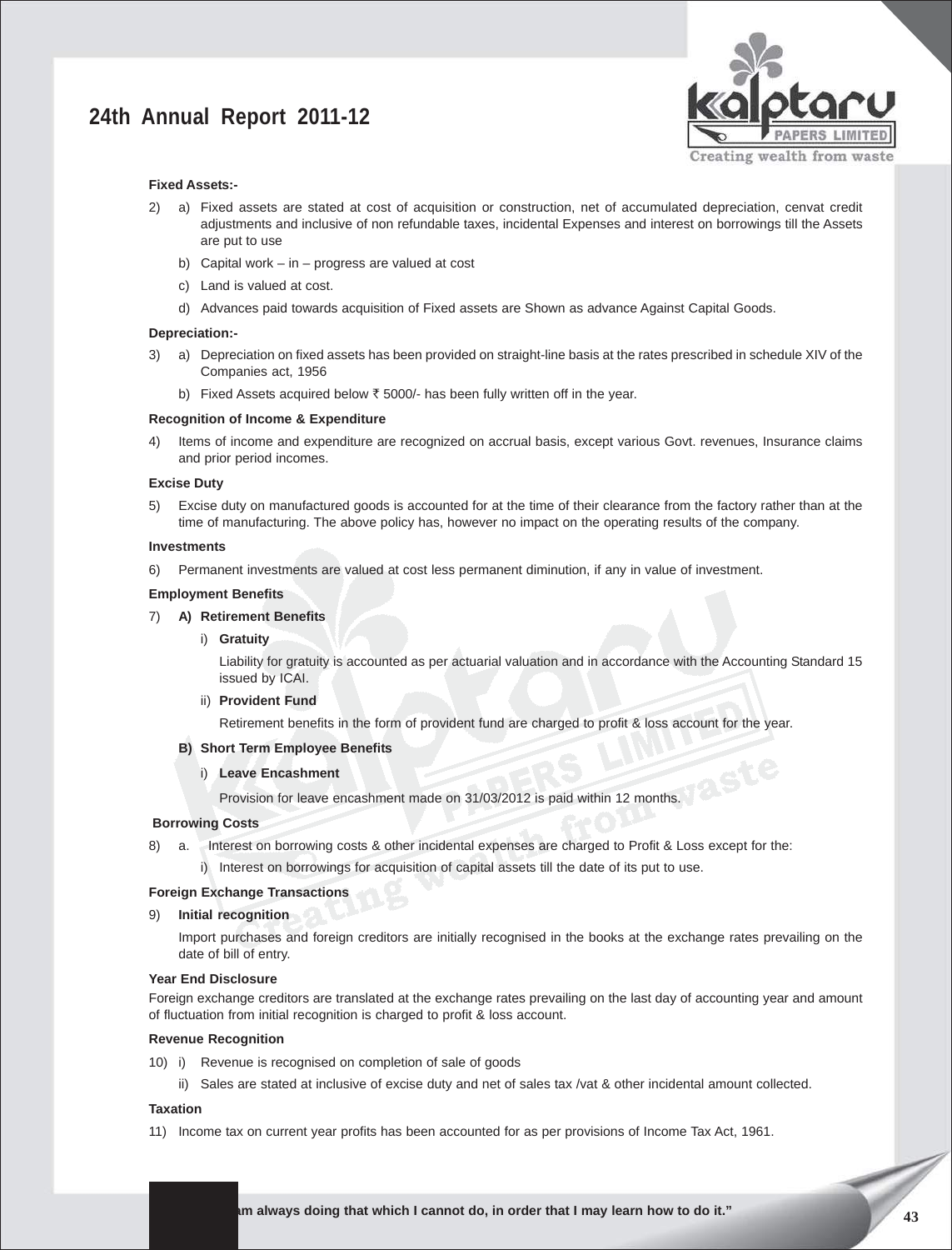**Fixed Assets:-**

2) a) Fixed assets are stated at cost of acquisition or construction, net of accumulated depreciation, cenvat credit adjustments and inclusive of non refundable taxes, incidental Expenses and interest on borrowings till the Assets are put to use

b) Capital work – in – progress are valued at cost

c) Land is valued at cost.

d) Advances paid towards acquisition of Fixed assets are Shown as advance Against Capital Goods.

**Depreciation:-**

3) a) Depreciation on fixed assets has been provided on straight-line basis at the rates prescribed in schedule XIV of the Companies act, 1956

b) Fixed Assets acquired below ₹ 5000/- has been fully written off in the year.

**Recognition of Income & Expenditure**

4) Items of income and expenditure are recognized on accrual basis, except various Govt. revenues, Insurance claims and prior period incomes.

**Excise Duty**

5) Excise duty on manufactured goods is accounted for at the time of their clearance from the factory rather than at the time of manufacturing. The above policy has, however no impact on the operating results of the company.

**Investments**

6) Permanent investments are valued at cost less permanent diminution, if any in value of investment.

**Employment Benefits**

7) **A) Retirement Benefits**

i) **Gratuity**

Liability for gratuity is accounted as per actuarial valuation and in accordance with the Accounting Standard 15 issued by ICAI.

ii) **Provident Fund**

Retirement benefits in the form of provident fund are charged to profit & loss account for the year.

**B) Short Term Employee Benefits**

i) **Leave Encashment**

Provision for leave encashment made on 31/03/2012 is paid within 12 months.

**Borrowing Costs**

8) a. Interest on borrowing costs & other incidental expenses are charged to Profit & Loss except for the:

i) Interest on borrowings for acquisition of capital assets till the date of its put to use.

**Foreign Exchange Transactions**

9) **Initial recognition**

Import purchases and foreign creditors are initially recognised in the books at the exchange rates prevailing on the date of bill of entry.

**Year End Disclosure**

Foreign exchange creditors are translated at the exchange rates prevailing on the last day of accounting year and amount of fluctuation from initial recognition is charged to profit & loss account.

**Revenue Recognition**

10) i) Revenue is recognised on completion of sale of goods

ii) Sales are stated at inclusive of excise duty and net of sales tax /vat & other incidental amount collected.

**Taxation**

11) Income tax on current year profits has been accounted for as per provisions of Income Tax Act, 1961.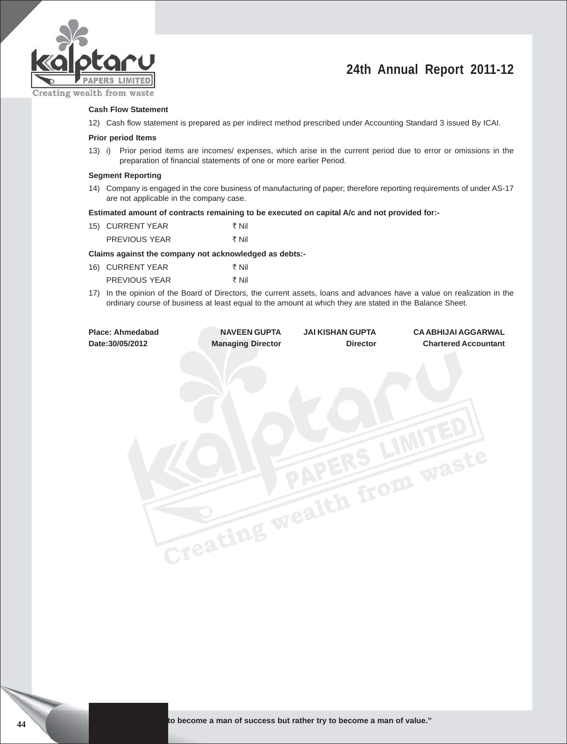**Cash Flow Statement**

12) Cash flow statement is prepared as per indirect method prescribed under Accounting Standard 3 issued By ICAI.

**Prior period Items**

13) i) Prior period items are incomes/ expenses, which arise in the current period due to error or omissions in the preparation of financial statements of one or more earlier Period.

**Segment Reporting**

14) Company is engaged in the core business of manufacturing of paper; therefore reporting requirements of under AS-17 are not applicable in the company case.

**Estimated amount of contracts remaining to be executed on capital A/c and not provided for:-**

15) CURRENT YEAR ₹ Nil
PREVIOUS YEAR ₹ Nil

**Claims against the company not acknowledged as debts:-**

16) CURRENT YEAR ₹ Nil
PREVIOUS YEAR ₹ Nil

17) In the opinion of the Board of Directors, the current assets, loans and advances have a value on realization in the ordinary course of business at least equal to the amount at which they are stated in the Balance Sheet.

| | | | |
|---|---|---|---|
| **Place: Ahmedabad** | **NAVEEN GUPTA** | **JAI KISHAN GUPTA** | **CA ABHIJAI AGGARWAL** |
| **Date:30/05/2012** | **Managing Director** | **Director** | **Chartered Accountant** |

**to become a man of success but rather try to become a man of value."**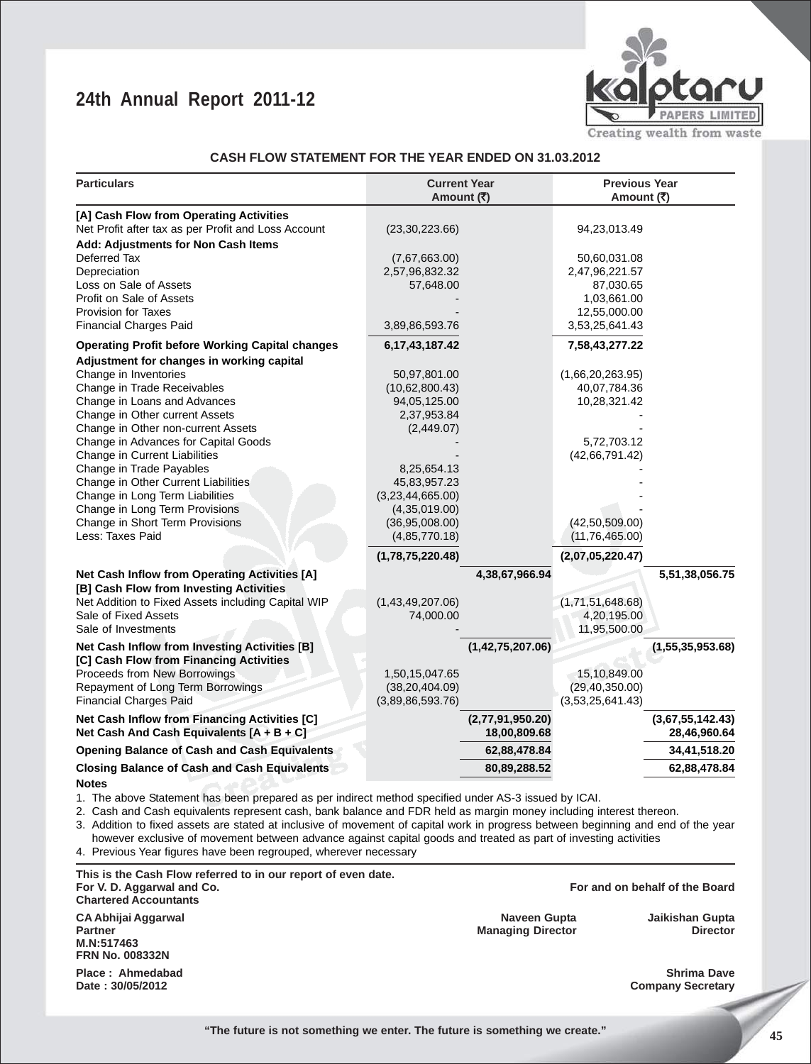## CASH FLOW STATEMENT FOR THE YEAR ENDED ON 31.03.2012

| Particulars | Current Year Amount (₹) | | Previous Year Amount (₹) | |
|---|---|---|---|---|
| **[A] Cash Flow from Operating Activities** | | | | |
| Net Profit after tax as per Profit and Loss Account | (23,30,223.66) | | 94,23,013.49 | |
| **Add: Adjustments for Non Cash Items** | | | | |
| Deferred Tax | (7,67,663.00) | | 50,60,031.08 | |
| Depreciation | 2,57,96,832.32 | | 2,47,96,221.57 | |
| Loss on Sale of Assets | 57,648.00 | | 87,030.65 | |
| Profit on Sale of Assets | - | | 1,03,661.00 | |
| Provision for Taxes | - | | 12,55,000.00 | |
| Financial Charges Paid | 3,89,86,593.76 | | 3,53,25,641.43 | |
| **Operating Profit before Working Capital changes** | **6,17,43,187.42** | | **7,58,43,277.22** | |
| **Adjustment for changes in working capital** | | | | |
| Change in Inventories | 50,97,801.00 | | (1,66,20,263.95) | |
| Change in Trade Receivables | (10,62,800.43) | | 40,07,784.36 | |
| Change in Loans and Advances | 94,05,125.00 | | 10,28,321.42 | |
| Change in Other current Assets | 2,37,953.84 | | - | |
| Change in Other non-current Assets | (2,449.07) | | - | |
| Change in Advances for Capital Goods | - | | 5,72,703.12 | |
| Change in Current Liabilities | - | | (42,66,791.42) | |
| Change in Trade Payables | 8,25,654.13 | | - | |
| Change in Other Current Liabilities | 45,83,957.23 | | - | |
| Change in Long Term Liabilities | (3,23,44,665.00) | | - | |
| Change in Long Term Provisions | (4,35,019.00) | | - | |
| Change in Short Term Provisions | (36,95,008.00) | | (42,50,509.00) | |
| Less: Taxes Paid | (4,85,770.18) | | (11,76,465.00) | |
| | **(1,78,75,220.48)** | | **(2,07,05,220.47)** | |
| **Net Cash Inflow from Operating Activities [A]** | | **4,38,67,966.94** | | **5,51,38,056.75** |
| **[B] Cash Flow from Investing Activities** | | | | |
| Net Addition to Fixed Assets including Capital WIP | (1,43,49,207.06) | | (1,71,51,648.68) | |
| Sale of Fixed Assets | 74,000.00 | | 4,20,195.00 | |
| Sale of Investments | - | | 11,95,500.00 | |
| **Net Cash Inflow from Investing Activities [B]** | | **(1,42,75,207.06)** | | **(1,55,35,953.68)** |
| **[C] Cash Flow from Financing Activities** | | | | |
| Proceeds from New Borrowings | 1,50,15,047.65 | | 15,10,849.00 | |
| Repayment of Long Term Borrowings | (38,20,404.09) | | (29,40,350.00) | |
| Financial Charges Paid | (3,89,86,593.76) | | (3,53,25,641.43) | |
| **Net Cash Inflow from Financing Activities [C]** | | **(2,77,91,950.20)** | | **(3,67,55,142.43)** |
| **Net Cash And Cash Equivalents [A + B + C]** | | **18,00,809.68** | | **28,46,960.64** |
| **Opening Balance of Cash and Cash Equivalents** | | **62,88,478.84** | | **34,41,518.20** |
| **Closing Balance of Cash and Cash Equivalents** | | **80,89,288.52** | | **62,88,478.84** |

**Notes**

1. The above Statement has been prepared as per indirect method specified under AS-3 issued by ICAI.
2. Cash and Cash equivalents represent cash, bank balance and FDR held as margin money including interest thereon.
3. Addition to fixed assets are stated at inclusive of movement of capital work in progress between beginning and end of the year however exclusive of movement between advance against capital goods and treated as part of investing activities
4. Previous Year figures have been regrouped, wherever necessary

**This is the Cash Flow referred to in our report of even date.**
**For V. D. Aggarwal and Co.**
**Chartered Accountants**

**For and on behalf of the Board**

**CA Abhijai Aggarwal**
**Partner**
**M.N:517463**
**FRN No. 008332N**

**Naveen Gupta**
**Managing Director**

**Jaikishan Gupta**
**Director**

**Place : Ahmedabad**
**Date : 30/05/2012**

**Shrima Dave**
**Company Secretary**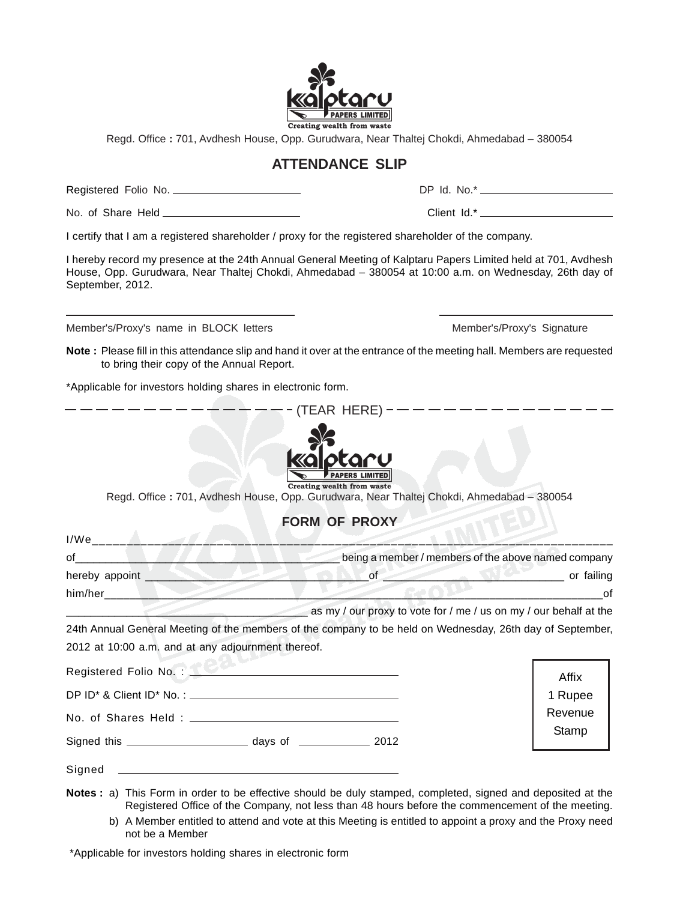Regd. Office : 701, Avdhesh House, Opp. Gurudwara, Near Thaltej Chokdi, Ahmedabad – 380054

## ATTENDANCE SLIP

Registered Folio No. ______________________ DP Id. No.* ______________________

No. of Share Held ______________________ Client Id.* ______________________

I certify that I am a registered shareholder / proxy for the registered shareholder of the company.

I hereby record my presence at the 24th Annual General Meeting of Kalptaru Papers Limited held at 701, Avdhesh House, Opp. Gurudwara, Near Thaltej Chokdi, Ahmedabad – 380054 at 10:00 a.m. on Wednesday, 26th day of September, 2012.

______________________________ ______________________________

Member's/Proxy's name in BLOCK letters Member's/Proxy's Signature

**Note :** Please fill in this attendance slip and hand it over at the entrance of the meeting hall. Members are requested to bring their copy of the Annual Report.

*Applicable for investors holding shares in electronic form.

— — — — — — — — — — — — — — (TEAR HERE) — — — — — — — — — — — — — —

Regd. Office : 701, Avdhesh House, Opp. Gurudwara, Near Thaltej Chokdi, Ahmedabad – 380054

## FORM OF PROXY

I/We______________________________________________________________________________

of__________________________________________ being a member / members of the above named company hereby appoint ________________________________of ______________________________ or failing him/her______________________________________________________________________________of ________________________________________ as my / our proxy to vote for / me / us on my / our behalf at the 24th Annual General Meeting of the members of the company to be held on Wednesday, 26th day of September, 2012 at 10:00 a.m. and at any adjournment thereof.

Registered Folio No. : ______________________________

DP ID* & Client ID* No. : ______________________________

No. of Shares Held : ______________________________

Signed this ____________________ days of ____________ 2012

Signed ______________________________

| Affix 1 Rupee Revenue Stamp |
|---|

**Notes :** a) This Form in order to be effective should be duly stamped, completed, signed and deposited at the Registered Office of the Company, not less than 48 hours before the commencement of the meeting.

b) A Member entitled to attend and vote at this Meeting is entitled to appoint a proxy and the Proxy need not be a Member

*Applicable for investors holding shares in electronic form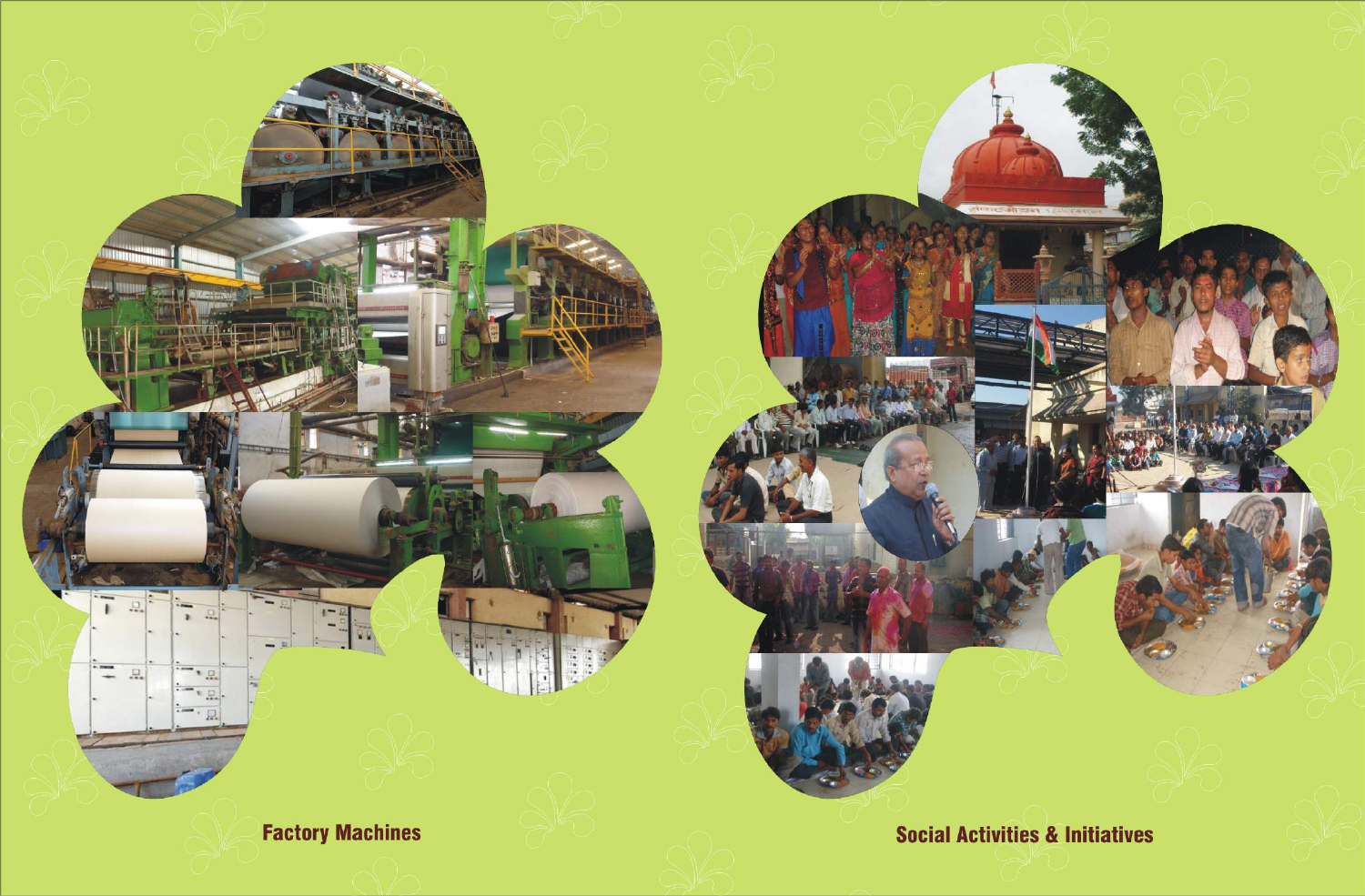Factory Machines

Social Activities & Initiatives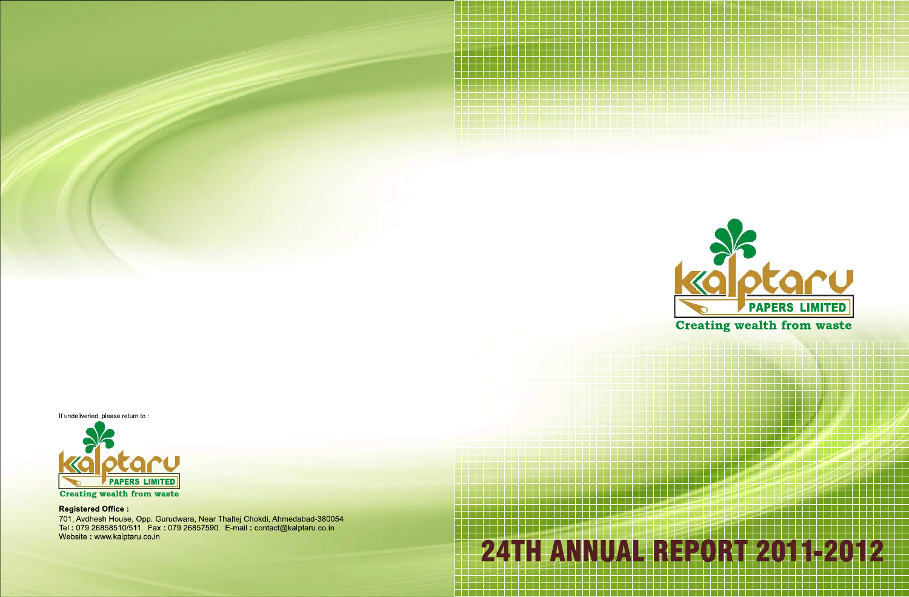If undeliveried, please return to :

kalptaru

PAPERS LIMITED

Creating wealth from waste

**Registered Office :**

701, Avdhesh House, Opp. Gurudwara, Near Thaltej Chokdi, Ahmedabad-380054
Tel.: 079 26858510/511. Fax : 079 26857590. E-mail : contact@kalptaru.co.in
Website : www.kalptaru.co.in

kalptaru

PAPERS LIMITED

Creating wealth from waste

# 24TH ANNUAL REPORT 2011-2012